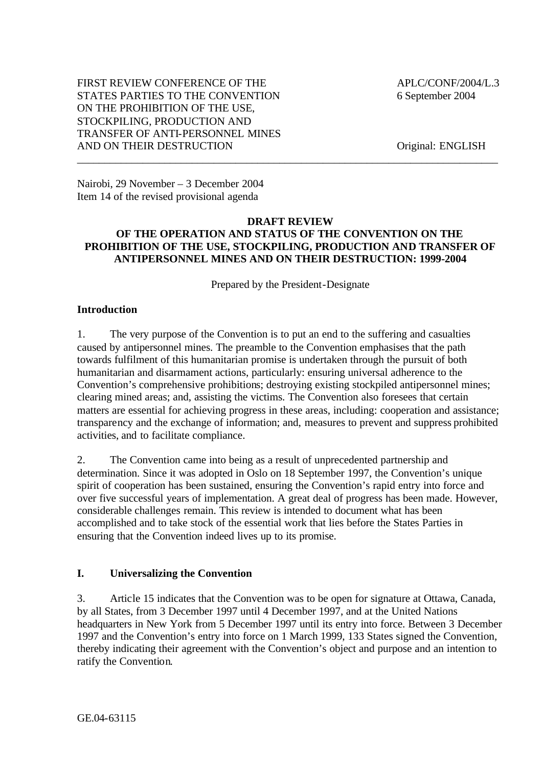FIRST REVIEW CONFERENCE OF THE STATES PARTIES TO THE CONVENTION ON THE PROHIBITION OF THE USE, STOCKPILING, PRODUCTION AND TRANSFER OF ANTI-PERSONNEL MINES AND ON THEIR DESTRUCTION

APLC/CONF/2004/L.3
6 September 2004

Original: ENGLISH

---

Nairobi, 29 November – 3 December 2004
Item 14 of the revised provisional agenda

# DRAFT REVIEW OF THE OPERATION AND STATUS OF THE CONVENTION ON THE PROHIBITION OF THE USE, STOCKPILING, PRODUCTION AND TRANSFER OF ANTIPERSONNEL MINES AND ON THEIR DESTRUCTION: 1999-2004

Prepared by the President-Designate

## Introduction

1. The very purpose of the Convention is to put an end to the suffering and casualties caused by antipersonnel mines. The preamble to the Convention emphasises that the path towards fulfilment of this humanitarian promise is undertaken through the pursuit of both humanitarian and disarmament actions, particularly: ensuring universal adherence to the Convention's comprehensive prohibitions; destroying existing stockpiled antipersonnel mines; clearing mined areas; and, assisting the victims. The Convention also foresees that certain matters are essential for achieving progress in these areas, including: cooperation and assistance; transparency and the exchange of information; and, measures to prevent and suppress prohibited activities, and to facilitate compliance.

2. The Convention came into being as a result of unprecedented partnership and determination. Since it was adopted in Oslo on 18 September 1997, the Convention's unique spirit of cooperation has been sustained, ensuring the Convention's rapid entry into force and over five successful years of implementation. A great deal of progress has been made. However, considerable challenges remain. This review is intended to document what has been accomplished and to take stock of the essential work that lies before the States Parties in ensuring that the Convention indeed lives up to its promise.

## I. Universalizing the Convention

3. Article 15 indicates that the Convention was to be open for signature at Ottawa, Canada, by all States, from 3 December 1997 until 4 December 1997, and at the United Nations headquarters in New York from 5 December 1997 until its entry into force. Between 3 December 1997 and the Convention's entry into force on 1 March 1999, 133 States signed the Convention, thereby indicating their agreement with the Convention's object and purpose and an intention to ratify the Convention.

GE.04-63115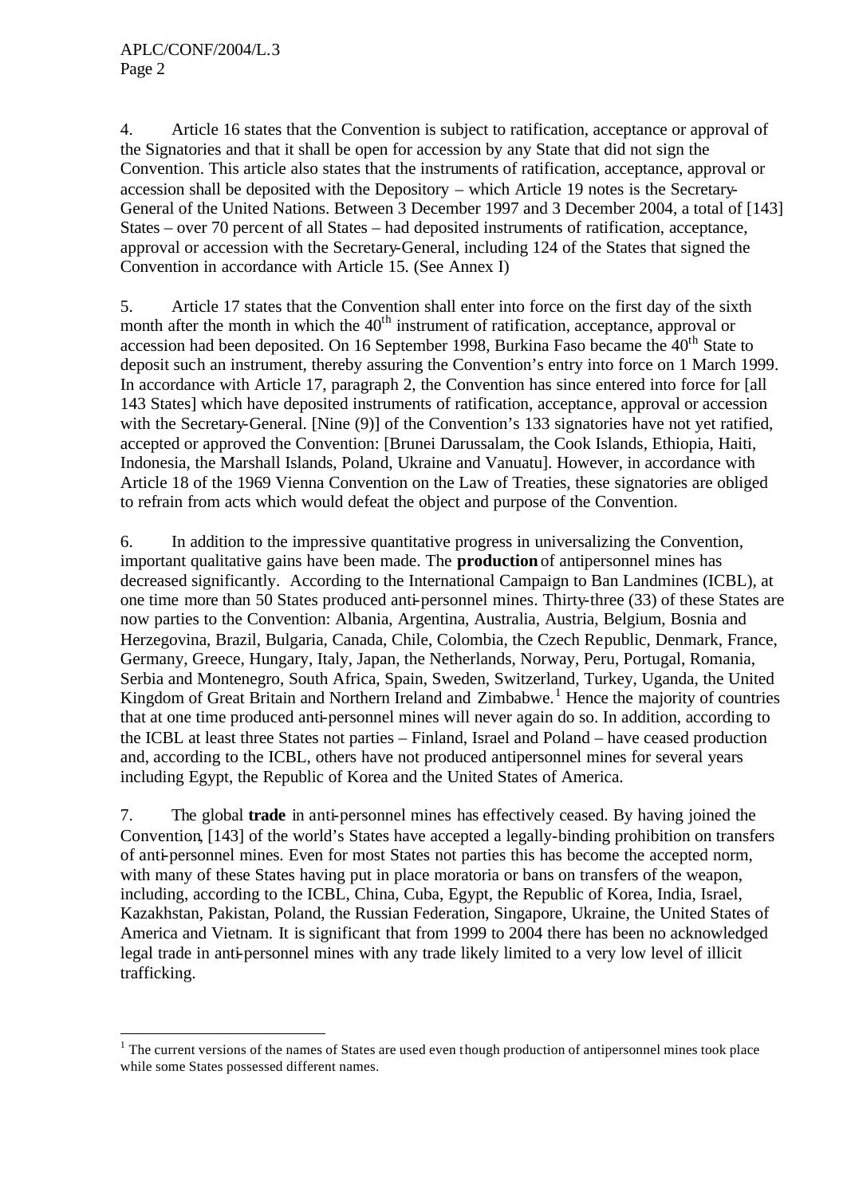4. Article 16 states that the Convention is subject to ratification, acceptance or approval of the Signatories and that it shall be open for accession by any State that did not sign the Convention. This article also states that the instruments of ratification, acceptance, approval or accession shall be deposited with the Depository – which Article 19 notes is the Secretary-General of the United Nations. Between 3 December 1997 and 3 December 2004, a total of [143] States – over 70 percent of all States – had deposited instruments of ratification, acceptance, approval or accession with the Secretary-General, including 124 of the States that signed the Convention in accordance with Article 15. (See Annex I)

5. Article 17 states that the Convention shall enter into force on the first day of the sixth month after the month in which the 40$^{th}$ instrument of ratification, acceptance, approval or accession had been deposited. On 16 September 1998, Burkina Faso became the 40$^{th}$ State to deposit such an instrument, thereby assuring the Convention's entry into force on 1 March 1999. In accordance with Article 17, paragraph 2, the Convention has since entered into force for [all 143 States] which have deposited instruments of ratification, acceptance, approval or accession with the Secretary-General. [Nine (9)] of the Convention's 133 signatories have not yet ratified, accepted or approved the Convention: [Brunei Darussalam, the Cook Islands, Ethiopia, Haiti, Indonesia, the Marshall Islands, Poland, Ukraine and Vanuatu]. However, in accordance with Article 18 of the 1969 Vienna Convention on the Law of Treaties, these signatories are obliged to refrain from acts which would defeat the object and purpose of the Convention.

6. In addition to the impressive quantitative progress in universalizing the Convention, important qualitative gains have been made. The **production** of antipersonnel mines has decreased significantly. According to the International Campaign to Ban Landmines (ICBL), at one time more than 50 States produced anti-personnel mines. Thirty-three (33) of these States are now parties to the Convention: Albania, Argentina, Australia, Austria, Belgium, Bosnia and Herzegovina, Brazil, Bulgaria, Canada, Chile, Colombia, the Czech Republic, Denmark, France, Germany, Greece, Hungary, Italy, Japan, the Netherlands, Norway, Peru, Portugal, Romania, Serbia and Montenegro, South Africa, Spain, Sweden, Switzerland, Turkey, Uganda, the United Kingdom of Great Britain and Northern Ireland and Zimbabwe.[1] Hence the majority of countries that at one time produced anti-personnel mines will never again do so. In addition, according to the ICBL at least three States not parties – Finland, Israel and Poland – have ceased production and, according to the ICBL, others have not produced antipersonnel mines for several years including Egypt, the Republic of Korea and the United States of America.

7. The global **trade** in anti-personnel mines has effectively ceased. By having joined the Convention, [143] of the world's States have accepted a legally-binding prohibition on transfers of anti-personnel mines. Even for most States not parties this has become the accepted norm, with many of these States having put in place moratoria or bans on transfers of the weapon, including, according to the ICBL, China, Cuba, Egypt, the Republic of Korea, India, Israel, Kazakhstan, Pakistan, Poland, the Russian Federation, Singapore, Ukraine, the United States of America and Vietnam. It is significant that from 1999 to 2004 there has been no acknowledged legal trade in anti-personnel mines with any trade likely limited to a very low level of illicit trafficking.

---

[1] The current versions of the names of States are used even though production of antipersonnel mines took place while some States possessed different names.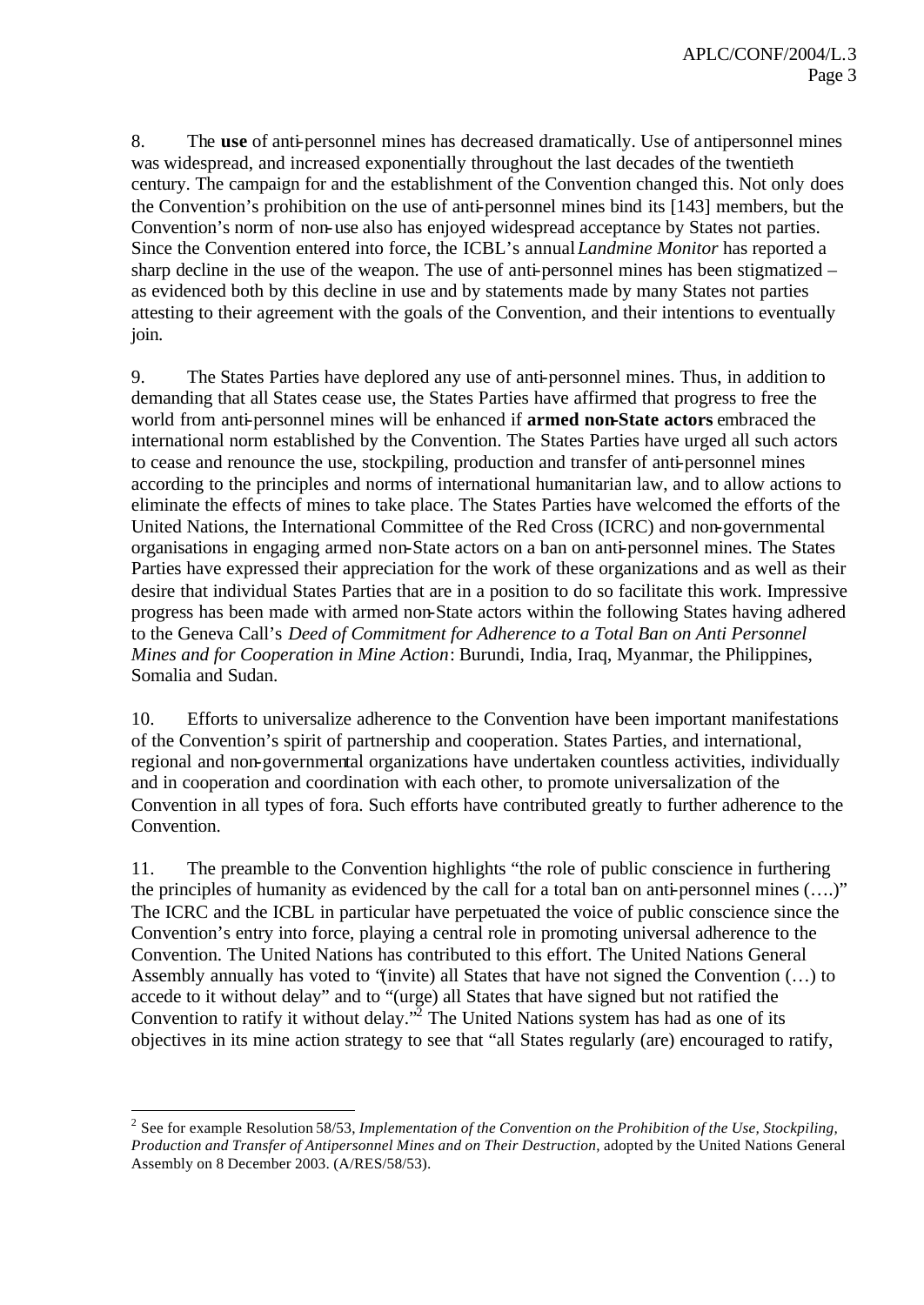8. The **use** of anti-personnel mines has decreased dramatically. Use of antipersonnel mines was widespread, and increased exponentially throughout the last decades of the twentieth century. The campaign for and the establishment of the Convention changed this. Not only does the Convention's prohibition on the use of anti-personnel mines bind its [143] members, but the Convention's norm of non-use also has enjoyed widespread acceptance by States not parties. Since the Convention entered into force, the ICBL's annual *Landmine Monitor* has reported a sharp decline in the use of the weapon. The use of anti-personnel mines has been stigmatized – as evidenced both by this decline in use and by statements made by many States not parties attesting to their agreement with the goals of the Convention, and their intentions to eventually join.

9. The States Parties have deplored any use of anti-personnel mines. Thus, in addition to demanding that all States cease use, the States Parties have affirmed that progress to free the world from anti-personnel mines will be enhanced if **armed non-State actors** embraced the international norm established by the Convention. The States Parties have urged all such actors to cease and renounce the use, stockpiling, production and transfer of anti-personnel mines according to the principles and norms of international humanitarian law, and to allow actions to eliminate the effects of mines to take place. The States Parties have welcomed the efforts of the United Nations, the International Committee of the Red Cross (ICRC) and non-governmental organisations in engaging armed non-State actors on a ban on anti-personnel mines. The States Parties have expressed their appreciation for the work of these organizations and as well as their desire that individual States Parties that are in a position to do so facilitate this work. Impressive progress has been made with armed non-State actors within the following States having adhered to the Geneva Call's *Deed of Commitment for Adherence to a Total Ban on Anti Personnel Mines and for Cooperation in Mine Action*: Burundi, India, Iraq, Myanmar, the Philippines, Somalia and Sudan.

10. Efforts to universalize adherence to the Convention have been important manifestations of the Convention's spirit of partnership and cooperation. States Parties, and international, regional and non-governmental organizations have undertaken countless activities, individually and in cooperation and coordination with each other, to promote universalization of the Convention in all types of fora. Such efforts have contributed greatly to further adherence to the Convention.

11. The preamble to the Convention highlights "the role of public conscience in furthering the principles of humanity as evidenced by the call for a total ban on anti-personnel mines (….)" The ICRC and the ICBL in particular have perpetuated the voice of public conscience since the Convention's entry into force, playing a central role in promoting universal adherence to the Convention. The United Nations has contributed to this effort. The United Nations General Assembly annually has voted to "(invite) all States that have not signed the Convention (…) to accede to it without delay" and to "(urge) all States that have signed but not ratified the Convention to ratify it without delay."[2] The United Nations system has had as one of its objectives in its mine action strategy to see that "all States regularly (are) encouraged to ratify,

[2] See for example Resolution 58/53, *Implementation of the Convention on the Prohibition of the Use, Stockpiling, Production and Transfer of Antipersonnel Mines and on Their Destruction*, adopted by the United Nations General Assembly on 8 December 2003. (A/RES/58/53).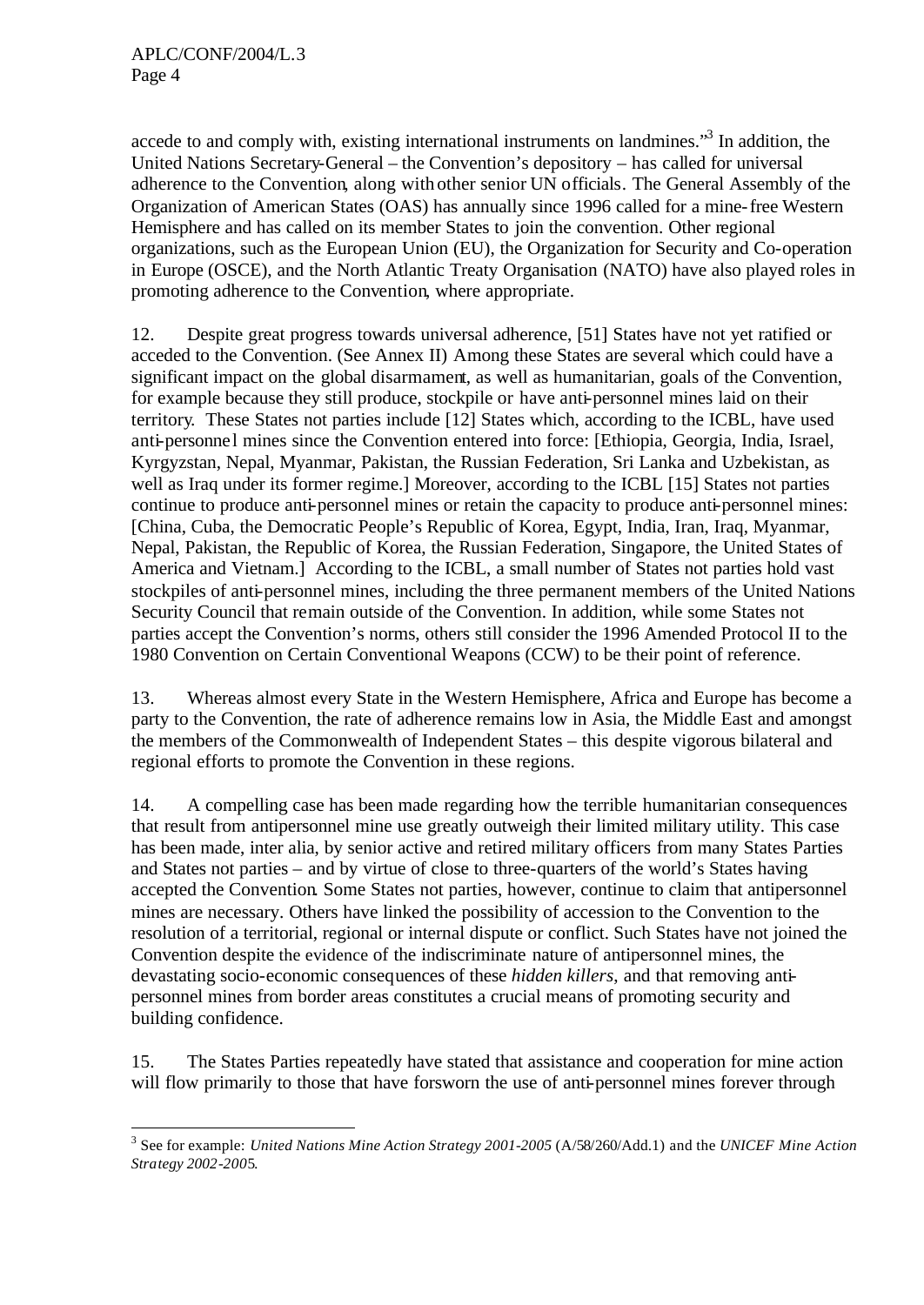accede to and comply with, existing international instruments on landmines."[3] In addition, the United Nations Secretary-General – the Convention's depository – has called for universal adherence to the Convention, along with other senior UN officials. The General Assembly of the Organization of American States (OAS) has annually since 1996 called for a mine-free Western Hemisphere and has called on its member States to join the convention. Other regional organizations, such as the European Union (EU), the Organization for Security and Co-operation in Europe (OSCE), and the North Atlantic Treaty Organisation (NATO) have also played roles in promoting adherence to the Convention, where appropriate.

12. Despite great progress towards universal adherence, [51] States have not yet ratified or acceded to the Convention. (See Annex II) Among these States are several which could have a significant impact on the global disarmament, as well as humanitarian, goals of the Convention, for example because they still produce, stockpile or have anti-personnel mines laid on their territory. These States not parties include [12] States which, according to the ICBL, have used anti-personnel mines since the Convention entered into force: [Ethiopia, Georgia, India, Israel, Kyrgyzstan, Nepal, Myanmar, Pakistan, the Russian Federation, Sri Lanka and Uzbekistan, as well as Iraq under its former regime.] Moreover, according to the ICBL [15] States not parties continue to produce anti-personnel mines or retain the capacity to produce anti-personnel mines: [China, Cuba, the Democratic People's Republic of Korea, Egypt, India, Iran, Iraq, Myanmar, Nepal, Pakistan, the Republic of Korea, the Russian Federation, Singapore, the United States of America and Vietnam.] According to the ICBL, a small number of States not parties hold vast stockpiles of anti-personnel mines, including the three permanent members of the United Nations Security Council that remain outside of the Convention. In addition, while some States not parties accept the Convention's norms, others still consider the 1996 Amended Protocol II to the 1980 Convention on Certain Conventional Weapons (CCW) to be their point of reference.

13. Whereas almost every State in the Western Hemisphere, Africa and Europe has become a party to the Convention, the rate of adherence remains low in Asia, the Middle East and amongst the members of the Commonwealth of Independent States – this despite vigorous bilateral and regional efforts to promote the Convention in these regions.

14. A compelling case has been made regarding how the terrible humanitarian consequences that result from antipersonnel mine use greatly outweigh their limited military utility. This case has been made, inter alia, by senior active and retired military officers from many States Parties and States not parties – and by virtue of close to three-quarters of the world's States having accepted the Convention. Some States not parties, however, continue to claim that antipersonnel mines are necessary. Others have linked the possibility of accession to the Convention to the resolution of a territorial, regional or internal dispute or conflict. Such States have not joined the Convention despite the evidence of the indiscriminate nature of antipersonnel mines, the devastating socio-economic consequences of these *hidden killers*, and that removing anti-personnel mines from border areas constitutes a crucial means of promoting security and building confidence.

15. The States Parties repeatedly have stated that assistance and cooperation for mine action will flow primarily to those that have forsworn the use of anti-personnel mines forever through

[3] See for example: *United Nations Mine Action Strategy 2001-2005* (A/58/260/Add.1) and the *UNICEF Mine Action Strategy 2002-2005*.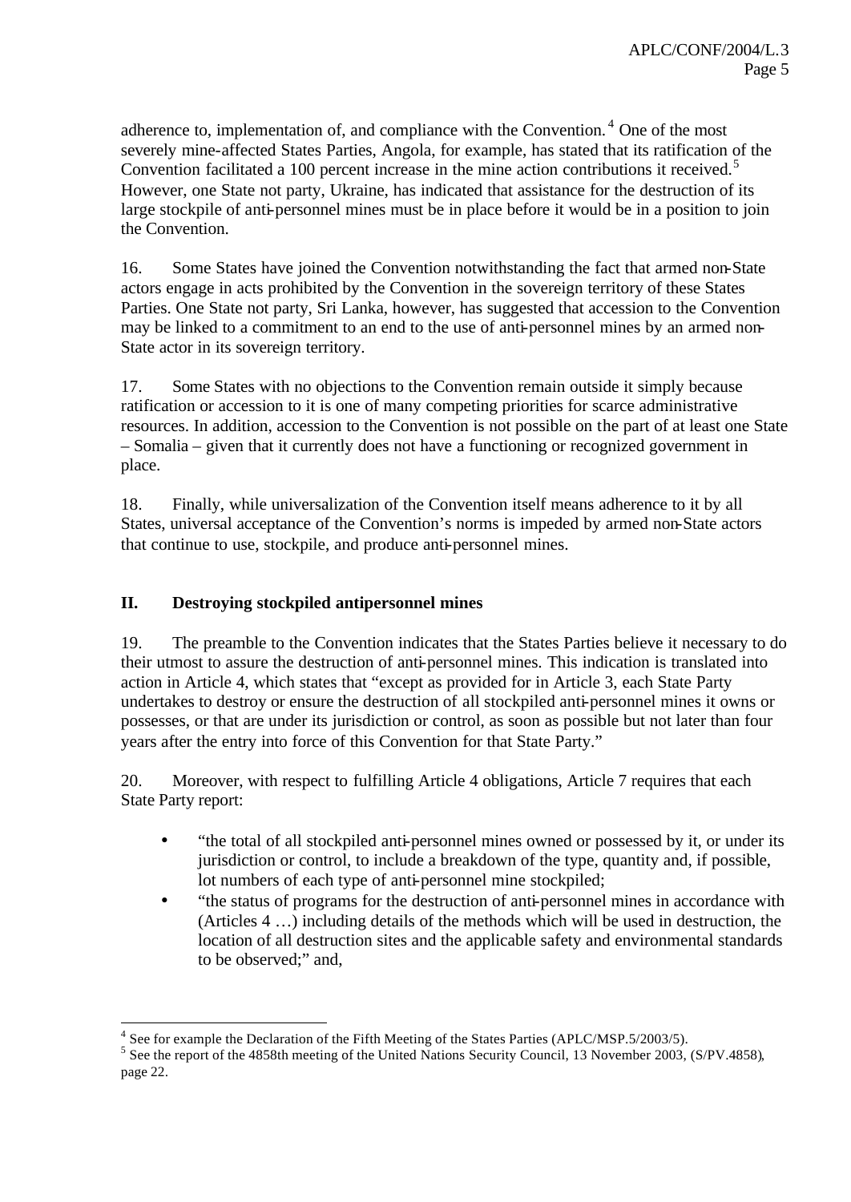adherence to, implementation of, and compliance with the Convention.[4] One of the most severely mine-affected States Parties, Angola, for example, has stated that its ratification of the Convention facilitated a 100 percent increase in the mine action contributions it received.[5] However, one State not party, Ukraine, has indicated that assistance for the destruction of its large stockpile of anti-personnel mines must be in place before it would be in a position to join the Convention.

16. Some States have joined the Convention notwithstanding the fact that armed non-State actors engage in acts prohibited by the Convention in the sovereign territory of these States Parties. One State not party, Sri Lanka, however, has suggested that accession to the Convention may be linked to a commitment to an end to the use of anti-personnel mines by an armed non-State actor in its sovereign territory.

17. Some States with no objections to the Convention remain outside it simply because ratification or accession to it is one of many competing priorities for scarce administrative resources. In addition, accession to the Convention is not possible on the part of at least one State – Somalia – given that it currently does not have a functioning or recognized government in place.

18. Finally, while universalization of the Convention itself means adherence to it by all States, universal acceptance of the Convention's norms is impeded by armed non-State actors that continue to use, stockpile, and produce anti-personnel mines.

## II. Destroying stockpiled antipersonnel mines

19. The preamble to the Convention indicates that the States Parties believe it necessary to do their utmost to assure the destruction of anti-personnel mines. This indication is translated into action in Article 4, which states that "except as provided for in Article 3, each State Party undertakes to destroy or ensure the destruction of all stockpiled anti-personnel mines it owns or possesses, or that are under its jurisdiction or control, as soon as possible but not later than four years after the entry into force of this Convention for that State Party."

20. Moreover, with respect to fulfilling Article 4 obligations, Article 7 requires that each State Party report:

- "the total of all stockpiled anti-personnel mines owned or possessed by it, or under its jurisdiction or control, to include a breakdown of the type, quantity and, if possible, lot numbers of each type of anti-personnel mine stockpiled;
- "the status of programs for the destruction of anti-personnel mines in accordance with (Articles 4 …) including details of the methods which will be used in destruction, the location of all destruction sites and the applicable safety and environmental standards to be observed;" and,

---

[4] See for example the Declaration of the Fifth Meeting of the States Parties (APLC/MSP.5/2003/5).

[5] See the report of the 4858th meeting of the United Nations Security Council, 13 November 2003, (S/PV.4858), page 22.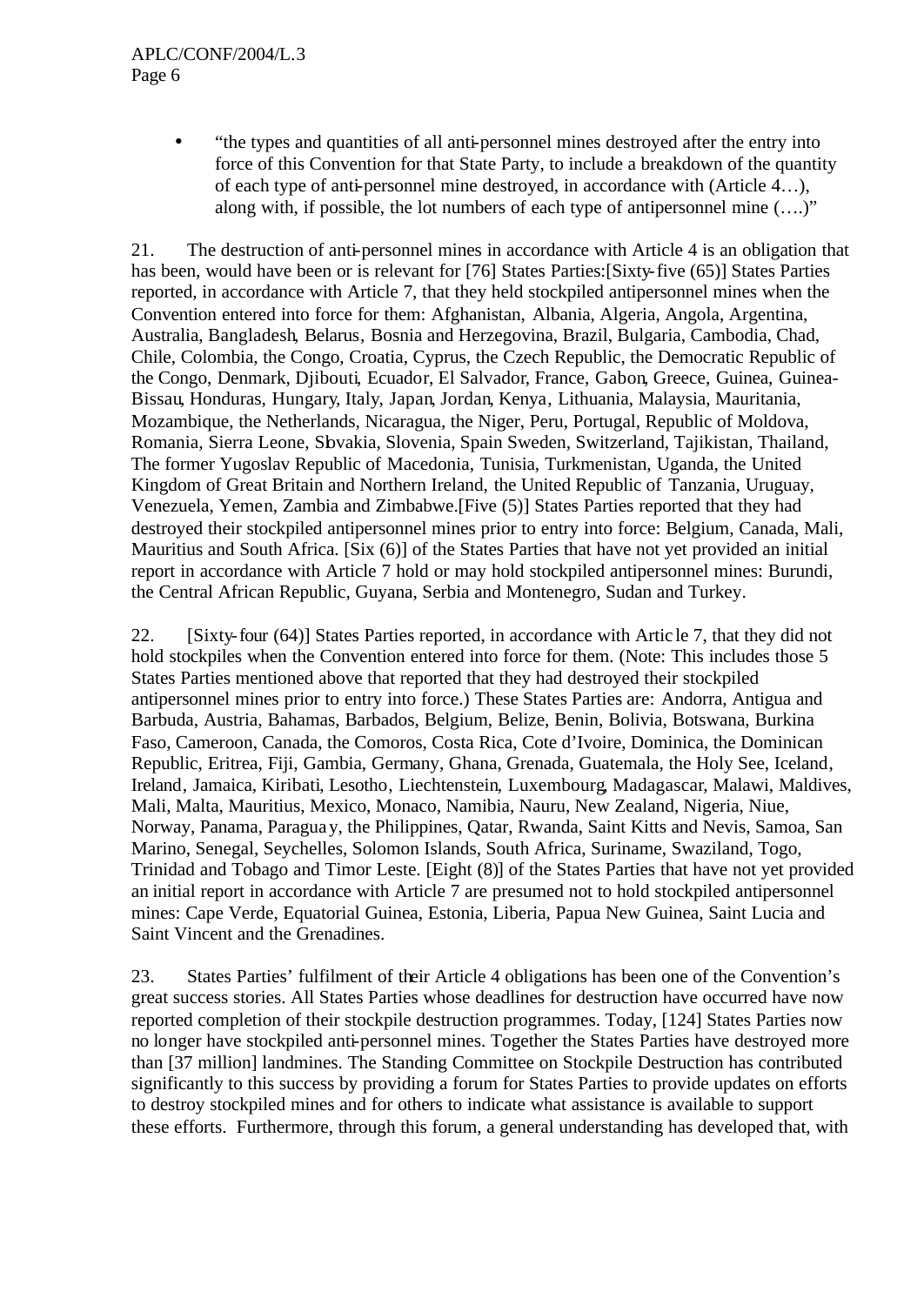- "the types and quantities of all anti-personnel mines destroyed after the entry into force of this Convention for that State Party, to include a breakdown of the quantity of each type of anti-personnel mine destroyed, in accordance with (Article 4…), along with, if possible, the lot numbers of each type of antipersonnel mine (….)"

21. The destruction of anti-personnel mines in accordance with Article 4 is an obligation that has been, would have been or is relevant for [76] States Parties:[Sixty-five (65)] States Parties reported, in accordance with Article 7, that they held stockpiled antipersonnel mines when the Convention entered into force for them: Afghanistan, Albania, Algeria, Angola, Argentina, Australia, Bangladesh, Belarus, Bosnia and Herzegovina, Brazil, Bulgaria, Cambodia, Chad, Chile, Colombia, the Congo, Croatia, Cyprus, the Czech Republic, the Democratic Republic of the Congo, Denmark, Djibouti, Ecuador, El Salvador, France, Gabon, Greece, Guinea, Guinea-Bissau, Honduras, Hungary, Italy, Japan, Jordan, Kenya, Lithuania, Malaysia, Mauritania, Mozambique, the Netherlands, Nicaragua, the Niger, Peru, Portugal, Republic of Moldova, Romania, Sierra Leone, Slovakia, Slovenia, Spain Sweden, Switzerland, Tajikistan, Thailand, The former Yugoslav Republic of Macedonia, Tunisia, Turkmenistan, Uganda, the United Kingdom of Great Britain and Northern Ireland, the United Republic of Tanzania, Uruguay, Venezuela, Yemen, Zambia and Zimbabwe.[Five (5)] States Parties reported that they had destroyed their stockpiled antipersonnel mines prior to entry into force: Belgium, Canada, Mali, Mauritius and South Africa. [Six (6)] of the States Parties that have not yet provided an initial report in accordance with Article 7 hold or may hold stockpiled antipersonnel mines: Burundi, the Central African Republic, Guyana, Serbia and Montenegro, Sudan and Turkey.

22. [Sixty-four (64)] States Parties reported, in accordance with Article 7, that they did not hold stockpiles when the Convention entered into force for them. (Note: This includes those 5 States Parties mentioned above that reported that they had destroyed their stockpiled antipersonnel mines prior to entry into force.) These States Parties are: Andorra, Antigua and Barbuda, Austria, Bahamas, Barbados, Belgium, Belize, Benin, Bolivia, Botswana, Burkina Faso, Cameroon, Canada, the Comoros, Costa Rica, Cote d'Ivoire, Dominica, the Dominican Republic, Eritrea, Fiji, Gambia, Germany, Ghana, Grenada, Guatemala, the Holy See, Iceland, Ireland, Jamaica, Kiribati, Lesotho, Liechtenstein, Luxembourg, Madagascar, Malawi, Maldives, Mali, Malta, Mauritius, Mexico, Monaco, Namibia, Nauru, New Zealand, Nigeria, Niue, Norway, Panama, Paraguay, the Philippines, Qatar, Rwanda, Saint Kitts and Nevis, Samoa, San Marino, Senegal, Seychelles, Solomon Islands, South Africa, Suriname, Swaziland, Togo, Trinidad and Tobago and Timor Leste. [Eight (8)] of the States Parties that have not yet provided an initial report in accordance with Article 7 are presumed not to hold stockpiled antipersonnel mines: Cape Verde, Equatorial Guinea, Estonia, Liberia, Papua New Guinea, Saint Lucia and Saint Vincent and the Grenadines.

23. States Parties' fulfilment of their Article 4 obligations has been one of the Convention's great success stories. All States Parties whose deadlines for destruction have occurred have now reported completion of their stockpile destruction programmes. Today, [124] States Parties now no longer have stockpiled anti-personnel mines. Together the States Parties have destroyed more than [37 million] landmines. The Standing Committee on Stockpile Destruction has contributed significantly to this success by providing a forum for States Parties to provide updates on efforts to destroy stockpiled mines and for others to indicate what assistance is available to support these efforts. Furthermore, through this forum, a general understanding has developed that, with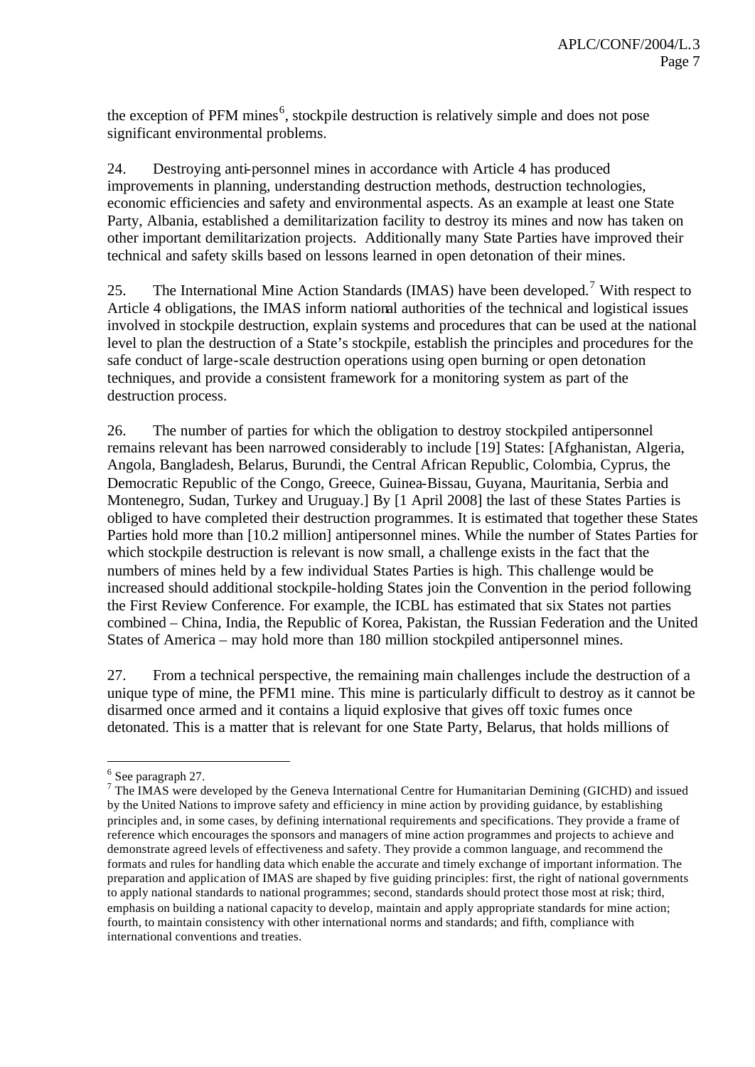the exception of PFM mines[6], stockpile destruction is relatively simple and does not pose significant environmental problems.

24. Destroying anti-personnel mines in accordance with Article 4 has produced improvements in planning, understanding destruction methods, destruction technologies, economic efficiencies and safety and environmental aspects. As an example at least one State Party, Albania, established a demilitarization facility to destroy its mines and now has taken on other important demilitarization projects. Additionally many State Parties have improved their technical and safety skills based on lessons learned in open detonation of their mines.

25. The International Mine Action Standards (IMAS) have been developed.[7] With respect to Article 4 obligations, the IMAS inform national authorities of the technical and logistical issues involved in stockpile destruction, explain systems and procedures that can be used at the national level to plan the destruction of a State's stockpile, establish the principles and procedures for the safe conduct of large-scale destruction operations using open burning or open detonation techniques, and provide a consistent framework for a monitoring system as part of the destruction process.

26. The number of parties for which the obligation to destroy stockpiled antipersonnel remains relevant has been narrowed considerably to include [19] States: [Afghanistan, Algeria, Angola, Bangladesh, Belarus, Burundi, the Central African Republic, Colombia, Cyprus, the Democratic Republic of the Congo, Greece, Guinea-Bissau, Guyana, Mauritania, Serbia and Montenegro, Sudan, Turkey and Uruguay.] By [1 April 2008] the last of these States Parties is obliged to have completed their destruction programmes. It is estimated that together these States Parties hold more than [10.2 million] antipersonnel mines. While the number of States Parties for which stockpile destruction is relevant is now small, a challenge exists in the fact that the numbers of mines held by a few individual States Parties is high. This challenge would be increased should additional stockpile-holding States join the Convention in the period following the First Review Conference. For example, the ICBL has estimated that six States not parties combined – China, India, the Republic of Korea, Pakistan, the Russian Federation and the United States of America – may hold more than 180 million stockpiled antipersonnel mines.

27. From a technical perspective, the remaining main challenges include the destruction of a unique type of mine, the PFM1 mine. This mine is particularly difficult to destroy as it cannot be disarmed once armed and it contains a liquid explosive that gives off toxic fumes once detonated. This is a matter that is relevant for one State Party, Belarus, that holds millions of

---

[6] See paragraph 27.

[7] The IMAS were developed by the Geneva International Centre for Humanitarian Demining (GICHD) and issued by the United Nations to improve safety and efficiency in mine action by providing guidance, by establishing principles and, in some cases, by defining international requirements and specifications. They provide a frame of reference which encourages the sponsors and managers of mine action programmes and projects to achieve and demonstrate agreed levels of effectiveness and safety. They provide a common language, and recommend the formats and rules for handling data which enable the accurate and timely exchange of important information. The preparation and application of IMAS are shaped by five guiding principles: first, the right of national governments to apply national standards to national programmes; second, standards should protect those most at risk; third, emphasis on building a national capacity to develop, maintain and apply appropriate standards for mine action; fourth, to maintain consistency with other international norms and standards; and fifth, compliance with international conventions and treaties.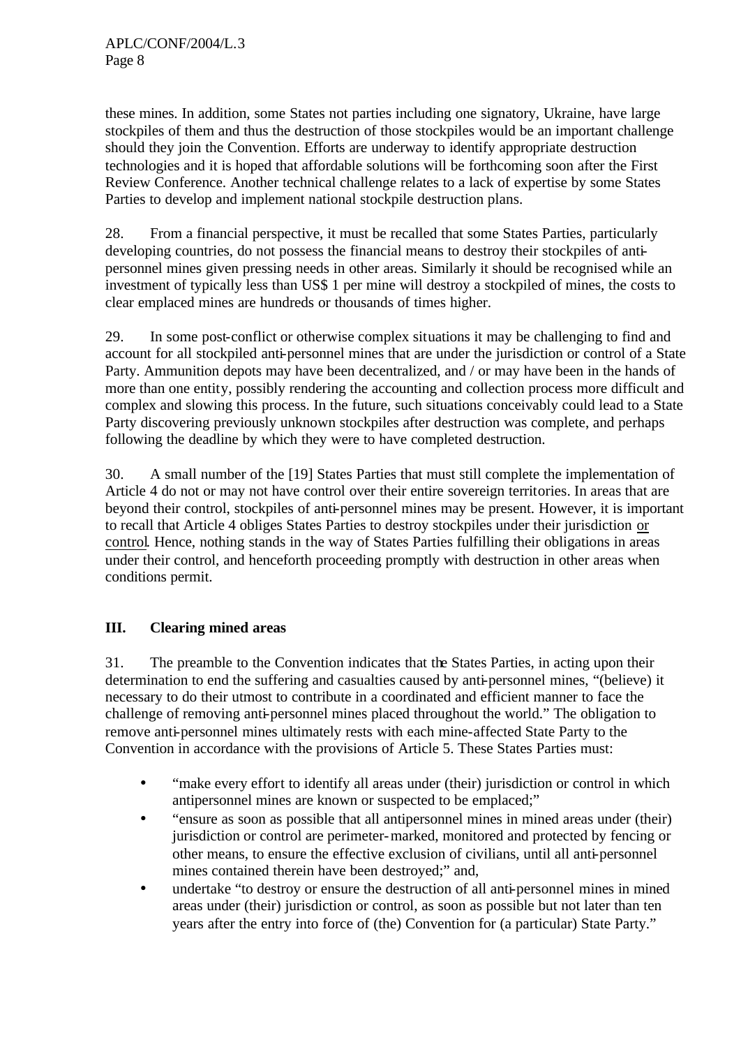these mines. In addition, some States not parties including one signatory, Ukraine, have large stockpiles of them and thus the destruction of those stockpiles would be an important challenge should they join the Convention. Efforts are underway to identify appropriate destruction technologies and it is hoped that affordable solutions will be forthcoming soon after the First Review Conference. Another technical challenge relates to a lack of expertise by some States Parties to develop and implement national stockpile destruction plans.

28. From a financial perspective, it must be recalled that some States Parties, particularly developing countries, do not possess the financial means to destroy their stockpiles of anti-personnel mines given pressing needs in other areas. Similarly it should be recognised while an investment of typically less than US$ 1 per mine will destroy a stockpiled of mines, the costs to clear emplaced mines are hundreds or thousands of times higher.

29. In some post-conflict or otherwise complex situations it may be challenging to find and account for all stockpiled anti-personnel mines that are under the jurisdiction or control of a State Party. Ammunition depots may have been decentralized, and / or may have been in the hands of more than one entity, possibly rendering the accounting and collection process more difficult and complex and slowing this process. In the future, such situations conceivably could lead to a State Party discovering previously unknown stockpiles after destruction was complete, and perhaps following the deadline by which they were to have completed destruction.

30. A small number of the [19] States Parties that must still complete the implementation of Article 4 do not or may not have control over their entire sovereign territories. In areas that are beyond their control, stockpiles of anti-personnel mines may be present. However, it is important to recall that Article 4 obliges States Parties to destroy stockpiles under their jurisdiction <u>or control</u>. Hence, nothing stands in the way of States Parties fulfilling their obligations in areas under their control, and henceforth proceeding promptly with destruction in other areas when conditions permit.

## III. Clearing mined areas

31. The preamble to the Convention indicates that the States Parties, in acting upon their determination to end the suffering and casualties caused by anti-personnel mines, "(believe) it necessary to do their utmost to contribute in a coordinated and efficient manner to face the challenge of removing anti-personnel mines placed throughout the world." The obligation to remove anti-personnel mines ultimately rests with each mine-affected State Party to the Convention in accordance with the provisions of Article 5. These States Parties must:

- "make every effort to identify all areas under (their) jurisdiction or control in which antipersonnel mines are known or suspected to be emplaced;"
- "ensure as soon as possible that all antipersonnel mines in mined areas under (their) jurisdiction or control are perimeter-marked, monitored and protected by fencing or other means, to ensure the effective exclusion of civilians, until all anti-personnel mines contained therein have been destroyed;" and,
- undertake "to destroy or ensure the destruction of all anti-personnel mines in mined areas under (their) jurisdiction or control, as soon as possible but not later than ten years after the entry into force of (the) Convention for (a particular) State Party."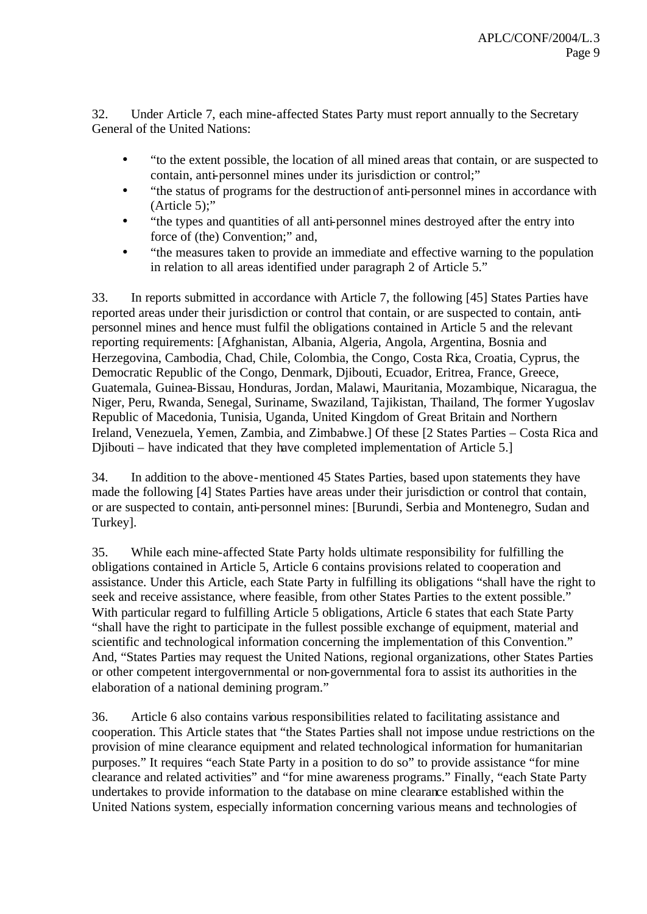32. Under Article 7, each mine-affected States Party must report annually to the Secretary General of the United Nations:

- "to the extent possible, the location of all mined areas that contain, or are suspected to contain, anti-personnel mines under its jurisdiction or control;"
- "the status of programs for the destruction of anti-personnel mines in accordance with (Article 5);"
- "the types and quantities of all anti-personnel mines destroyed after the entry into force of (the) Convention;" and,
- "the measures taken to provide an immediate and effective warning to the population in relation to all areas identified under paragraph 2 of Article 5."

33. In reports submitted in accordance with Article 7, the following [45] States Parties have reported areas under their jurisdiction or control that contain, or are suspected to contain, anti-personnel mines and hence must fulfil the obligations contained in Article 5 and the relevant reporting requirements: [Afghanistan, Albania, Algeria, Angola, Argentina, Bosnia and Herzegovina, Cambodia, Chad, Chile, Colombia, the Congo, Costa Rica, Croatia, Cyprus, the Democratic Republic of the Congo, Denmark, Djibouti, Ecuador, Eritrea, France, Greece, Guatemala, Guinea-Bissau, Honduras, Jordan, Malawi, Mauritania, Mozambique, Nicaragua, the Niger, Peru, Rwanda, Senegal, Suriname, Swaziland, Tajikistan, Thailand, The former Yugoslav Republic of Macedonia, Tunisia, Uganda, United Kingdom of Great Britain and Northern Ireland, Venezuela, Yemen, Zambia, and Zimbabwe.] Of these [2 States Parties – Costa Rica and Djibouti – have indicated that they have completed implementation of Article 5.]

34. In addition to the above-mentioned 45 States Parties, based upon statements they have made the following [4] States Parties have areas under their jurisdiction or control that contain, or are suspected to contain, anti-personnel mines: [Burundi, Serbia and Montenegro, Sudan and Turkey].

35. While each mine-affected State Party holds ultimate responsibility for fulfilling the obligations contained in Article 5, Article 6 contains provisions related to cooperation and assistance. Under this Article, each State Party in fulfilling its obligations "shall have the right to seek and receive assistance, where feasible, from other States Parties to the extent possible." With particular regard to fulfilling Article 5 obligations, Article 6 states that each State Party "shall have the right to participate in the fullest possible exchange of equipment, material and scientific and technological information concerning the implementation of this Convention." And, "States Parties may request the United Nations, regional organizations, other States Parties or other competent intergovernmental or non-governmental fora to assist its authorities in the elaboration of a national demining program."

36. Article 6 also contains various responsibilities related to facilitating assistance and cooperation. This Article states that "the States Parties shall not impose undue restrictions on the provision of mine clearance equipment and related technological information for humanitarian purposes." It requires "each State Party in a position to do so" to provide assistance "for mine clearance and related activities" and "for mine awareness programs." Finally, "each State Party undertakes to provide information to the database on mine clearance established within the United Nations system, especially information concerning various means and technologies of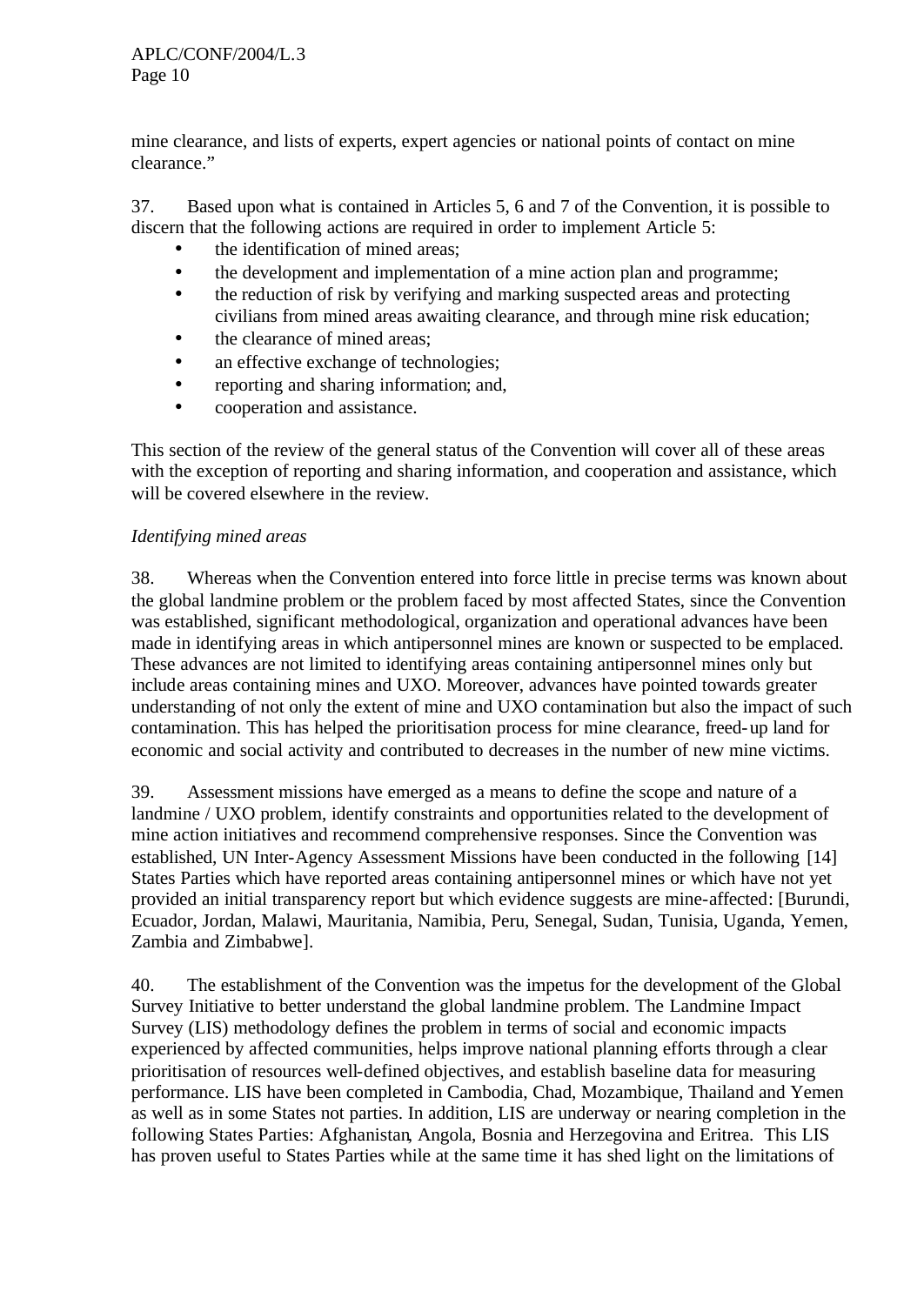mine clearance, and lists of experts, expert agencies or national points of contact on mine clearance."

37. Based upon what is contained in Articles 5, 6 and 7 of the Convention, it is possible to discern that the following actions are required in order to implement Article 5:

- the identification of mined areas;
- the development and implementation of a mine action plan and programme;
- the reduction of risk by verifying and marking suspected areas and protecting civilians from mined areas awaiting clearance, and through mine risk education;
- the clearance of mined areas;
- an effective exchange of technologies;
- reporting and sharing information; and,
- cooperation and assistance.

This section of the review of the general status of the Convention will cover all of these areas with the exception of reporting and sharing information, and cooperation and assistance, which will be covered elsewhere in the review.

*Identifying mined areas*

38. Whereas when the Convention entered into force little in precise terms was known about the global landmine problem or the problem faced by most affected States, since the Convention was established, significant methodological, organization and operational advances have been made in identifying areas in which antipersonnel mines are known or suspected to be emplaced. These advances are not limited to identifying areas containing antipersonnel mines only but include areas containing mines and UXO. Moreover, advances have pointed towards greater understanding of not only the extent of mine and UXO contamination but also the impact of such contamination. This has helped the prioritisation process for mine clearance, freed-up land for economic and social activity and contributed to decreases in the number of new mine victims.

39. Assessment missions have emerged as a means to define the scope and nature of a landmine / UXO problem, identify constraints and opportunities related to the development of mine action initiatives and recommend comprehensive responses. Since the Convention was established, UN Inter-Agency Assessment Missions have been conducted in the following [14] States Parties which have reported areas containing antipersonnel mines or which have not yet provided an initial transparency report but which evidence suggests are mine-affected: [Burundi, Ecuador, Jordan, Malawi, Mauritania, Namibia, Peru, Senegal, Sudan, Tunisia, Uganda, Yemen, Zambia and Zimbabwe].

40. The establishment of the Convention was the impetus for the development of the Global Survey Initiative to better understand the global landmine problem. The Landmine Impact Survey (LIS) methodology defines the problem in terms of social and economic impacts experienced by affected communities, helps improve national planning efforts through a clear prioritisation of resources well-defined objectives, and establish baseline data for measuring performance. LIS have been completed in Cambodia, Chad, Mozambique, Thailand and Yemen as well as in some States not parties. In addition, LIS are underway or nearing completion in the following States Parties: Afghanistan, Angola, Bosnia and Herzegovina and Eritrea. This LIS has proven useful to States Parties while at the same time it has shed light on the limitations of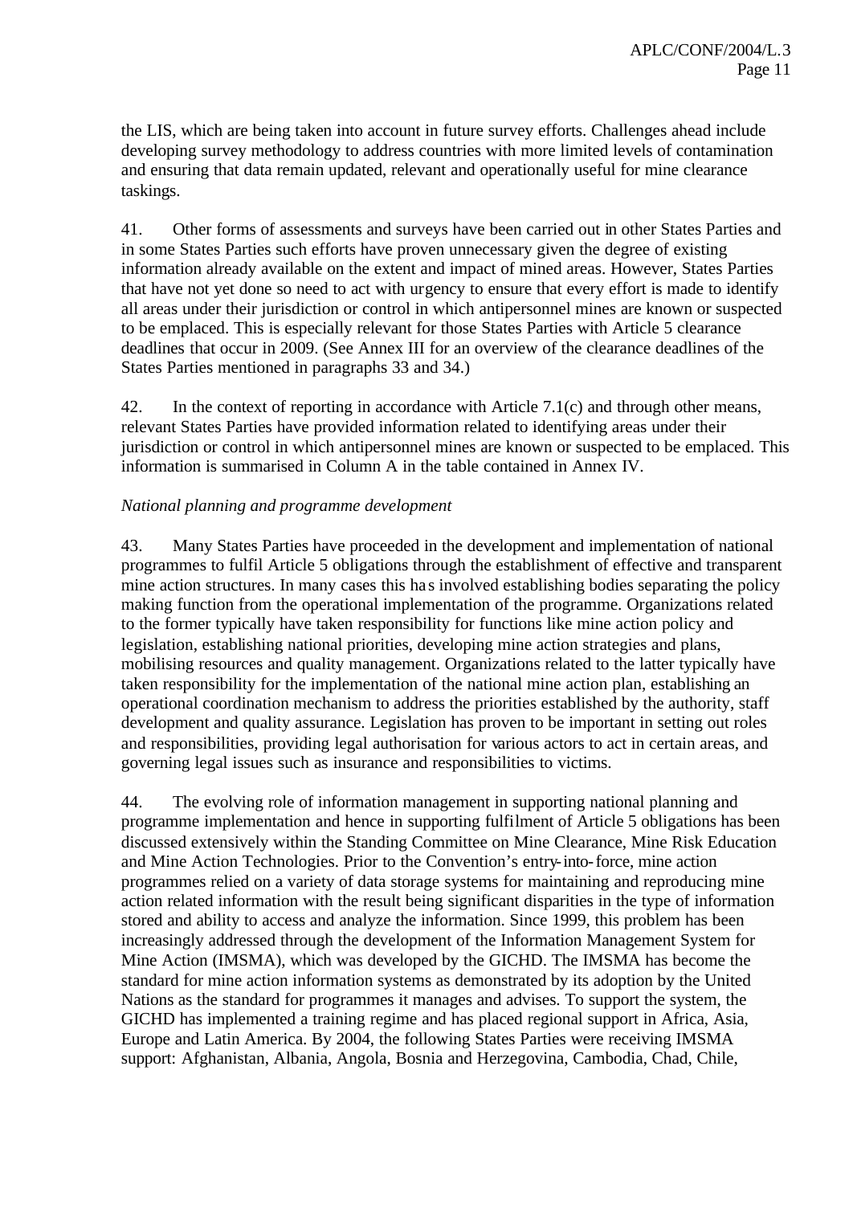the LIS, which are being taken into account in future survey efforts. Challenges ahead include developing survey methodology to address countries with more limited levels of contamination and ensuring that data remain updated, relevant and operationally useful for mine clearance taskings.

41. Other forms of assessments and surveys have been carried out in other States Parties and in some States Parties such efforts have proven unnecessary given the degree of existing information already available on the extent and impact of mined areas. However, States Parties that have not yet done so need to act with urgency to ensure that every effort is made to identify all areas under their jurisdiction or control in which antipersonnel mines are known or suspected to be emplaced. This is especially relevant for those States Parties with Article 5 clearance deadlines that occur in 2009. (See Annex III for an overview of the clearance deadlines of the States Parties mentioned in paragraphs 33 and 34.)

42. In the context of reporting in accordance with Article 7.1(c) and through other means, relevant States Parties have provided information related to identifying areas under their jurisdiction or control in which antipersonnel mines are known or suspected to be emplaced. This information is summarised in Column A in the table contained in Annex IV.

*National planning and programme development*

43. Many States Parties have proceeded in the development and implementation of national programmes to fulfil Article 5 obligations through the establishment of effective and transparent mine action structures. In many cases this has involved establishing bodies separating the policy making function from the operational implementation of the programme. Organizations related to the former typically have taken responsibility for functions like mine action policy and legislation, establishing national priorities, developing mine action strategies and plans, mobilising resources and quality management. Organizations related to the latter typically have taken responsibility for the implementation of the national mine action plan, establishing an operational coordination mechanism to address the priorities established by the authority, staff development and quality assurance. Legislation has proven to be important in setting out roles and responsibilities, providing legal authorisation for various actors to act in certain areas, and governing legal issues such as insurance and responsibilities to victims.

44. The evolving role of information management in supporting national planning and programme implementation and hence in supporting fulfilment of Article 5 obligations has been discussed extensively within the Standing Committee on Mine Clearance, Mine Risk Education and Mine Action Technologies. Prior to the Convention's entry-into-force, mine action programmes relied on a variety of data storage systems for maintaining and reproducing mine action related information with the result being significant disparities in the type of information stored and ability to access and analyze the information. Since 1999, this problem has been increasingly addressed through the development of the Information Management System for Mine Action (IMSMA), which was developed by the GICHD. The IMSMA has become the standard for mine action information systems as demonstrated by its adoption by the United Nations as the standard for programmes it manages and advises. To support the system, the GICHD has implemented a training regime and has placed regional support in Africa, Asia, Europe and Latin America. By 2004, the following States Parties were receiving IMSMA support: Afghanistan, Albania, Angola, Bosnia and Herzegovina, Cambodia, Chad, Chile,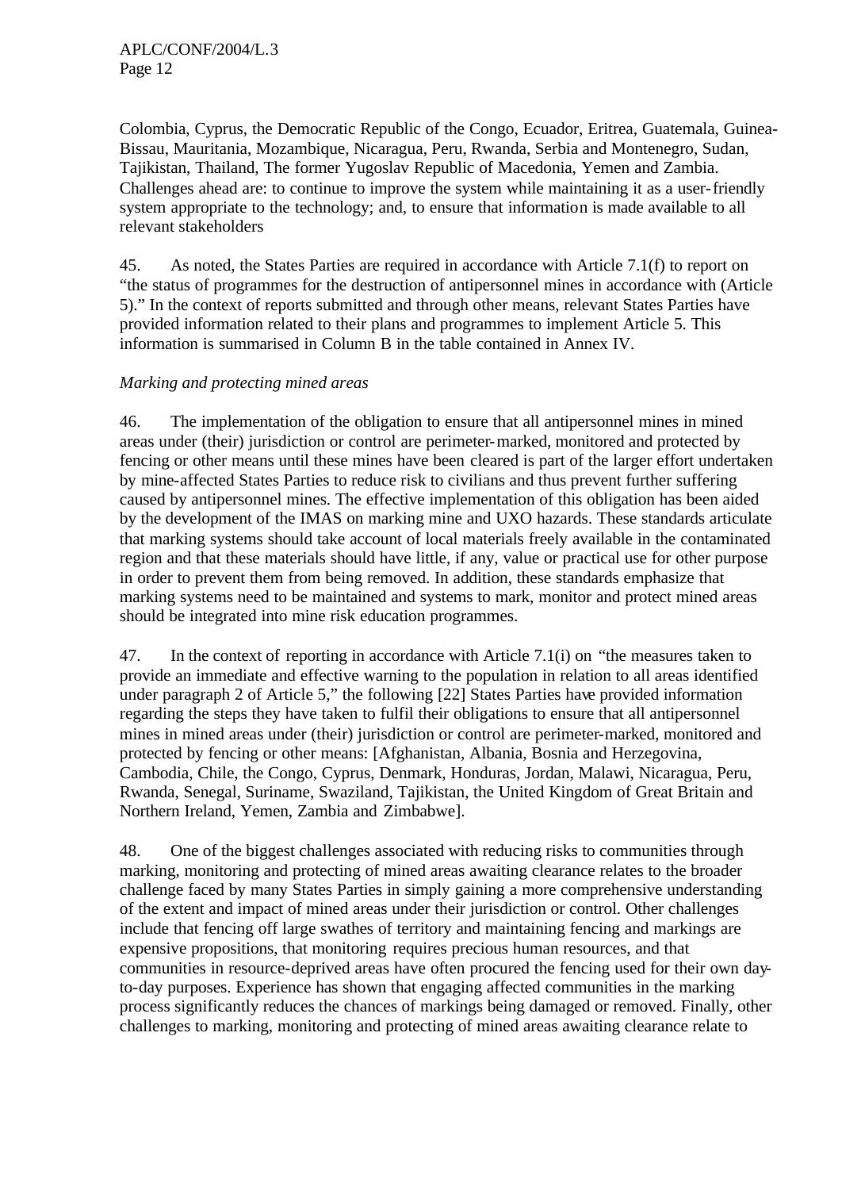Colombia, Cyprus, the Democratic Republic of the Congo, Ecuador, Eritrea, Guatemala, Guinea-Bissau, Mauritania, Mozambique, Nicaragua, Peru, Rwanda, Serbia and Montenegro, Sudan, Tajikistan, Thailand, The former Yugoslav Republic of Macedonia, Yemen and Zambia. Challenges ahead are: to continue to improve the system while maintaining it as a user-friendly system appropriate to the technology; and, to ensure that information is made available to all relevant stakeholders

45. As noted, the States Parties are required in accordance with Article 7.1(f) to report on "the status of programmes for the destruction of antipersonnel mines in accordance with (Article 5)." In the context of reports submitted and through other means, relevant States Parties have provided information related to their plans and programmes to implement Article 5. This information is summarised in Column B in the table contained in Annex IV.

*Marking and protecting mined areas*

46. The implementation of the obligation to ensure that all antipersonnel mines in mined areas under (their) jurisdiction or control are perimeter-marked, monitored and protected by fencing or other means until these mines have been cleared is part of the larger effort undertaken by mine-affected States Parties to reduce risk to civilians and thus prevent further suffering caused by antipersonnel mines. The effective implementation of this obligation has been aided by the development of the IMAS on marking mine and UXO hazards. These standards articulate that marking systems should take account of local materials freely available in the contaminated region and that these materials should have little, if any, value or practical use for other purpose in order to prevent them from being removed. In addition, these standards emphasize that marking systems need to be maintained and systems to mark, monitor and protect mined areas should be integrated into mine risk education programmes.

47. In the context of reporting in accordance with Article 7.1(i) on "the measures taken to provide an immediate and effective warning to the population in relation to all areas identified under paragraph 2 of Article 5," the following [22] States Parties have provided information regarding the steps they have taken to fulfil their obligations to ensure that all antipersonnel mines in mined areas under (their) jurisdiction or control are perimeter-marked, monitored and protected by fencing or other means: [Afghanistan, Albania, Bosnia and Herzegovina, Cambodia, Chile, the Congo, Cyprus, Denmark, Honduras, Jordan, Malawi, Nicaragua, Peru, Rwanda, Senegal, Suriname, Swaziland, Tajikistan, the United Kingdom of Great Britain and Northern Ireland, Yemen, Zambia and Zimbabwe].

48. One of the biggest challenges associated with reducing risks to communities through marking, monitoring and protecting of mined areas awaiting clearance relates to the broader challenge faced by many States Parties in simply gaining a more comprehensive understanding of the extent and impact of mined areas under their jurisdiction or control. Other challenges include that fencing off large swathes of territory and maintaining fencing and markings are expensive propositions, that monitoring requires precious human resources, and that communities in resource-deprived areas have often procured the fencing used for their own day-to-day purposes. Experience has shown that engaging affected communities in the marking process significantly reduces the chances of markings being damaged or removed. Finally, other challenges to marking, monitoring and protecting of mined areas awaiting clearance relate to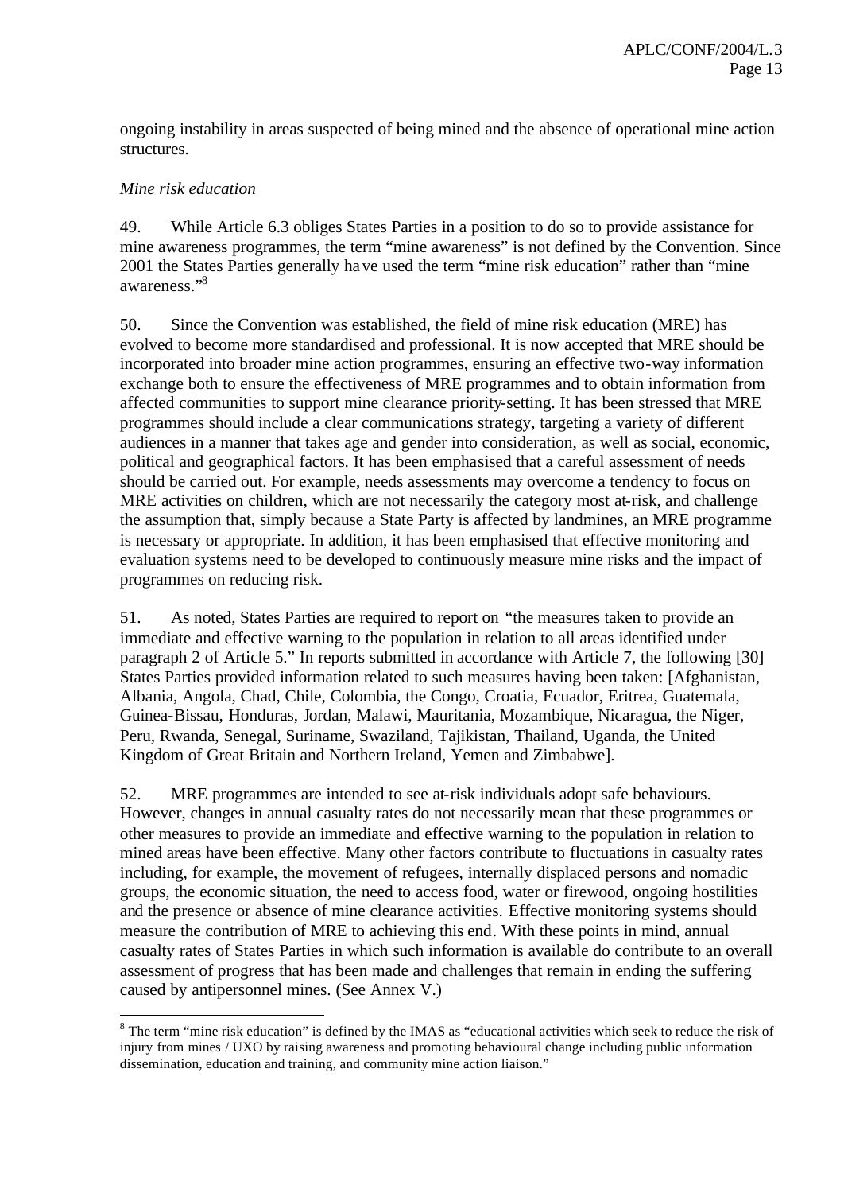ongoing instability in areas suspected of being mined and the absence of operational mine action structures.

*Mine risk education*

49. While Article 6.3 obliges States Parties in a position to do so to provide assistance for mine awareness programmes, the term "mine awareness" is not defined by the Convention. Since 2001 the States Parties generally have used the term "mine risk education" rather than "mine awareness."[8]

50. Since the Convention was established, the field of mine risk education (MRE) has evolved to become more standardised and professional. It is now accepted that MRE should be incorporated into broader mine action programmes, ensuring an effective two-way information exchange both to ensure the effectiveness of MRE programmes and to obtain information from affected communities to support mine clearance priority-setting. It has been stressed that MRE programmes should include a clear communications strategy, targeting a variety of different audiences in a manner that takes age and gender into consideration, as well as social, economic, political and geographical factors. It has been emphasised that a careful assessment of needs should be carried out. For example, needs assessments may overcome a tendency to focus on MRE activities on children, which are not necessarily the category most at-risk, and challenge the assumption that, simply because a State Party is affected by landmines, an MRE programme is necessary or appropriate. In addition, it has been emphasised that effective monitoring and evaluation systems need to be developed to continuously measure mine risks and the impact of programmes on reducing risk.

51. As noted, States Parties are required to report on "the measures taken to provide an immediate and effective warning to the population in relation to all areas identified under paragraph 2 of Article 5." In reports submitted in accordance with Article 7, the following [30] States Parties provided information related to such measures having been taken: [Afghanistan, Albania, Angola, Chad, Chile, Colombia, the Congo, Croatia, Ecuador, Eritrea, Guatemala, Guinea-Bissau, Honduras, Jordan, Malawi, Mauritania, Mozambique, Nicaragua, the Niger, Peru, Rwanda, Senegal, Suriname, Swaziland, Tajikistan, Thailand, Uganda, the United Kingdom of Great Britain and Northern Ireland, Yemen and Zimbabwe].

52. MRE programmes are intended to see at-risk individuals adopt safe behaviours. However, changes in annual casualty rates do not necessarily mean that these programmes or other measures to provide an immediate and effective warning to the population in relation to mined areas have been effective. Many other factors contribute to fluctuations in casualty rates including, for example, the movement of refugees, internally displaced persons and nomadic groups, the economic situation, the need to access food, water or firewood, ongoing hostilities and the presence or absence of mine clearance activities. Effective monitoring systems should measure the contribution of MRE to achieving this end. With these points in mind, annual casualty rates of States Parties in which such information is available do contribute to an overall assessment of progress that has been made and challenges that remain in ending the suffering caused by antipersonnel mines. (See Annex V.)

---

[8] The term "mine risk education" is defined by the IMAS as "educational activities which seek to reduce the risk of injury from mines / UXO by raising awareness and promoting behavioural change including public information dissemination, education and training, and community mine action liaison."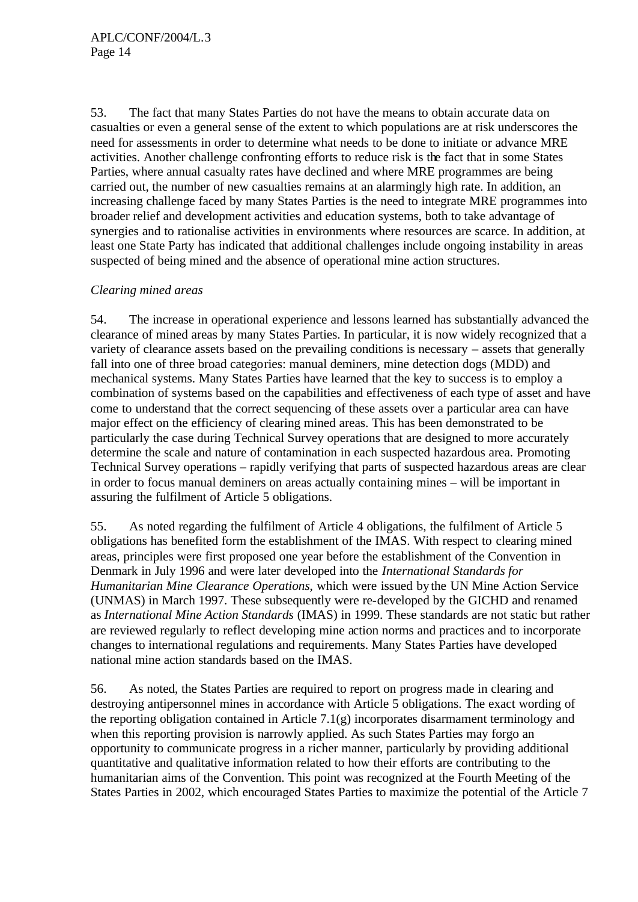53. The fact that many States Parties do not have the means to obtain accurate data on casualties or even a general sense of the extent to which populations are at risk underscores the need for assessments in order to determine what needs to be done to initiate or advance MRE activities. Another challenge confronting efforts to reduce risk is the fact that in some States Parties, where annual casualty rates have declined and where MRE programmes are being carried out, the number of new casualties remains at an alarmingly high rate. In addition, an increasing challenge faced by many States Parties is the need to integrate MRE programmes into broader relief and development activities and education systems, both to take advantage of synergies and to rationalise activities in environments where resources are scarce. In addition, at least one State Party has indicated that additional challenges include ongoing instability in areas suspected of being mined and the absence of operational mine action structures.

*Clearing mined areas*

54. The increase in operational experience and lessons learned has substantially advanced the clearance of mined areas by many States Parties. In particular, it is now widely recognized that a variety of clearance assets based on the prevailing conditions is necessary – assets that generally fall into one of three broad categories: manual deminers, mine detection dogs (MDD) and mechanical systems. Many States Parties have learned that the key to success is to employ a combination of systems based on the capabilities and effectiveness of each type of asset and have come to understand that the correct sequencing of these assets over a particular area can have major effect on the efficiency of clearing mined areas. This has been demonstrated to be particularly the case during Technical Survey operations that are designed to more accurately determine the scale and nature of contamination in each suspected hazardous area. Promoting Technical Survey operations – rapidly verifying that parts of suspected hazardous areas are clear in order to focus manual deminers on areas actually containing mines – will be important in assuring the fulfilment of Article 5 obligations.

55. As noted regarding the fulfilment of Article 4 obligations, the fulfilment of Article 5 obligations has benefited form the establishment of the IMAS. With respect to clearing mined areas, principles were first proposed one year before the establishment of the Convention in Denmark in July 1996 and were later developed into the *International Standards for Humanitarian Mine Clearance Operations*, which were issued by the UN Mine Action Service (UNMAS) in March 1997. These subsequently were re-developed by the GICHD and renamed as *International Mine Action Standards* (IMAS) in 1999. These standards are not static but rather are reviewed regularly to reflect developing mine action norms and practices and to incorporate changes to international regulations and requirements. Many States Parties have developed national mine action standards based on the IMAS.

56. As noted, the States Parties are required to report on progress made in clearing and destroying antipersonnel mines in accordance with Article 5 obligations. The exact wording of the reporting obligation contained in Article 7.1(g) incorporates disarmament terminology and when this reporting provision is narrowly applied. As such States Parties may forgo an opportunity to communicate progress in a richer manner, particularly by providing additional quantitative and qualitative information related to how their efforts are contributing to the humanitarian aims of the Convention. This point was recognized at the Fourth Meeting of the States Parties in 2002, which encouraged States Parties to maximize the potential of the Article 7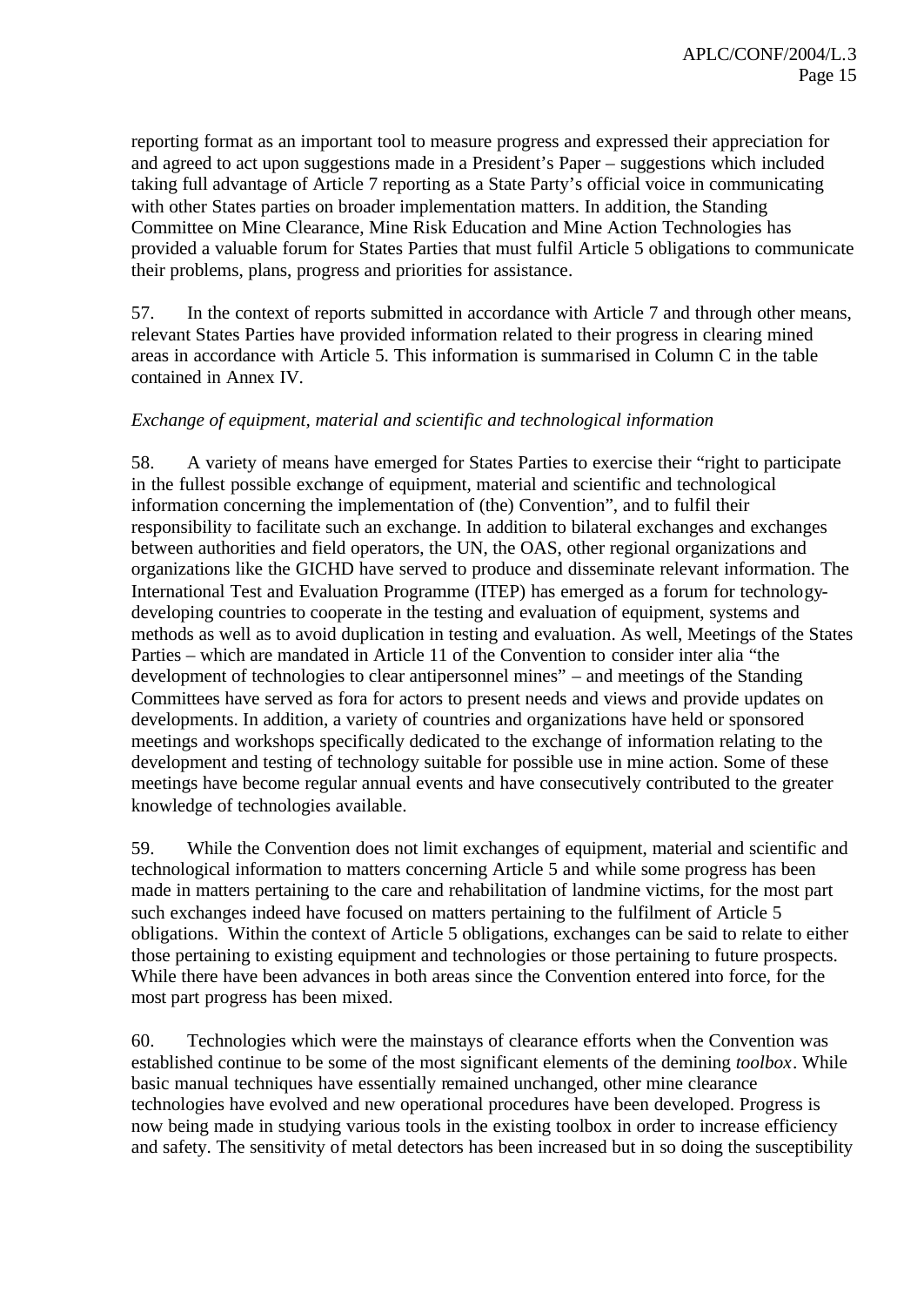reporting format as an important tool to measure progress and expressed their appreciation for and agreed to act upon suggestions made in a President's Paper – suggestions which included taking full advantage of Article 7 reporting as a State Party's official voice in communicating with other States parties on broader implementation matters. In addition, the Standing Committee on Mine Clearance, Mine Risk Education and Mine Action Technologies has provided a valuable forum for States Parties that must fulfil Article 5 obligations to communicate their problems, plans, progress and priorities for assistance.

57. In the context of reports submitted in accordance with Article 7 and through other means, relevant States Parties have provided information related to their progress in clearing mined areas in accordance with Article 5. This information is summarised in Column C in the table contained in Annex IV.

*Exchange of equipment, material and scientific and technological information*

58. A variety of means have emerged for States Parties to exercise their "right to participate in the fullest possible exchange of equipment, material and scientific and technological information concerning the implementation of (the) Convention", and to fulfil their responsibility to facilitate such an exchange. In addition to bilateral exchanges and exchanges between authorities and field operators, the UN, the OAS, other regional organizations and organizations like the GICHD have served to produce and disseminate relevant information. The International Test and Evaluation Programme (ITEP) has emerged as a forum for technology-developing countries to cooperate in the testing and evaluation of equipment, systems and methods as well as to avoid duplication in testing and evaluation. As well, Meetings of the States Parties – which are mandated in Article 11 of the Convention to consider inter alia "the development of technologies to clear antipersonnel mines" – and meetings of the Standing Committees have served as fora for actors to present needs and views and provide updates on developments. In addition, a variety of countries and organizations have held or sponsored meetings and workshops specifically dedicated to the exchange of information relating to the development and testing of technology suitable for possible use in mine action. Some of these meetings have become regular annual events and have consecutively contributed to the greater knowledge of technologies available.

59. While the Convention does not limit exchanges of equipment, material and scientific and technological information to matters concerning Article 5 and while some progress has been made in matters pertaining to the care and rehabilitation of landmine victims, for the most part such exchanges indeed have focused on matters pertaining to the fulfilment of Article 5 obligations. Within the context of Article 5 obligations, exchanges can be said to relate to either those pertaining to existing equipment and technologies or those pertaining to future prospects. While there have been advances in both areas since the Convention entered into force, for the most part progress has been mixed.

60. Technologies which were the mainstays of clearance efforts when the Convention was established continue to be some of the most significant elements of the demining *toolbox*. While basic manual techniques have essentially remained unchanged, other mine clearance technologies have evolved and new operational procedures have been developed. Progress is now being made in studying various tools in the existing toolbox in order to increase efficiency and safety. The sensitivity of metal detectors has been increased but in so doing the susceptibility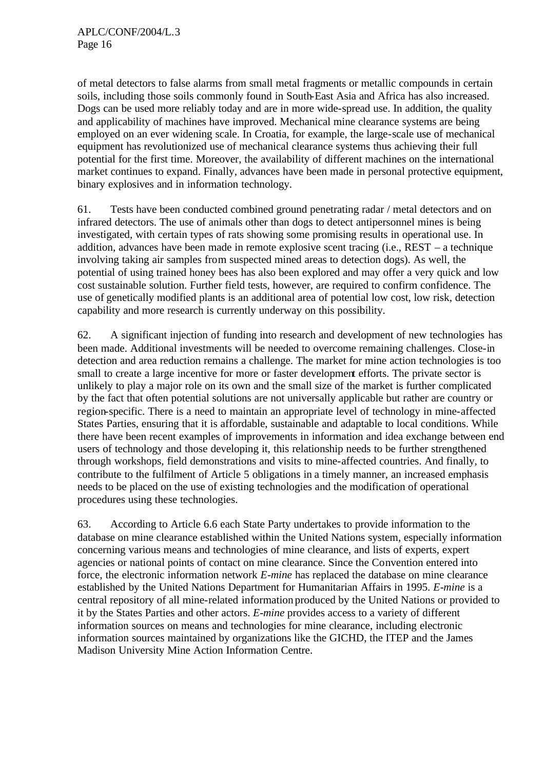of metal detectors to false alarms from small metal fragments or metallic compounds in certain soils, including those soils commonly found in South-East Asia and Africa has also increased. Dogs can be used more reliably today and are in more wide-spread use. In addition, the quality and applicability of machines have improved. Mechanical mine clearance systems are being employed on an ever widening scale. In Croatia, for example, the large-scale use of mechanical equipment has revolutionized use of mechanical clearance systems thus achieving their full potential for the first time. Moreover, the availability of different machines on the international market continues to expand. Finally, advances have been made in personal protective equipment, binary explosives and in information technology.

61. Tests have been conducted combined ground penetrating radar / metal detectors and on infrared detectors. The use of animals other than dogs to detect antipersonnel mines is being investigated, with certain types of rats showing some promising results in operational use. In addition, advances have been made in remote explosive scent tracing (i.e., REST – a technique involving taking air samples from suspected mined areas to detection dogs). As well, the potential of using trained honey bees has also been explored and may offer a very quick and low cost sustainable solution. Further field tests, however, are required to confirm confidence. The use of genetically modified plants is an additional area of potential low cost, low risk, detection capability and more research is currently underway on this possibility.

62. A significant injection of funding into research and development of new technologies has been made. Additional investments will be needed to overcome remaining challenges. Close-in detection and area reduction remains a challenge. The market for mine action technologies is too small to create a large incentive for more or faster development efforts. The private sector is unlikely to play a major role on its own and the small size of the market is further complicated by the fact that often potential solutions are not universally applicable but rather are country or region-specific. There is a need to maintain an appropriate level of technology in mine-affected States Parties, ensuring that it is affordable, sustainable and adaptable to local conditions. While there have been recent examples of improvements in information and idea exchange between end users of technology and those developing it, this relationship needs to be further strengthened through workshops, field demonstrations and visits to mine-affected countries. And finally, to contribute to the fulfilment of Article 5 obligations in a timely manner, an increased emphasis needs to be placed on the use of existing technologies and the modification of operational procedures using these technologies.

63. According to Article 6.6 each State Party undertakes to provide information to the database on mine clearance established within the United Nations system, especially information concerning various means and technologies of mine clearance, and lists of experts, expert agencies or national points of contact on mine clearance. Since the Convention entered into force, the electronic information network *E-mine* has replaced the database on mine clearance established by the United Nations Department for Humanitarian Affairs in 1995. *E-mine* is a central repository of all mine-related information produced by the United Nations or provided to it by the States Parties and other actors. *E-mine* provides access to a variety of different information sources on means and technologies for mine clearance, including electronic information sources maintained by organizations like the GICHD, the ITEP and the James Madison University Mine Action Information Centre.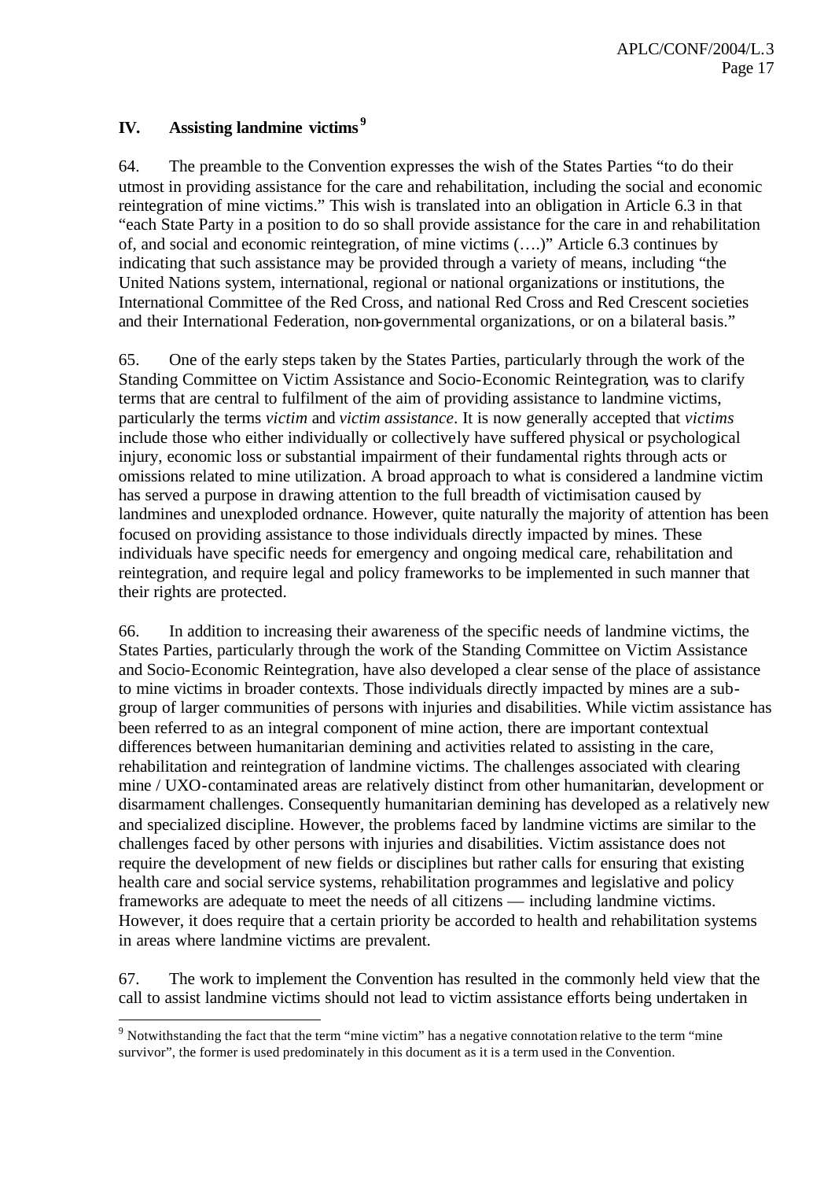## IV. Assisting landmine victims[9]

64. The preamble to the Convention expresses the wish of the States Parties "to do their utmost in providing assistance for the care and rehabilitation, including the social and economic reintegration of mine victims." This wish is translated into an obligation in Article 6.3 in that "each State Party in a position to do so shall provide assistance for the care in and rehabilitation of, and social and economic reintegration, of mine victims (….)" Article 6.3 continues by indicating that such assistance may be provided through a variety of means, including "the United Nations system, international, regional or national organizations or institutions, the International Committee of the Red Cross, and national Red Cross and Red Crescent societies and their International Federation, non-governmental organizations, or on a bilateral basis."

65. One of the early steps taken by the States Parties, particularly through the work of the Standing Committee on Victim Assistance and Socio-Economic Reintegration, was to clarify terms that are central to fulfilment of the aim of providing assistance to landmine victims, particularly the terms *victim* and *victim assistance*. It is now generally accepted that *victims* include those who either individually or collectively have suffered physical or psychological injury, economic loss or substantial impairment of their fundamental rights through acts or omissions related to mine utilization. A broad approach to what is considered a landmine victim has served a purpose in drawing attention to the full breadth of victimisation caused by landmines and unexploded ordnance. However, quite naturally the majority of attention has been focused on providing assistance to those individuals directly impacted by mines. These individuals have specific needs for emergency and ongoing medical care, rehabilitation and reintegration, and require legal and policy frameworks to be implemented in such manner that their rights are protected.

66. In addition to increasing their awareness of the specific needs of landmine victims, the States Parties, particularly through the work of the Standing Committee on Victim Assistance and Socio-Economic Reintegration, have also developed a clear sense of the place of assistance to mine victims in broader contexts. Those individuals directly impacted by mines are a sub-group of larger communities of persons with injuries and disabilities. While victim assistance has been referred to as an integral component of mine action, there are important contextual differences between humanitarian demining and activities related to assisting in the care, rehabilitation and reintegration of landmine victims. The challenges associated with clearing mine / UXO-contaminated areas are relatively distinct from other humanitarian, development or disarmament challenges. Consequently humanitarian demining has developed as a relatively new and specialized discipline. However, the problems faced by landmine victims are similar to the challenges faced by other persons with injuries and disabilities. Victim assistance does not require the development of new fields or disciplines but rather calls for ensuring that existing health care and social service systems, rehabilitation programmes and legislative and policy frameworks are adequate to meet the needs of all citizens — including landmine victims. However, it does require that a certain priority be accorded to health and rehabilitation systems in areas where landmine victims are prevalent.

67. The work to implement the Convention has resulted in the commonly held view that the call to assist landmine victims should not lead to victim assistance efforts being undertaken in

[9] Notwithstanding the fact that the term "mine victim" has a negative connotation relative to the term "mine survivor", the former is used predominately in this document as it is a term used in the Convention.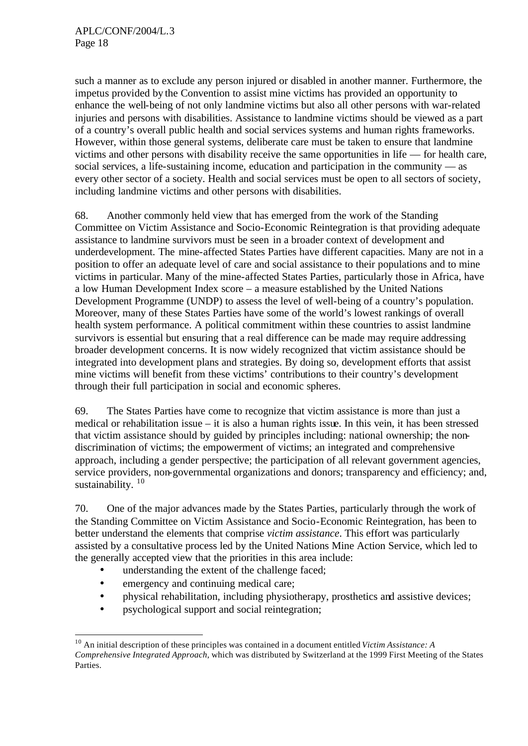such a manner as to exclude any person injured or disabled in another manner. Furthermore, the impetus provided by the Convention to assist mine victims has provided an opportunity to enhance the well-being of not only landmine victims but also all other persons with war-related injuries and persons with disabilities. Assistance to landmine victims should be viewed as a part of a country's overall public health and social services systems and human rights frameworks. However, within those general systems, deliberate care must be taken to ensure that landmine victims and other persons with disability receive the same opportunities in life — for health care, social services, a life-sustaining income, education and participation in the community — as every other sector of a society. Health and social services must be open to all sectors of society, including landmine victims and other persons with disabilities.

68. Another commonly held view that has emerged from the work of the Standing Committee on Victim Assistance and Socio-Economic Reintegration is that providing adequate assistance to landmine survivors must be seen in a broader context of development and underdevelopment. The mine-affected States Parties have different capacities. Many are not in a position to offer an adequate level of care and social assistance to their populations and to mine victims in particular. Many of the mine-affected States Parties, particularly those in Africa, have a low Human Development Index score – a measure established by the United Nations Development Programme (UNDP) to assess the level of well-being of a country's population. Moreover, many of these States Parties have some of the world's lowest rankings of overall health system performance. A political commitment within these countries to assist landmine survivors is essential but ensuring that a real difference can be made may require addressing broader development concerns. It is now widely recognized that victim assistance should be integrated into development plans and strategies. By doing so, development efforts that assist mine victims will benefit from these victims' contributions to their country's development through their full participation in social and economic spheres.

69. The States Parties have come to recognize that victim assistance is more than just a medical or rehabilitation issue – it is also a human rights issue. In this vein, it has been stressed that victim assistance should by guided by principles including: national ownership; the non-discrimination of victims; the empowerment of victims; an integrated and comprehensive approach, including a gender perspective; the participation of all relevant government agencies, service providers, non-governmental organizations and donors; transparency and efficiency; and, sustainability. [10]

70. One of the major advances made by the States Parties, particularly through the work of the Standing Committee on Victim Assistance and Socio-Economic Reintegration, has been to better understand the elements that comprise *victim assistance*. This effort was particularly assisted by a consultative process led by the United Nations Mine Action Service, which led to the generally accepted view that the priorities in this area include:

- understanding the extent of the challenge faced;
- emergency and continuing medical care;
- physical rehabilitation, including physiotherapy, prosthetics and assistive devices;
- psychological support and social reintegration;

---

[10] An initial description of these principles was contained in a document entitled *Victim Assistance: A Comprehensive Integrated Approach*, which was distributed by Switzerland at the 1999 First Meeting of the States Parties.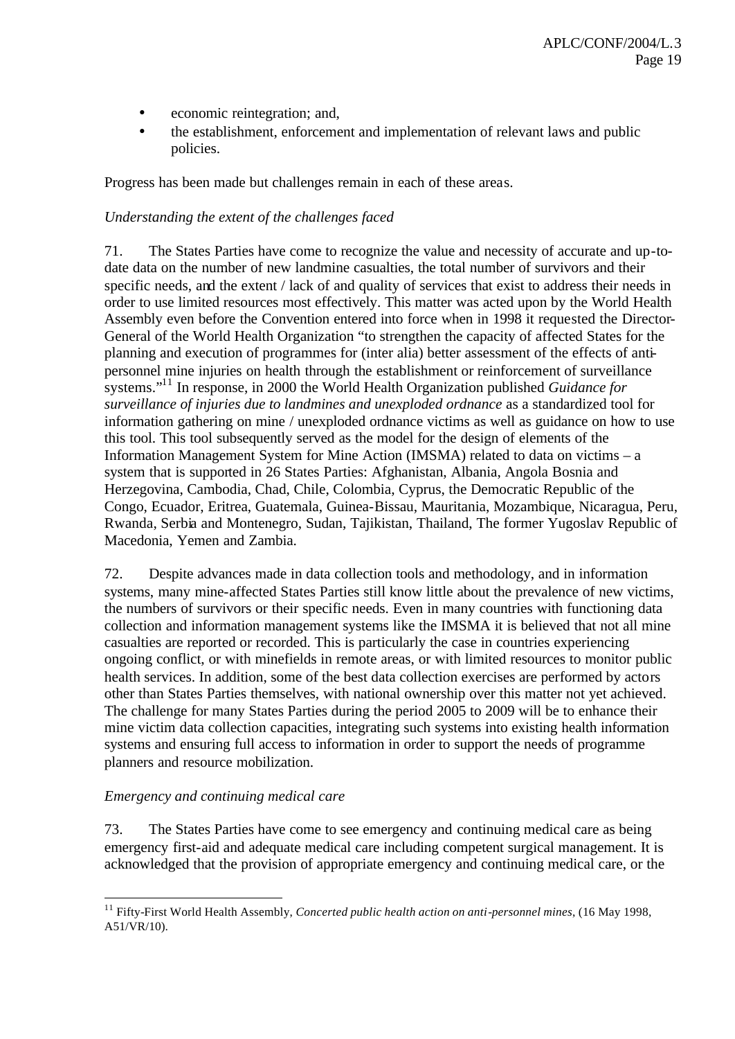- economic reintegration; and,
- the establishment, enforcement and implementation of relevant laws and public policies.

Progress has been made but challenges remain in each of these areas.

*Understanding the extent of the challenges faced*

71. The States Parties have come to recognize the value and necessity of accurate and up-to-date data on the number of new landmine casualties, the total number of survivors and their specific needs, and the extent / lack of and quality of services that exist to address their needs in order to use limited resources most effectively. This matter was acted upon by the World Health Assembly even before the Convention entered into force when in 1998 it requested the Director-General of the World Health Organization "to strengthen the capacity of affected States for the planning and execution of programmes for (inter alia) better assessment of the effects of anti-personnel mine injuries on health through the establishment or reinforcement of surveillance systems."[11] In response, in 2000 the World Health Organization published *Guidance for surveillance of injuries due to landmines and unexploded ordnance* as a standardized tool for information gathering on mine / unexploded ordnance victims as well as guidance on how to use this tool. This tool subsequently served as the model for the design of elements of the Information Management System for Mine Action (IMSMA) related to data on victims – a system that is supported in 26 States Parties: Afghanistan, Albania, Angola Bosnia and Herzegovina, Cambodia, Chad, Chile, Colombia, Cyprus, the Democratic Republic of the Congo, Ecuador, Eritrea, Guatemala, Guinea-Bissau, Mauritania, Mozambique, Nicaragua, Peru, Rwanda, Serbia and Montenegro, Sudan, Tajikistan, Thailand, The former Yugoslav Republic of Macedonia, Yemen and Zambia.

72. Despite advances made in data collection tools and methodology, and in information systems, many mine-affected States Parties still know little about the prevalence of new victims, the numbers of survivors or their specific needs. Even in many countries with functioning data collection and information management systems like the IMSMA it is believed that not all mine casualties are reported or recorded. This is particularly the case in countries experiencing ongoing conflict, or with minefields in remote areas, or with limited resources to monitor public health services. In addition, some of the best data collection exercises are performed by actors other than States Parties themselves, with national ownership over this matter not yet achieved. The challenge for many States Parties during the period 2005 to 2009 will be to enhance their mine victim data collection capacities, integrating such systems into existing health information systems and ensuring full access to information in order to support the needs of programme planners and resource mobilization.

*Emergency and continuing medical care*

73. The States Parties have come to see emergency and continuing medical care as being emergency first-aid and adequate medical care including competent surgical management. It is acknowledged that the provision of appropriate emergency and continuing medical care, or the

---

[11] Fifty-First World Health Assembly, *Concerted public health action on anti-personnel mines*, (16 May 1998, A51/VR/10).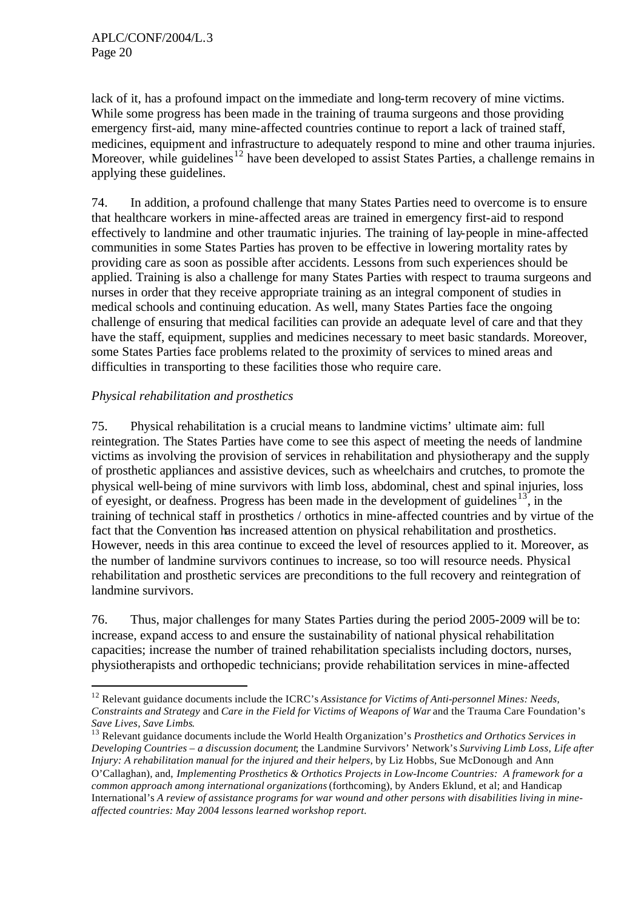lack of it, has a profound impact on the immediate and long-term recovery of mine victims. While some progress has been made in the training of trauma surgeons and those providing emergency first-aid, many mine-affected countries continue to report a lack of trained staff, medicines, equipment and infrastructure to adequately respond to mine and other trauma injuries. Moreover, while guidelines[12] have been developed to assist States Parties, a challenge remains in applying these guidelines.

74. In addition, a profound challenge that many States Parties need to overcome is to ensure that healthcare workers in mine-affected areas are trained in emergency first-aid to respond effectively to landmine and other traumatic injuries. The training of lay-people in mine-affected communities in some States Parties has proven to be effective in lowering mortality rates by providing care as soon as possible after accidents. Lessons from such experiences should be applied. Training is also a challenge for many States Parties with respect to trauma surgeons and nurses in order that they receive appropriate training as an integral component of studies in medical schools and continuing education. As well, many States Parties face the ongoing challenge of ensuring that medical facilities can provide an adequate level of care and that they have the staff, equipment, supplies and medicines necessary to meet basic standards. Moreover, some States Parties face problems related to the proximity of services to mined areas and difficulties in transporting to these facilities those who require care.

*Physical rehabilitation and prosthetics*

75. Physical rehabilitation is a crucial means to landmine victims' ultimate aim: full reintegration. The States Parties have come to see this aspect of meeting the needs of landmine victims as involving the provision of services in rehabilitation and physiotherapy and the supply of prosthetic appliances and assistive devices, such as wheelchairs and crutches, to promote the physical well-being of mine survivors with limb loss, abdominal, chest and spinal injuries, loss of eyesight, or deafness. Progress has been made in the development of guidelines[13], in the training of technical staff in prosthetics / orthotics in mine-affected countries and by virtue of the fact that the Convention has increased attention on physical rehabilitation and prosthetics. However, needs in this area continue to exceed the level of resources applied to it. Moreover, as the number of landmine survivors continues to increase, so too will resource needs. Physical rehabilitation and prosthetic services are preconditions to the full recovery and reintegration of landmine survivors.

76. Thus, major challenges for many States Parties during the period 2005-2009 will be to: increase, expand access to and ensure the sustainability of national physical rehabilitation capacities; increase the number of trained rehabilitation specialists including doctors, nurses, physiotherapists and orthopedic technicians; provide rehabilitation services in mine-affected

---

[12] Relevant guidance documents include the ICRC's *Assistance for Victims of Anti-personnel Mines: Needs, Constraints and Strategy* and *Care in the Field for Victims of Weapons of War* and the Trauma Care Foundation's *Save Lives, Save Limbs*.

[13] Relevant guidance documents include the World Health Organization's *Prosthetics and Orthotics Services in Developing Countries – a discussion document*; the Landmine Survivors' Network's *Surviving Limb Loss, Life after Injury: A rehabilitation manual for the injured and their helpers*, by Liz Hobbs, Sue McDonough and Ann O'Callaghan), and, *Implementing Prosthetics & Orthotics Projects in Low-Income Countries: A framework for a common approach among international organizations* (forthcoming), by Anders Eklund, et al; and Handicap International's *A review of assistance programs for war wound and other persons with disabilities living in mine-affected countries: May 2004 lessons learned workshop report*.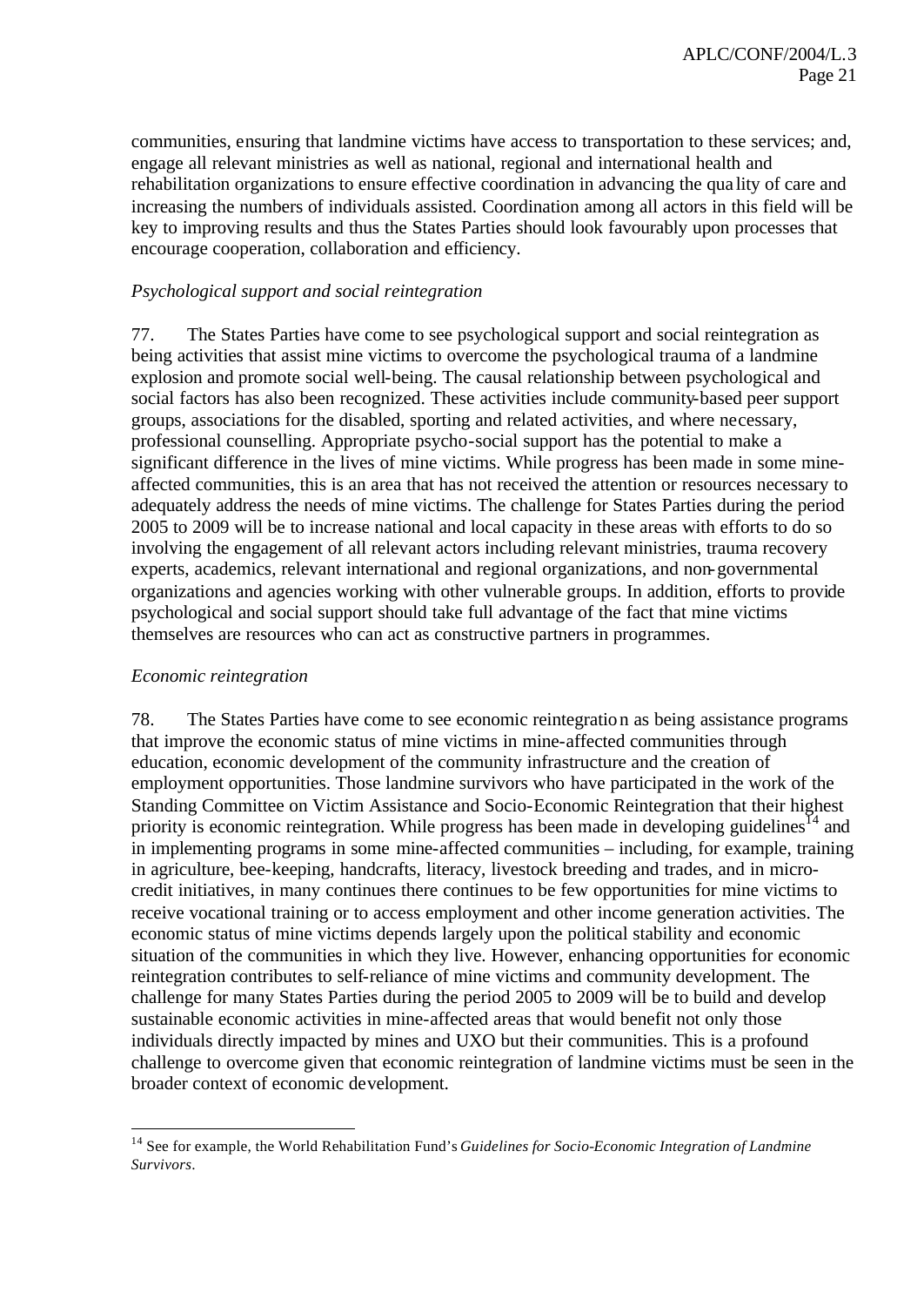communities, ensuring that landmine victims have access to transportation to these services; and, engage all relevant ministries as well as national, regional and international health and rehabilitation organizations to ensure effective coordination in advancing the quality of care and increasing the numbers of individuals assisted. Coordination among all actors in this field will be key to improving results and thus the States Parties should look favourably upon processes that encourage cooperation, collaboration and efficiency.

*Psychological support and social reintegration*

77. The States Parties have come to see psychological support and social reintegration as being activities that assist mine victims to overcome the psychological trauma of a landmine explosion and promote social well-being. The causal relationship between psychological and social factors has also been recognized. These activities include community-based peer support groups, associations for the disabled, sporting and related activities, and where necessary, professional counselling. Appropriate psycho-social support has the potential to make a significant difference in the lives of mine victims. While progress has been made in some mine-affected communities, this is an area that has not received the attention or resources necessary to adequately address the needs of mine victims. The challenge for States Parties during the period 2005 to 2009 will be to increase national and local capacity in these areas with efforts to do so involving the engagement of all relevant actors including relevant ministries, trauma recovery experts, academics, relevant international and regional organizations, and non-governmental organizations and agencies working with other vulnerable groups. In addition, efforts to provide psychological and social support should take full advantage of the fact that mine victims themselves are resources who can act as constructive partners in programmes.

*Economic reintegration*

78. The States Parties have come to see economic reintegration as being assistance programs that improve the economic status of mine victims in mine-affected communities through education, economic development of the community infrastructure and the creation of employment opportunities. Those landmine survivors who have participated in the work of the Standing Committee on Victim Assistance and Socio-Economic Reintegration that their highest priority is economic reintegration. While progress has been made in developing guidelines[14] and in implementing programs in some mine-affected communities – including, for example, training in agriculture, bee-keeping, handcrafts, literacy, livestock breeding and trades, and in micro-credit initiatives, in many continues there continues to be few opportunities for mine victims to receive vocational training or to access employment and other income generation activities. The economic status of mine victims depends largely upon the political stability and economic situation of the communities in which they live. However, enhancing opportunities for economic reintegration contributes to self-reliance of mine victims and community development. The challenge for many States Parties during the period 2005 to 2009 will be to build and develop sustainable economic activities in mine-affected areas that would benefit not only those individuals directly impacted by mines and UXO but their communities. This is a profound challenge to overcome given that economic reintegration of landmine victims must be seen in the broader context of economic development.

---

[14] See for example, the World Rehabilitation Fund's *Guidelines for Socio-Economic Integration of Landmine Survivors*.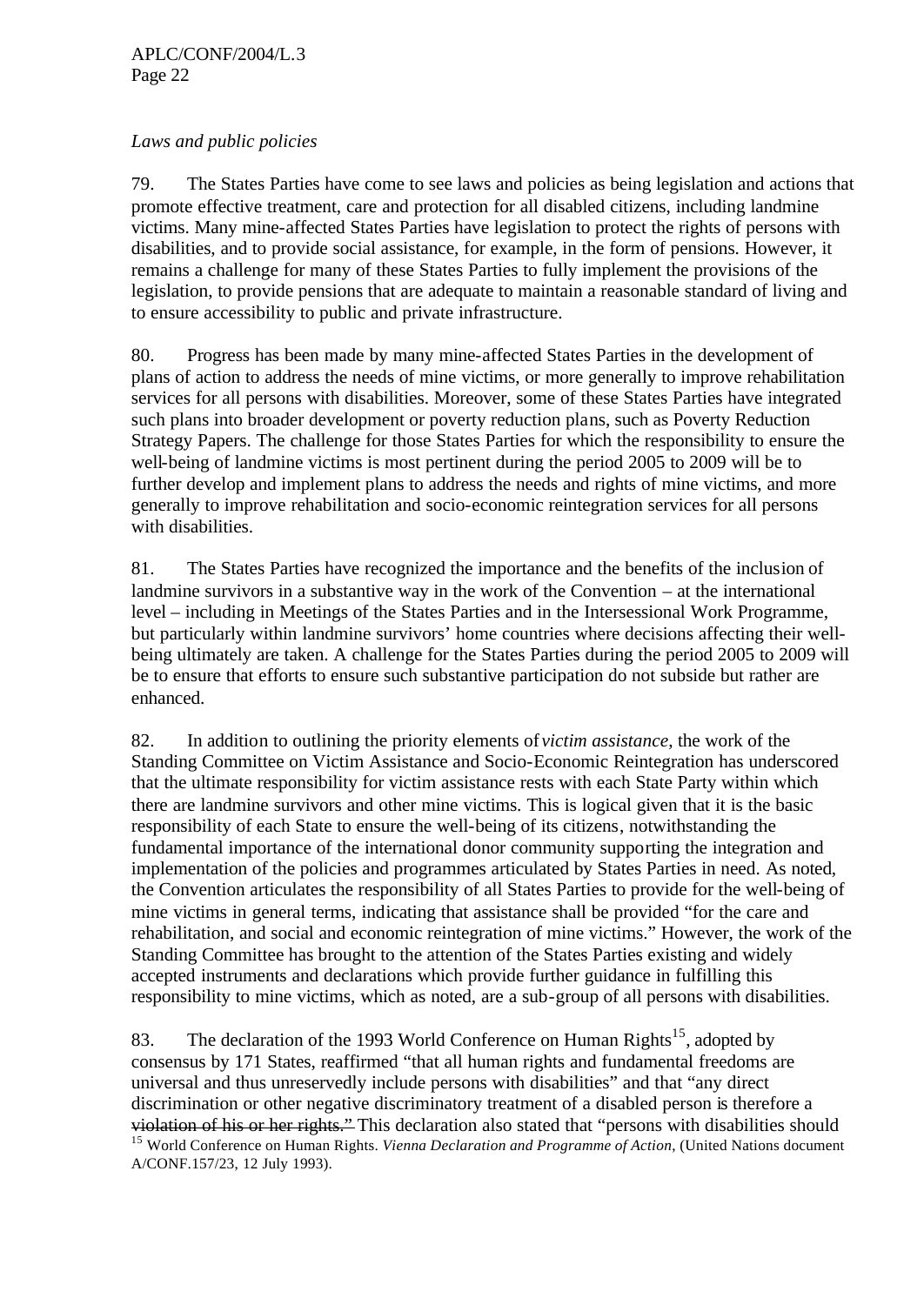*Laws and public policies*

79. The States Parties have come to see laws and policies as being legislation and actions that promote effective treatment, care and protection for all disabled citizens, including landmine victims. Many mine-affected States Parties have legislation to protect the rights of persons with disabilities, and to provide social assistance, for example, in the form of pensions. However, it remains a challenge for many of these States Parties to fully implement the provisions of the legislation, to provide pensions that are adequate to maintain a reasonable standard of living and to ensure accessibility to public and private infrastructure.

80. Progress has been made by many mine-affected States Parties in the development of plans of action to address the needs of mine victims, or more generally to improve rehabilitation services for all persons with disabilities. Moreover, some of these States Parties have integrated such plans into broader development or poverty reduction plans, such as Poverty Reduction Strategy Papers. The challenge for those States Parties for which the responsibility to ensure the well-being of landmine victims is most pertinent during the period 2005 to 2009 will be to further develop and implement plans to address the needs and rights of mine victims, and more generally to improve rehabilitation and socio-economic reintegration services for all persons with disabilities.

81. The States Parties have recognized the importance and the benefits of the inclusion of landmine survivors in a substantive way in the work of the Convention – at the international level – including in Meetings of the States Parties and in the Intersessional Work Programme, but particularly within landmine survivors' home countries where decisions affecting their well-being ultimately are taken. A challenge for the States Parties during the period 2005 to 2009 will be to ensure that efforts to ensure such substantive participation do not subside but rather are enhanced.

82. In addition to outlining the priority elements of *victim assistance*, the work of the Standing Committee on Victim Assistance and Socio-Economic Reintegration has underscored that the ultimate responsibility for victim assistance rests with each State Party within which there are landmine survivors and other mine victims. This is logical given that it is the basic responsibility of each State to ensure the well-being of its citizens, notwithstanding the fundamental importance of the international donor community supporting the integration and implementation of the policies and programmes articulated by States Parties in need. As noted, the Convention articulates the responsibility of all States Parties to provide for the well-being of mine victims in general terms, indicating that assistance shall be provided "for the care and rehabilitation, and social and economic reintegration of mine victims." However, the work of the Standing Committee has brought to the attention of the States Parties existing and widely accepted instruments and declarations which provide further guidance in fulfilling this responsibility to mine victims, which as noted, are a sub-group of all persons with disabilities.

83. The declaration of the 1993 World Conference on Human Rights[15], adopted by consensus by 171 States, reaffirmed "that all human rights and fundamental freedoms are universal and thus unreservedly include persons with disabilities" and that "any direct discrimination or other negative discriminatory treatment of a disabled person is therefore a violation of his or her rights." This declaration also stated that "persons with disabilities should

[15] World Conference on Human Rights. *Vienna Declaration and Programme of Action*, (United Nations document A/CONF.157/23, 12 July 1993).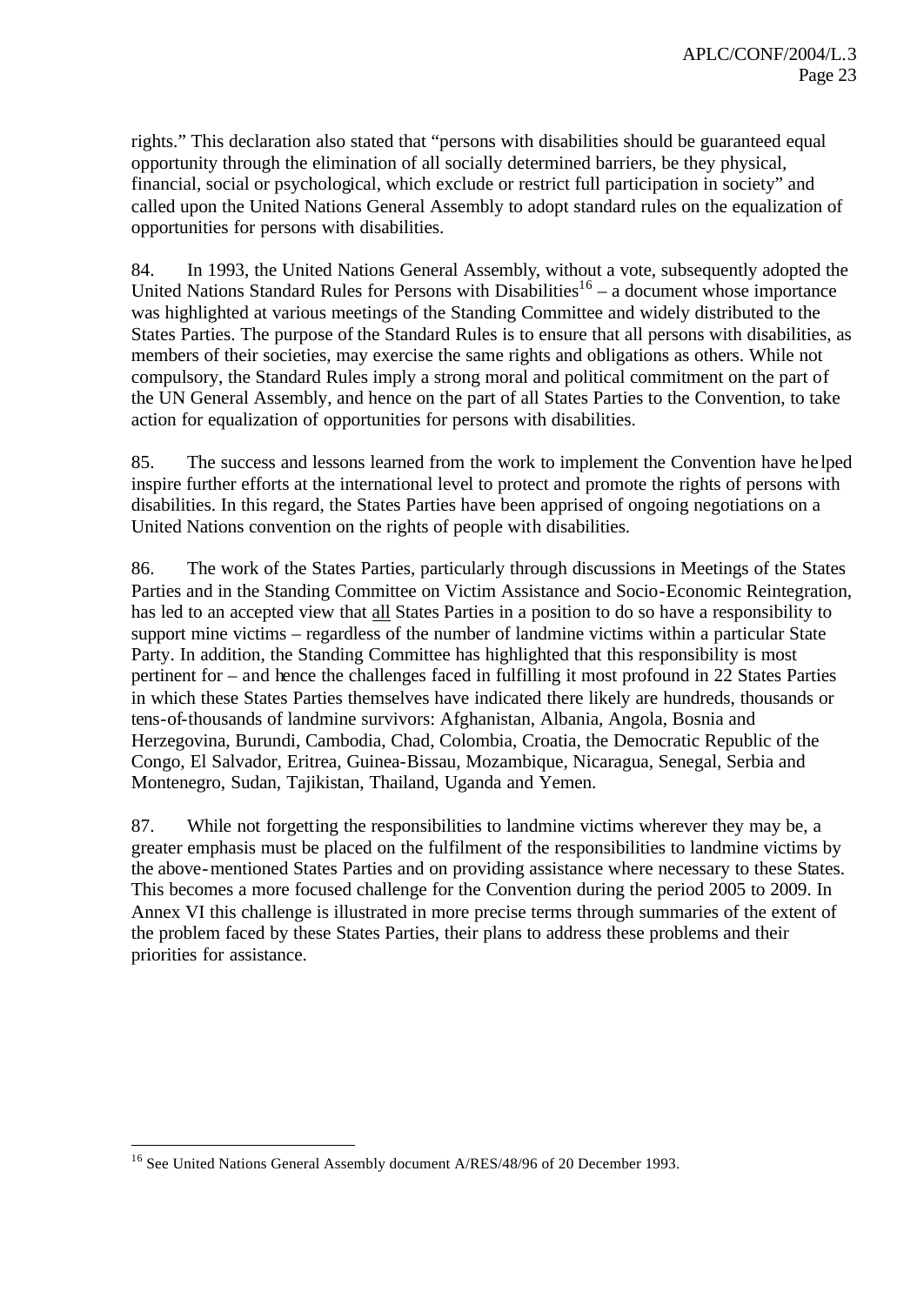rights." This declaration also stated that "persons with disabilities should be guaranteed equal opportunity through the elimination of all socially determined barriers, be they physical, financial, social or psychological, which exclude or restrict full participation in society" and called upon the United Nations General Assembly to adopt standard rules on the equalization of opportunities for persons with disabilities.

84. In 1993, the United Nations General Assembly, without a vote, subsequently adopted the United Nations Standard Rules for Persons with Disabilities[16] – a document whose importance was highlighted at various meetings of the Standing Committee and widely distributed to the States Parties. The purpose of the Standard Rules is to ensure that all persons with disabilities, as members of their societies, may exercise the same rights and obligations as others. While not compulsory, the Standard Rules imply a strong moral and political commitment on the part of the UN General Assembly, and hence on the part of all States Parties to the Convention, to take action for equalization of opportunities for persons with disabilities.

85. The success and lessons learned from the work to implement the Convention have helped inspire further efforts at the international level to protect and promote the rights of persons with disabilities. In this regard, the States Parties have been apprised of ongoing negotiations on a United Nations convention on the rights of people with disabilities.

86. The work of the States Parties, particularly through discussions in Meetings of the States Parties and in the Standing Committee on Victim Assistance and Socio-Economic Reintegration, has led to an accepted view that <u>all</u> States Parties in a position to do so have a responsibility to support mine victims – regardless of the number of landmine victims within a particular State Party. In addition, the Standing Committee has highlighted that this responsibility is most pertinent for – and hence the challenges faced in fulfilling it most profound in 22 States Parties in which these States Parties themselves have indicated there likely are hundreds, thousands or tens-of-thousands of landmine survivors: Afghanistan, Albania, Angola, Bosnia and Herzegovina, Burundi, Cambodia, Chad, Colombia, Croatia, the Democratic Republic of the Congo, El Salvador, Eritrea, Guinea-Bissau, Mozambique, Nicaragua, Senegal, Serbia and Montenegro, Sudan, Tajikistan, Thailand, Uganda and Yemen.

87. While not forgetting the responsibilities to landmine victims wherever they may be, a greater emphasis must be placed on the fulfilment of the responsibilities to landmine victims by the above-mentioned States Parties and on providing assistance where necessary to these States. This becomes a more focused challenge for the Convention during the period 2005 to 2009. In Annex VI this challenge is illustrated in more precise terms through summaries of the extent of the problem faced by these States Parties, their plans to address these problems and their priorities for assistance.

---

[16] See United Nations General Assembly document A/RES/48/96 of 20 December 1993.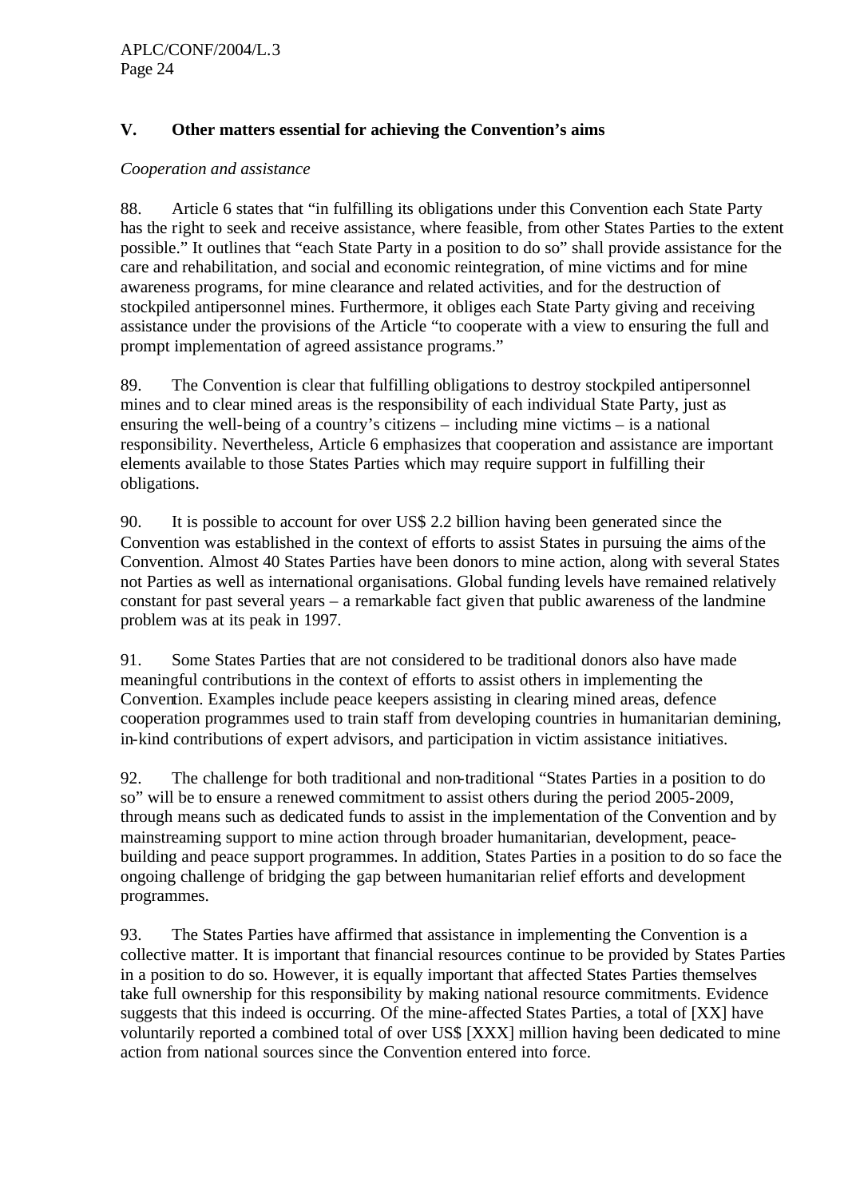## V. Other matters essential for achieving the Convention's aims

*Cooperation and assistance*

88. Article 6 states that "in fulfilling its obligations under this Convention each State Party has the right to seek and receive assistance, where feasible, from other States Parties to the extent possible." It outlines that "each State Party in a position to do so" shall provide assistance for the care and rehabilitation, and social and economic reintegration, of mine victims and for mine awareness programs, for mine clearance and related activities, and for the destruction of stockpiled antipersonnel mines. Furthermore, it obliges each State Party giving and receiving assistance under the provisions of the Article "to cooperate with a view to ensuring the full and prompt implementation of agreed assistance programs."

89. The Convention is clear that fulfilling obligations to destroy stockpiled antipersonnel mines and to clear mined areas is the responsibility of each individual State Party, just as ensuring the well-being of a country's citizens – including mine victims – is a national responsibility. Nevertheless, Article 6 emphasizes that cooperation and assistance are important elements available to those States Parties which may require support in fulfilling their obligations.

90. It is possible to account for over US$ 2.2 billion having been generated since the Convention was established in the context of efforts to assist States in pursuing the aims of the Convention. Almost 40 States Parties have been donors to mine action, along with several States not Parties as well as international organisations. Global funding levels have remained relatively constant for past several years – a remarkable fact given that public awareness of the landmine problem was at its peak in 1997.

91. Some States Parties that are not considered to be traditional donors also have made meaningful contributions in the context of efforts to assist others in implementing the Convention. Examples include peace keepers assisting in clearing mined areas, defence cooperation programmes used to train staff from developing countries in humanitarian demining, in-kind contributions of expert advisors, and participation in victim assistance initiatives.

92. The challenge for both traditional and non-traditional "States Parties in a position to do so" will be to ensure a renewed commitment to assist others during the period 2005-2009, through means such as dedicated funds to assist in the implementation of the Convention and by mainstreaming support to mine action through broader humanitarian, development, peace-building and peace support programmes. In addition, States Parties in a position to do so face the ongoing challenge of bridging the gap between humanitarian relief efforts and development programmes.

93. The States Parties have affirmed that assistance in implementing the Convention is a collective matter. It is important that financial resources continue to be provided by States Parties in a position to do so. However, it is equally important that affected States Parties themselves take full ownership for this responsibility by making national resource commitments. Evidence suggests that this indeed is occurring. Of the mine-affected States Parties, a total of [XX] have voluntarily reported a combined total of over US$ [XXX] million having been dedicated to mine action from national sources since the Convention entered into force.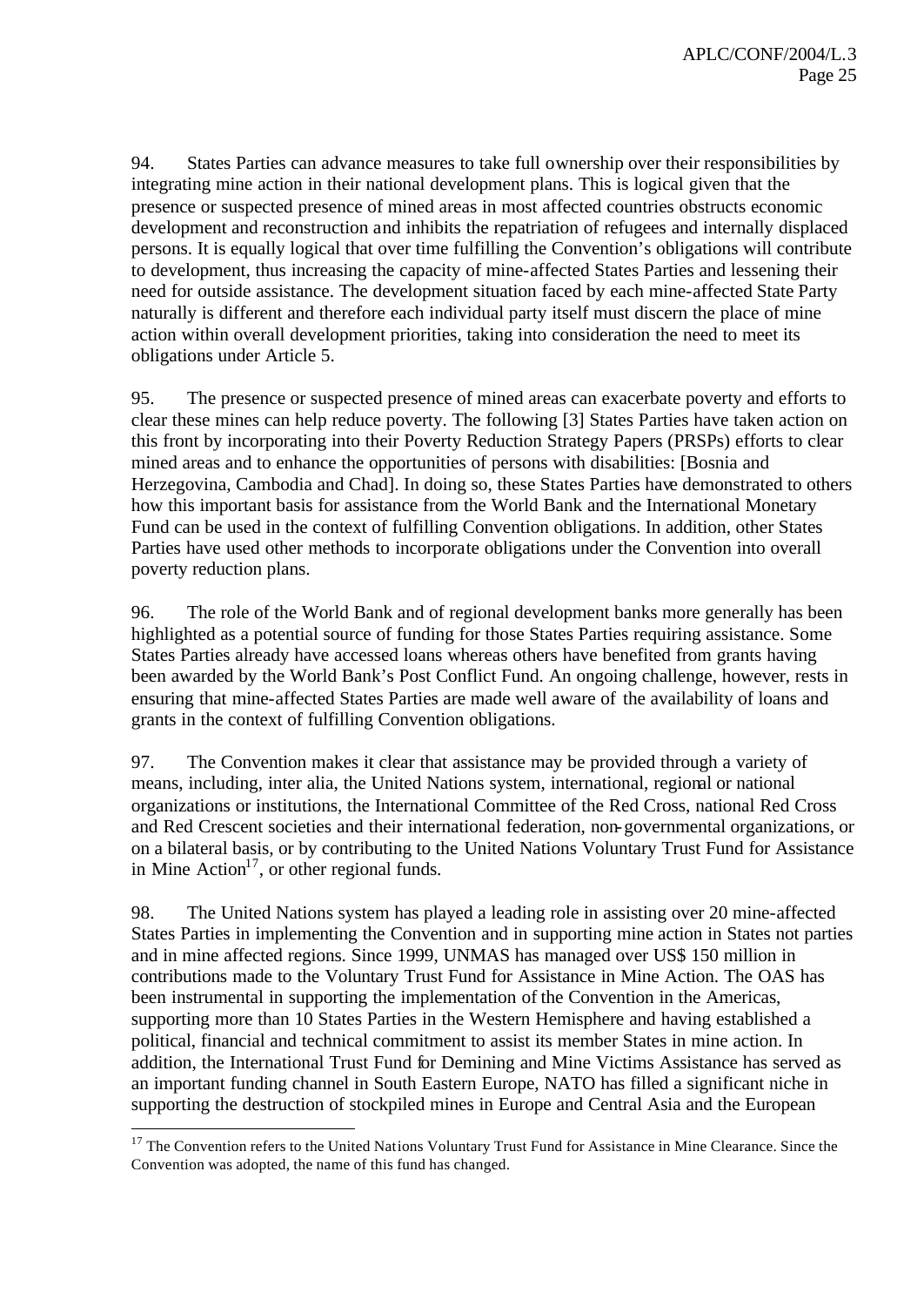94. States Parties can advance measures to take full ownership over their responsibilities by integrating mine action in their national development plans. This is logical given that the presence or suspected presence of mined areas in most affected countries obstructs economic development and reconstruction and inhibits the repatriation of refugees and internally displaced persons. It is equally logical that over time fulfilling the Convention's obligations will contribute to development, thus increasing the capacity of mine-affected States Parties and lessening their need for outside assistance. The development situation faced by each mine-affected State Party naturally is different and therefore each individual party itself must discern the place of mine action within overall development priorities, taking into consideration the need to meet its obligations under Article 5.

95. The presence or suspected presence of mined areas can exacerbate poverty and efforts to clear these mines can help reduce poverty. The following [3] States Parties have taken action on this front by incorporating into their Poverty Reduction Strategy Papers (PRSPs) efforts to clear mined areas and to enhance the opportunities of persons with disabilities: [Bosnia and Herzegovina, Cambodia and Chad]. In doing so, these States Parties have demonstrated to others how this important basis for assistance from the World Bank and the International Monetary Fund can be used in the context of fulfilling Convention obligations. In addition, other States Parties have used other methods to incorporate obligations under the Convention into overall poverty reduction plans.

96. The role of the World Bank and of regional development banks more generally has been highlighted as a potential source of funding for those States Parties requiring assistance. Some States Parties already have accessed loans whereas others have benefited from grants having been awarded by the World Bank's Post Conflict Fund. An ongoing challenge, however, rests in ensuring that mine-affected States Parties are made well aware of the availability of loans and grants in the context of fulfilling Convention obligations.

97. The Convention makes it clear that assistance may be provided through a variety of means, including, inter alia, the United Nations system, international, regional or national organizations or institutions, the International Committee of the Red Cross, national Red Cross and Red Crescent societies and their international federation, non-governmental organizations, or on a bilateral basis, or by contributing to the United Nations Voluntary Trust Fund for Assistance in Mine Action[17], or other regional funds.

98. The United Nations system has played a leading role in assisting over 20 mine-affected States Parties in implementing the Convention and in supporting mine action in States not parties and in mine affected regions. Since 1999, UNMAS has managed over US$ 150 million in contributions made to the Voluntary Trust Fund for Assistance in Mine Action. The OAS has been instrumental in supporting the implementation of the Convention in the Americas, supporting more than 10 States Parties in the Western Hemisphere and having established a political, financial and technical commitment to assist its member States in mine action. In addition, the International Trust Fund for Demining and Mine Victims Assistance has served as an important funding channel in South Eastern Europe, NATO has filled a significant niche in supporting the destruction of stockpiled mines in Europe and Central Asia and the European

[17] The Convention refers to the United Nations Voluntary Trust Fund for Assistance in Mine Clearance. Since the Convention was adopted, the name of this fund has changed.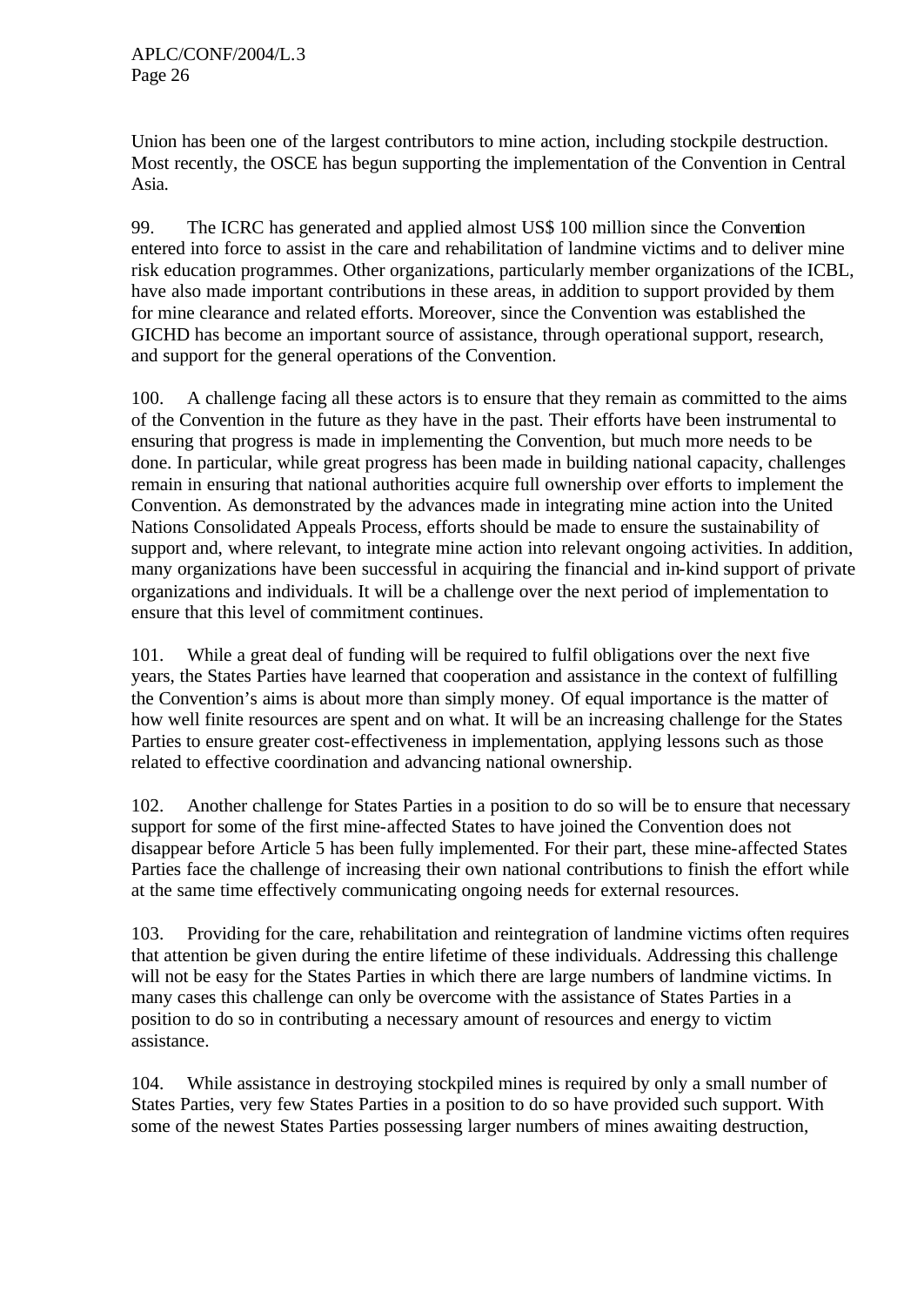Union has been one of the largest contributors to mine action, including stockpile destruction. Most recently, the OSCE has begun supporting the implementation of the Convention in Central Asia.

99. The ICRC has generated and applied almost US$ 100 million since the Convention entered into force to assist in the care and rehabilitation of landmine victims and to deliver mine risk education programmes. Other organizations, particularly member organizations of the ICBL, have also made important contributions in these areas, in addition to support provided by them for mine clearance and related efforts. Moreover, since the Convention was established the GICHD has become an important source of assistance, through operational support, research, and support for the general operations of the Convention.

100. A challenge facing all these actors is to ensure that they remain as committed to the aims of the Convention in the future as they have in the past. Their efforts have been instrumental to ensuring that progress is made in implementing the Convention, but much more needs to be done. In particular, while great progress has been made in building national capacity, challenges remain in ensuring that national authorities acquire full ownership over efforts to implement the Convention. As demonstrated by the advances made in integrating mine action into the United Nations Consolidated Appeals Process, efforts should be made to ensure the sustainability of support and, where relevant, to integrate mine action into relevant ongoing activities. In addition, many organizations have been successful in acquiring the financial and in-kind support of private organizations and individuals. It will be a challenge over the next period of implementation to ensure that this level of commitment continues.

101. While a great deal of funding will be required to fulfil obligations over the next five years, the States Parties have learned that cooperation and assistance in the context of fulfilling the Convention's aims is about more than simply money. Of equal importance is the matter of how well finite resources are spent and on what. It will be an increasing challenge for the States Parties to ensure greater cost-effectiveness in implementation, applying lessons such as those related to effective coordination and advancing national ownership.

102. Another challenge for States Parties in a position to do so will be to ensure that necessary support for some of the first mine-affected States to have joined the Convention does not disappear before Article 5 has been fully implemented. For their part, these mine-affected States Parties face the challenge of increasing their own national contributions to finish the effort while at the same time effectively communicating ongoing needs for external resources.

103. Providing for the care, rehabilitation and reintegration of landmine victims often requires that attention be given during the entire lifetime of these individuals. Addressing this challenge will not be easy for the States Parties in which there are large numbers of landmine victims. In many cases this challenge can only be overcome with the assistance of States Parties in a position to do so in contributing a necessary amount of resources and energy to victim assistance.

104. While assistance in destroying stockpiled mines is required by only a small number of States Parties, very few States Parties in a position to do so have provided such support. With some of the newest States Parties possessing larger numbers of mines awaiting destruction,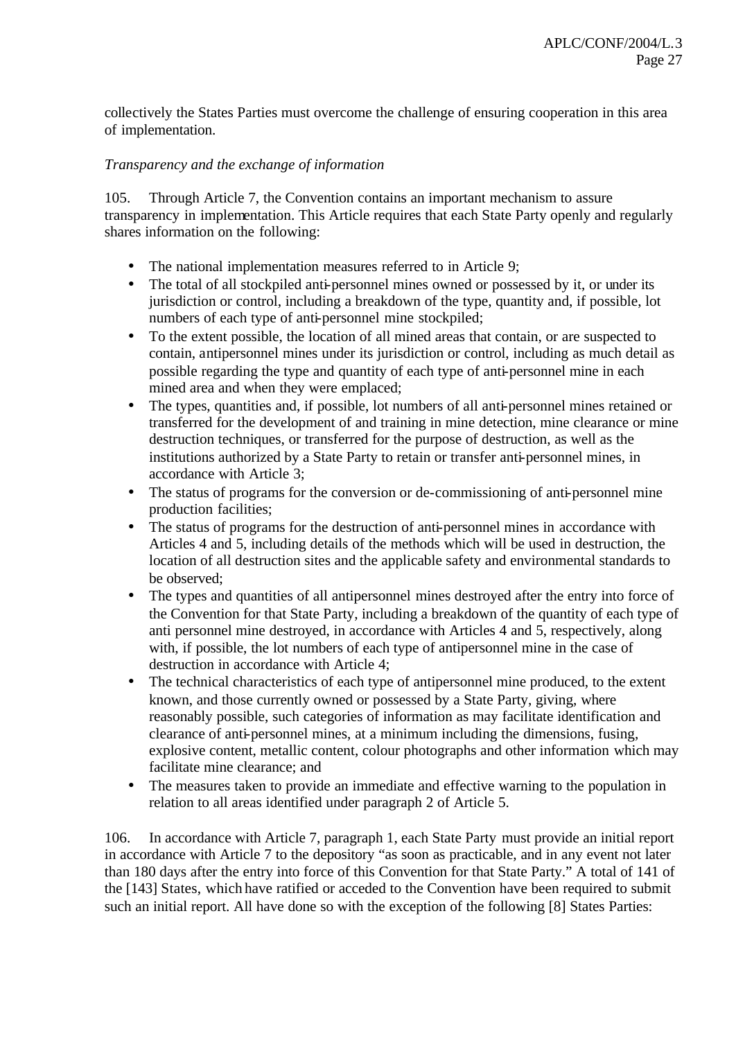collectively the States Parties must overcome the challenge of ensuring cooperation in this area of implementation.

*Transparency and the exchange of information*

105. Through Article 7, the Convention contains an important mechanism to assure transparency in implementation. This Article requires that each State Party openly and regularly shares information on the following:

- The national implementation measures referred to in Article 9;
- The total of all stockpiled anti-personnel mines owned or possessed by it, or under its jurisdiction or control, including a breakdown of the type, quantity and, if possible, lot numbers of each type of anti-personnel mine stockpiled;
- To the extent possible, the location of all mined areas that contain, or are suspected to contain, antipersonnel mines under its jurisdiction or control, including as much detail as possible regarding the type and quantity of each type of anti-personnel mine in each mined area and when they were emplaced;
- The types, quantities and, if possible, lot numbers of all anti-personnel mines retained or transferred for the development of and training in mine detection, mine clearance or mine destruction techniques, or transferred for the purpose of destruction, as well as the institutions authorized by a State Party to retain or transfer anti-personnel mines, in accordance with Article 3;
- The status of programs for the conversion or de-commissioning of anti-personnel mine production facilities;
- The status of programs for the destruction of anti-personnel mines in accordance with Articles 4 and 5, including details of the methods which will be used in destruction, the location of all destruction sites and the applicable safety and environmental standards to be observed;
- The types and quantities of all antipersonnel mines destroyed after the entry into force of the Convention for that State Party, including a breakdown of the quantity of each type of anti personnel mine destroyed, in accordance with Articles 4 and 5, respectively, along with, if possible, the lot numbers of each type of antipersonnel mine in the case of destruction in accordance with Article 4;
- The technical characteristics of each type of antipersonnel mine produced, to the extent known, and those currently owned or possessed by a State Party, giving, where reasonably possible, such categories of information as may facilitate identification and clearance of anti-personnel mines, at a minimum including the dimensions, fusing, explosive content, metallic content, colour photographs and other information which may facilitate mine clearance; and
- The measures taken to provide an immediate and effective warning to the population in relation to all areas identified under paragraph 2 of Article 5.

106. In accordance with Article 7, paragraph 1, each State Party must provide an initial report in accordance with Article 7 to the depository "as soon as practicable, and in any event not later than 180 days after the entry into force of this Convention for that State Party." A total of 141 of the [143] States, which have ratified or acceded to the Convention have been required to submit such an initial report. All have done so with the exception of the following [8] States Parties: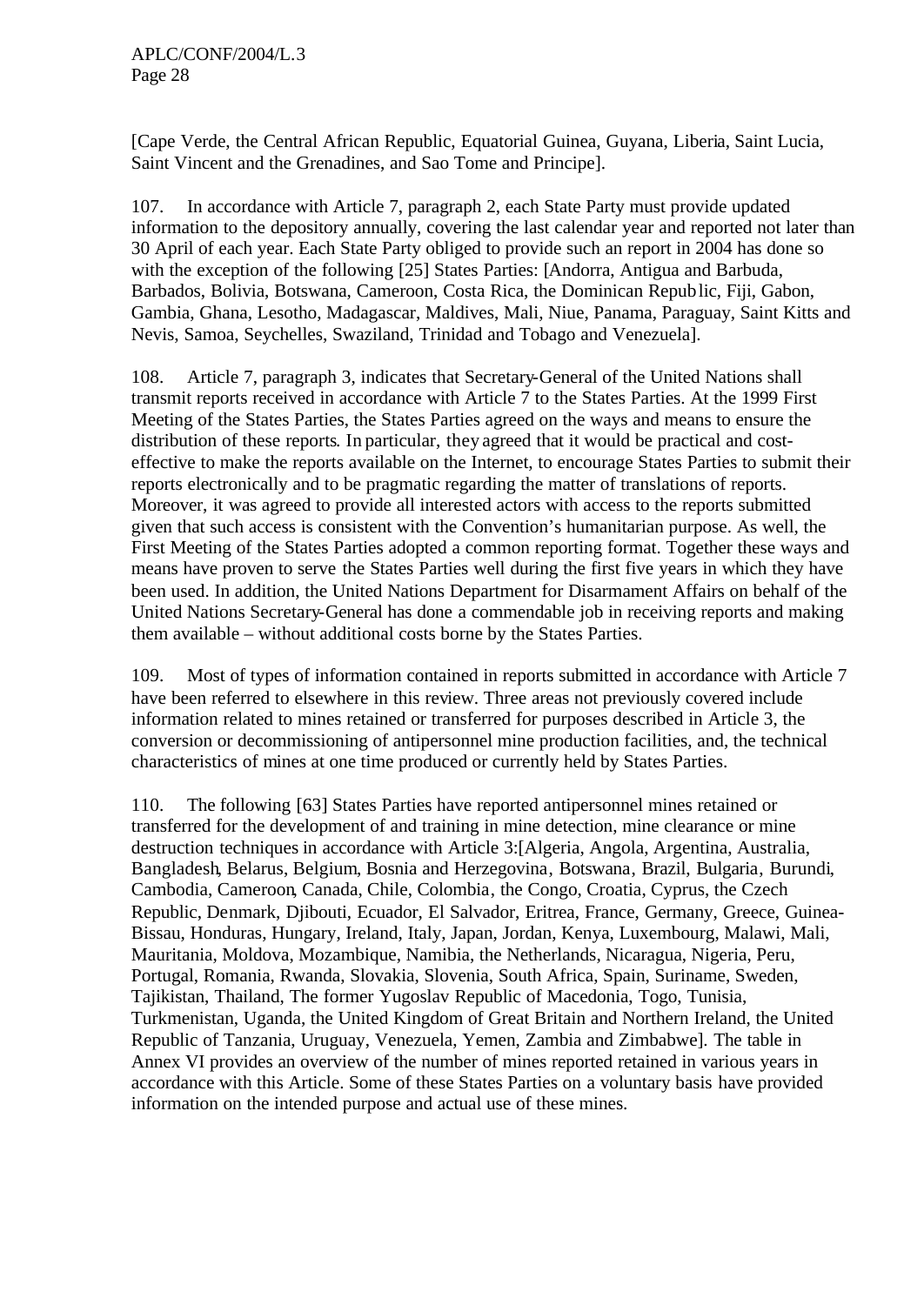[Cape Verde, the Central African Republic, Equatorial Guinea, Guyana, Liberia, Saint Lucia, Saint Vincent and the Grenadines, and Sao Tome and Principe].

107. In accordance with Article 7, paragraph 2, each State Party must provide updated information to the depository annually, covering the last calendar year and reported not later than 30 April of each year. Each State Party obliged to provide such an report in 2004 has done so with the exception of the following [25] States Parties: [Andorra, Antigua and Barbuda, Barbados, Bolivia, Botswana, Cameroon, Costa Rica, the Dominican Republic, Fiji, Gabon, Gambia, Ghana, Lesotho, Madagascar, Maldives, Mali, Niue, Panama, Paraguay, Saint Kitts and Nevis, Samoa, Seychelles, Swaziland, Trinidad and Tobago and Venezuela].

108. Article 7, paragraph 3, indicates that Secretary-General of the United Nations shall transmit reports received in accordance with Article 7 to the States Parties. At the 1999 First Meeting of the States Parties, the States Parties agreed on the ways and means to ensure the distribution of these reports. In particular, they agreed that it would be practical and cost-effective to make the reports available on the Internet, to encourage States Parties to submit their reports electronically and to be pragmatic regarding the matter of translations of reports. Moreover, it was agreed to provide all interested actors with access to the reports submitted given that such access is consistent with the Convention's humanitarian purpose. As well, the First Meeting of the States Parties adopted a common reporting format. Together these ways and means have proven to serve the States Parties well during the first five years in which they have been used. In addition, the United Nations Department for Disarmament Affairs on behalf of the United Nations Secretary-General has done a commendable job in receiving reports and making them available – without additional costs borne by the States Parties.

109. Most of types of information contained in reports submitted in accordance with Article 7 have been referred to elsewhere in this review. Three areas not previously covered include information related to mines retained or transferred for purposes described in Article 3, the conversion or decommissioning of antipersonnel mine production facilities, and, the technical characteristics of mines at one time produced or currently held by States Parties.

110. The following [63] States Parties have reported antipersonnel mines retained or transferred for the development of and training in mine detection, mine clearance or mine destruction techniques in accordance with Article 3:[Algeria, Angola, Argentina, Australia, Bangladesh, Belarus, Belgium, Bosnia and Herzegovina, Botswana, Brazil, Bulgaria, Burundi, Cambodia, Cameroon, Canada, Chile, Colombia, the Congo, Croatia, Cyprus, the Czech Republic, Denmark, Djibouti, Ecuador, El Salvador, Eritrea, France, Germany, Greece, Guinea-Bissau, Honduras, Hungary, Ireland, Italy, Japan, Jordan, Kenya, Luxembourg, Malawi, Mali, Mauritania, Moldova, Mozambique, Namibia, the Netherlands, Nicaragua, Nigeria, Peru, Portugal, Romania, Rwanda, Slovakia, Slovenia, South Africa, Spain, Suriname, Sweden, Tajikistan, Thailand, The former Yugoslav Republic of Macedonia, Togo, Tunisia, Turkmenistan, Uganda, the United Kingdom of Great Britain and Northern Ireland, the United Republic of Tanzania, Uruguay, Venezuela, Yemen, Zambia and Zimbabwe]. The table in Annex VI provides an overview of the number of mines reported retained in various years in accordance with this Article. Some of these States Parties on a voluntary basis have provided information on the intended purpose and actual use of these mines.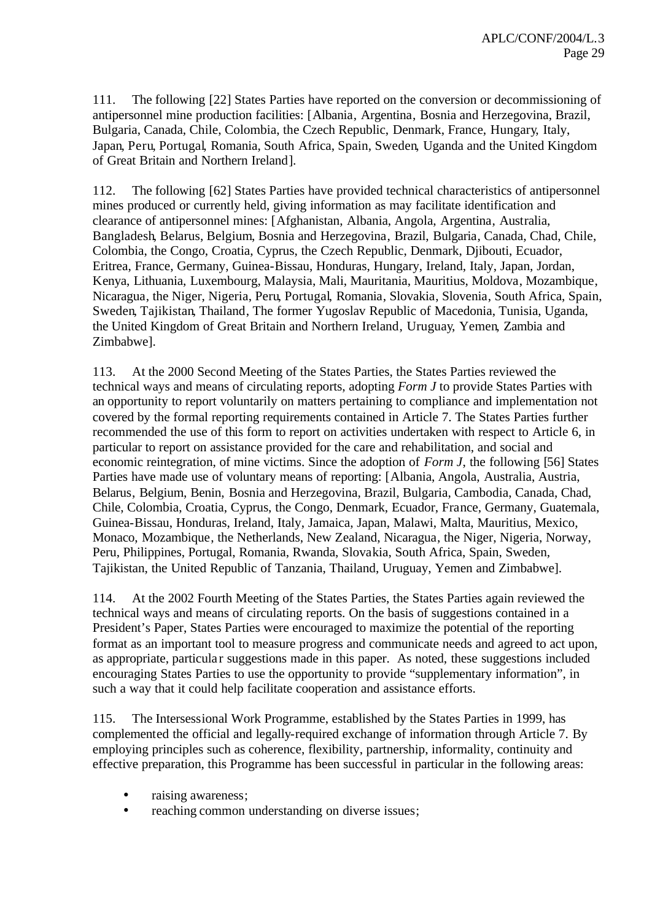111. The following [22] States Parties have reported on the conversion or decommissioning of antipersonnel mine production facilities: [Albania, Argentina, Bosnia and Herzegovina, Brazil, Bulgaria, Canada, Chile, Colombia, the Czech Republic, Denmark, France, Hungary, Italy, Japan, Peru, Portugal, Romania, South Africa, Spain, Sweden, Uganda and the United Kingdom of Great Britain and Northern Ireland].

112. The following [62] States Parties have provided technical characteristics of antipersonnel mines produced or currently held, giving information as may facilitate identification and clearance of antipersonnel mines: [Afghanistan, Albania, Angola, Argentina, Australia, Bangladesh, Belarus, Belgium, Bosnia and Herzegovina, Brazil, Bulgaria, Canada, Chad, Chile, Colombia, the Congo, Croatia, Cyprus, the Czech Republic, Denmark, Djibouti, Ecuador, Eritrea, France, Germany, Guinea-Bissau, Honduras, Hungary, Ireland, Italy, Japan, Jordan, Kenya, Lithuania, Luxembourg, Malaysia, Mali, Mauritania, Mauritius, Moldova, Mozambique, Nicaragua, the Niger, Nigeria, Peru, Portugal, Romania, Slovakia, Slovenia, South Africa, Spain, Sweden, Tajikistan, Thailand, The former Yugoslav Republic of Macedonia, Tunisia, Uganda, the United Kingdom of Great Britain and Northern Ireland, Uruguay, Yemen, Zambia and Zimbabwe].

113. At the 2000 Second Meeting of the States Parties, the States Parties reviewed the technical ways and means of circulating reports, adopting *Form J* to provide States Parties with an opportunity to report voluntarily on matters pertaining to compliance and implementation not covered by the formal reporting requirements contained in Article 7. The States Parties further recommended the use of this form to report on activities undertaken with respect to Article 6, in particular to report on assistance provided for the care and rehabilitation, and social and economic reintegration, of mine victims. Since the adoption of *Form J*, the following [56] States Parties have made use of voluntary means of reporting: [Albania, Angola, Australia, Austria, Belarus, Belgium, Benin, Bosnia and Herzegovina, Brazil, Bulgaria, Cambodia, Canada, Chad, Chile, Colombia, Croatia, Cyprus, the Congo, Denmark, Ecuador, France, Germany, Guatemala, Guinea-Bissau, Honduras, Ireland, Italy, Jamaica, Japan, Malawi, Malta, Mauritius, Mexico, Monaco, Mozambique, the Netherlands, New Zealand, Nicaragua, the Niger, Nigeria, Norway, Peru, Philippines, Portugal, Romania, Rwanda, Slovakia, South Africa, Spain, Sweden, Tajikistan, the United Republic of Tanzania, Thailand, Uruguay, Yemen and Zimbabwe].

114. At the 2002 Fourth Meeting of the States Parties, the States Parties again reviewed the technical ways and means of circulating reports. On the basis of suggestions contained in a President's Paper, States Parties were encouraged to maximize the potential of the reporting format as an important tool to measure progress and communicate needs and agreed to act upon, as appropriate, particular suggestions made in this paper. As noted, these suggestions included encouraging States Parties to use the opportunity to provide "supplementary information", in such a way that it could help facilitate cooperation and assistance efforts.

115. The Intersessional Work Programme, established by the States Parties in 1999, has complemented the official and legally-required exchange of information through Article 7. By employing principles such as coherence, flexibility, partnership, informality, continuity and effective preparation, this Programme has been successful in particular in the following areas:

- raising awareness;
- reaching common understanding on diverse issues;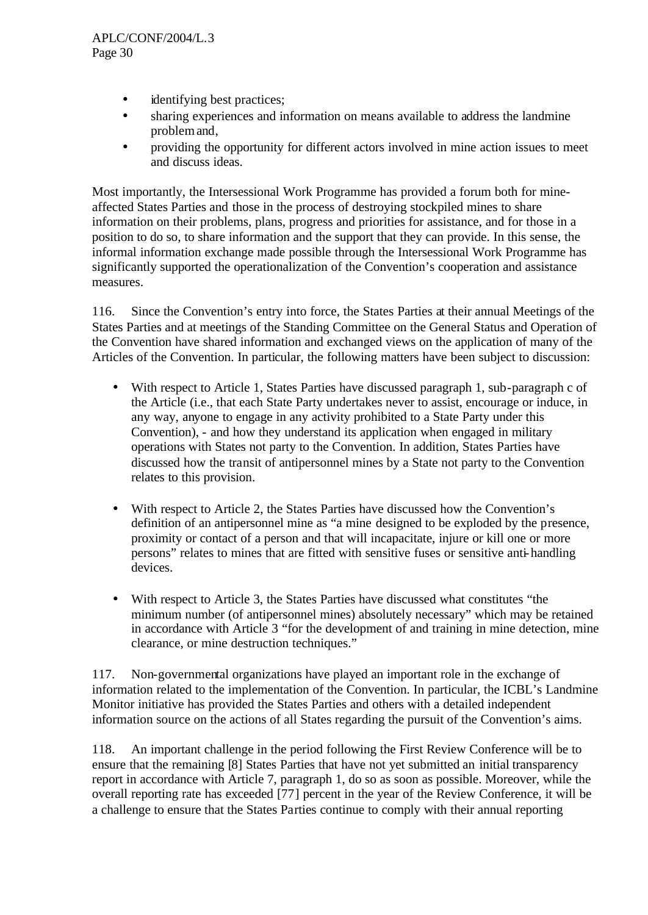- identifying best practices;
- sharing experiences and information on means available to address the landmine problem and,
- providing the opportunity for different actors involved in mine action issues to meet and discuss ideas.

Most importantly, the Intersessional Work Programme has provided a forum both for mine-affected States Parties and those in the process of destroying stockpiled mines to share information on their problems, plans, progress and priorities for assistance, and for those in a position to do so, to share information and the support that they can provide. In this sense, the informal information exchange made possible through the Intersessional Work Programme has significantly supported the operationalization of the Convention's cooperation and assistance measures.

116. Since the Convention's entry into force, the States Parties at their annual Meetings of the States Parties and at meetings of the Standing Committee on the General Status and Operation of the Convention have shared information and exchanged views on the application of many of the Articles of the Convention. In particular, the following matters have been subject to discussion:

- With respect to Article 1, States Parties have discussed paragraph 1, sub-paragraph c of the Article (i.e., that each State Party undertakes never to assist, encourage or induce, in any way, anyone to engage in any activity prohibited to a State Party under this Convention), - and how they understand its application when engaged in military operations with States not party to the Convention. In addition, States Parties have discussed how the transit of antipersonnel mines by a State not party to the Convention relates to this provision.

- With respect to Article 2, the States Parties have discussed how the Convention's definition of an antipersonnel mine as "a mine designed to be exploded by the presence, proximity or contact of a person and that will incapacitate, injure or kill one or more persons" relates to mines that are fitted with sensitive fuses or sensitive anti-handling devices.

- With respect to Article 3, the States Parties have discussed what constitutes "the minimum number (of antipersonnel mines) absolutely necessary" which may be retained in accordance with Article 3 "for the development of and training in mine detection, mine clearance, or mine destruction techniques."

117. Non-governmental organizations have played an important role in the exchange of information related to the implementation of the Convention. In particular, the ICBL's Landmine Monitor initiative has provided the States Parties and others with a detailed independent information source on the actions of all States regarding the pursuit of the Convention's aims.

118. An important challenge in the period following the First Review Conference will be to ensure that the remaining [8] States Parties that have not yet submitted an initial transparency report in accordance with Article 7, paragraph 1, do so as soon as possible. Moreover, while the overall reporting rate has exceeded [77] percent in the year of the Review Conference, it will be a challenge to ensure that the States Parties continue to comply with their annual reporting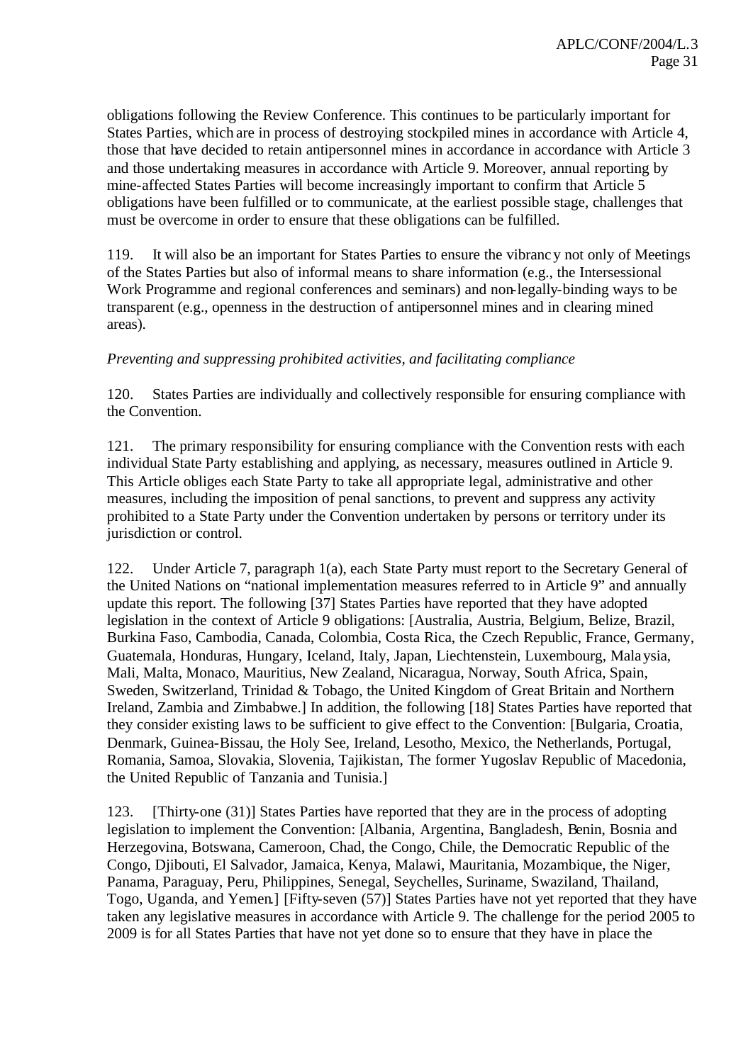obligations following the Review Conference. This continues to be particularly important for States Parties, which are in process of destroying stockpiled mines in accordance with Article 4, those that have decided to retain antipersonnel mines in accordance in accordance with Article 3 and those undertaking measures in accordance with Article 9. Moreover, annual reporting by mine-affected States Parties will become increasingly important to confirm that Article 5 obligations have been fulfilled or to communicate, at the earliest possible stage, challenges that must be overcome in order to ensure that these obligations can be fulfilled.

119. It will also be an important for States Parties to ensure the vibrancy not only of Meetings of the States Parties but also of informal means to share information (e.g., the Intersessional Work Programme and regional conferences and seminars) and non-legally-binding ways to be transparent (e.g., openness in the destruction of antipersonnel mines and in clearing mined areas).

*Preventing and suppressing prohibited activities, and facilitating compliance*

120. States Parties are individually and collectively responsible for ensuring compliance with the Convention.

121. The primary responsibility for ensuring compliance with the Convention rests with each individual State Party establishing and applying, as necessary, measures outlined in Article 9. This Article obliges each State Party to take all appropriate legal, administrative and other measures, including the imposition of penal sanctions, to prevent and suppress any activity prohibited to a State Party under the Convention undertaken by persons or territory under its jurisdiction or control.

122. Under Article 7, paragraph 1(a), each State Party must report to the Secretary General of the United Nations on "national implementation measures referred to in Article 9" and annually update this report. The following [37] States Parties have reported that they have adopted legislation in the context of Article 9 obligations: [Australia, Austria, Belgium, Belize, Brazil, Burkina Faso, Cambodia, Canada, Colombia, Costa Rica, the Czech Republic, France, Germany, Guatemala, Honduras, Hungary, Iceland, Italy, Japan, Liechtenstein, Luxembourg, Malaysia, Mali, Malta, Monaco, Mauritius, New Zealand, Nicaragua, Norway, South Africa, Spain, Sweden, Switzerland, Trinidad & Tobago, the United Kingdom of Great Britain and Northern Ireland, Zambia and Zimbabwe.] In addition, the following [18] States Parties have reported that they consider existing laws to be sufficient to give effect to the Convention: [Bulgaria, Croatia, Denmark, Guinea-Bissau, the Holy See, Ireland, Lesotho, Mexico, the Netherlands, Portugal, Romania, Samoa, Slovakia, Slovenia, Tajikistan, The former Yugoslav Republic of Macedonia, the United Republic of Tanzania and Tunisia.]

123. [Thirty-one (31)] States Parties have reported that they are in the process of adopting legislation to implement the Convention: [Albania, Argentina, Bangladesh, Benin, Bosnia and Herzegovina, Botswana, Cameroon, Chad, the Congo, Chile, the Democratic Republic of the Congo, Djibouti, El Salvador, Jamaica, Kenya, Malawi, Mauritania, Mozambique, the Niger, Panama, Paraguay, Peru, Philippines, Senegal, Seychelles, Suriname, Swaziland, Thailand, Togo, Uganda, and Yemen.] [Fifty-seven (57)] States Parties have not yet reported that they have taken any legislative measures in accordance with Article 9. The challenge for the period 2005 to 2009 is for all States Parties that have not yet done so to ensure that they have in place the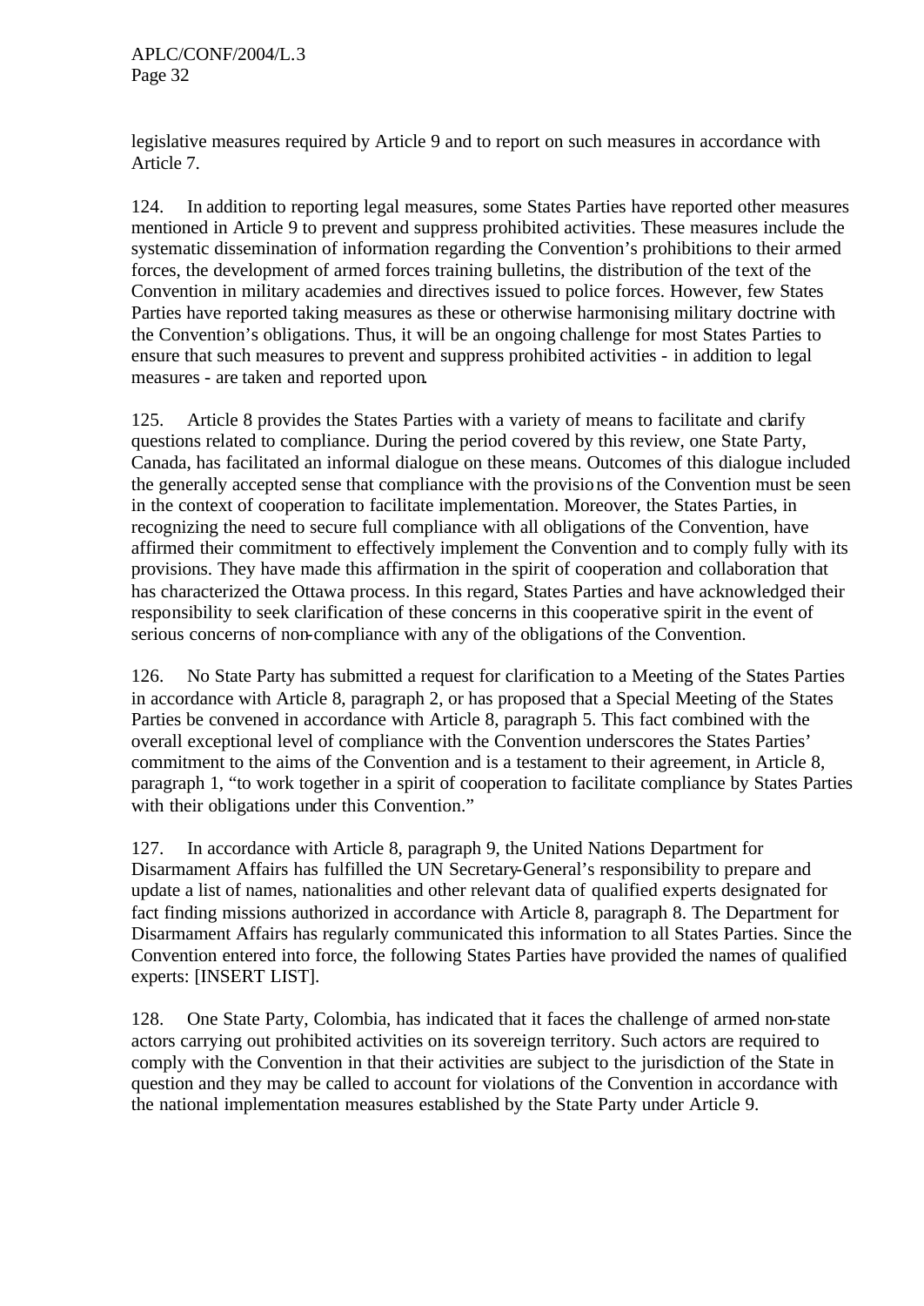legislative measures required by Article 9 and to report on such measures in accordance with Article 7.

124. In addition to reporting legal measures, some States Parties have reported other measures mentioned in Article 9 to prevent and suppress prohibited activities. These measures include the systematic dissemination of information regarding the Convention's prohibitions to their armed forces, the development of armed forces training bulletins, the distribution of the text of the Convention in military academies and directives issued to police forces. However, few States Parties have reported taking measures as these or otherwise harmonising military doctrine with the Convention's obligations. Thus, it will be an ongoing challenge for most States Parties to ensure that such measures to prevent and suppress prohibited activities - in addition to legal measures - are taken and reported upon.

125. Article 8 provides the States Parties with a variety of means to facilitate and clarify questions related to compliance. During the period covered by this review, one State Party, Canada, has facilitated an informal dialogue on these means. Outcomes of this dialogue included the generally accepted sense that compliance with the provisions of the Convention must be seen in the context of cooperation to facilitate implementation. Moreover, the States Parties, in recognizing the need to secure full compliance with all obligations of the Convention, have affirmed their commitment to effectively implement the Convention and to comply fully with its provisions. They have made this affirmation in the spirit of cooperation and collaboration that has characterized the Ottawa process. In this regard, States Parties and have acknowledged their responsibility to seek clarification of these concerns in this cooperative spirit in the event of serious concerns of non-compliance with any of the obligations of the Convention.

126. No State Party has submitted a request for clarification to a Meeting of the States Parties in accordance with Article 8, paragraph 2, or has proposed that a Special Meeting of the States Parties be convened in accordance with Article 8, paragraph 5. This fact combined with the overall exceptional level of compliance with the Convention underscores the States Parties' commitment to the aims of the Convention and is a testament to their agreement, in Article 8, paragraph 1, "to work together in a spirit of cooperation to facilitate compliance by States Parties with their obligations under this Convention."

127. In accordance with Article 8, paragraph 9, the United Nations Department for Disarmament Affairs has fulfilled the UN Secretary-General's responsibility to prepare and update a list of names, nationalities and other relevant data of qualified experts designated for fact finding missions authorized in accordance with Article 8, paragraph 8. The Department for Disarmament Affairs has regularly communicated this information to all States Parties. Since the Convention entered into force, the following States Parties have provided the names of qualified experts: [INSERT LIST].

128. One State Party, Colombia, has indicated that it faces the challenge of armed non-state actors carrying out prohibited activities on its sovereign territory. Such actors are required to comply with the Convention in that their activities are subject to the jurisdiction of the State in question and they may be called to account for violations of the Convention in accordance with the national implementation measures established by the State Party under Article 9.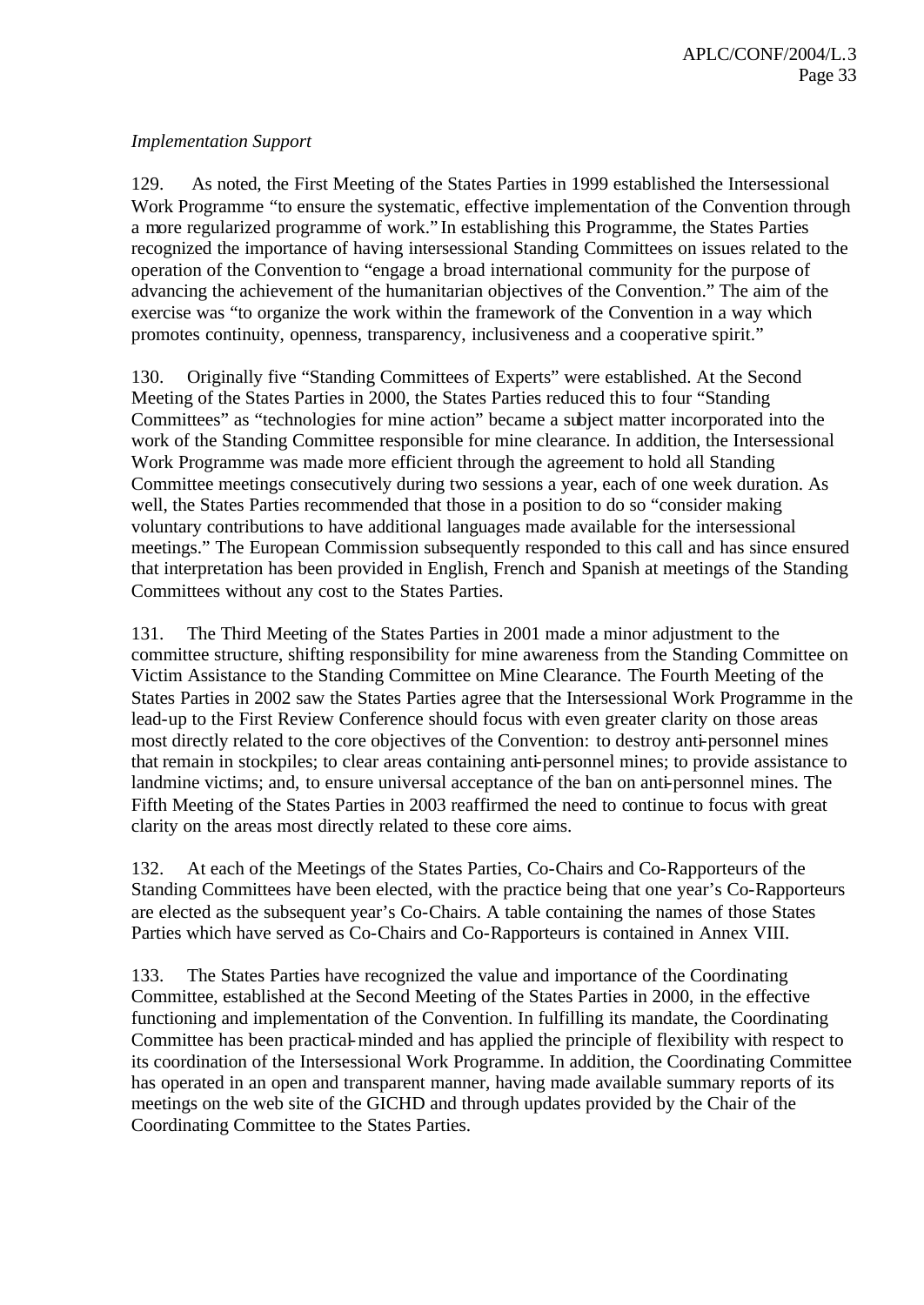*Implementation Support*

129. As noted, the First Meeting of the States Parties in 1999 established the Intersessional Work Programme "to ensure the systematic, effective implementation of the Convention through a more regularized programme of work." In establishing this Programme, the States Parties recognized the importance of having intersessional Standing Committees on issues related to the operation of the Convention to "engage a broad international community for the purpose of advancing the achievement of the humanitarian objectives of the Convention." The aim of the exercise was "to organize the work within the framework of the Convention in a way which promotes continuity, openness, transparency, inclusiveness and a cooperative spirit."

130. Originally five "Standing Committees of Experts" were established. At the Second Meeting of the States Parties in 2000, the States Parties reduced this to four "Standing Committees" as "technologies for mine action" became a subject matter incorporated into the work of the Standing Committee responsible for mine clearance. In addition, the Intersessional Work Programme was made more efficient through the agreement to hold all Standing Committee meetings consecutively during two sessions a year, each of one week duration. As well, the States Parties recommended that those in a position to do so "consider making voluntary contributions to have additional languages made available for the intersessional meetings." The European Commission subsequently responded to this call and has since ensured that interpretation has been provided in English, French and Spanish at meetings of the Standing Committees without any cost to the States Parties.

131. The Third Meeting of the States Parties in 2001 made a minor adjustment to the committee structure, shifting responsibility for mine awareness from the Standing Committee on Victim Assistance to the Standing Committee on Mine Clearance. The Fourth Meeting of the States Parties in 2002 saw the States Parties agree that the Intersessional Work Programme in the lead-up to the First Review Conference should focus with even greater clarity on those areas most directly related to the core objectives of the Convention: to destroy anti-personnel mines that remain in stockpiles; to clear areas containing anti-personnel mines; to provide assistance to landmine victims; and, to ensure universal acceptance of the ban on anti-personnel mines. The Fifth Meeting of the States Parties in 2003 reaffirmed the need to continue to focus with great clarity on the areas most directly related to these core aims.

132. At each of the Meetings of the States Parties, Co-Chairs and Co-Rapporteurs of the Standing Committees have been elected, with the practice being that one year's Co-Rapporteurs are elected as the subsequent year's Co-Chairs. A table containing the names of those States Parties which have served as Co-Chairs and Co-Rapporteurs is contained in Annex VIII.

133. The States Parties have recognized the value and importance of the Coordinating Committee, established at the Second Meeting of the States Parties in 2000, in the effective functioning and implementation of the Convention. In fulfilling its mandate, the Coordinating Committee has been practical-minded and has applied the principle of flexibility with respect to its coordination of the Intersessional Work Programme. In addition, the Coordinating Committee has operated in an open and transparent manner, having made available summary reports of its meetings on the web site of the GICHD and through updates provided by the Chair of the Coordinating Committee to the States Parties.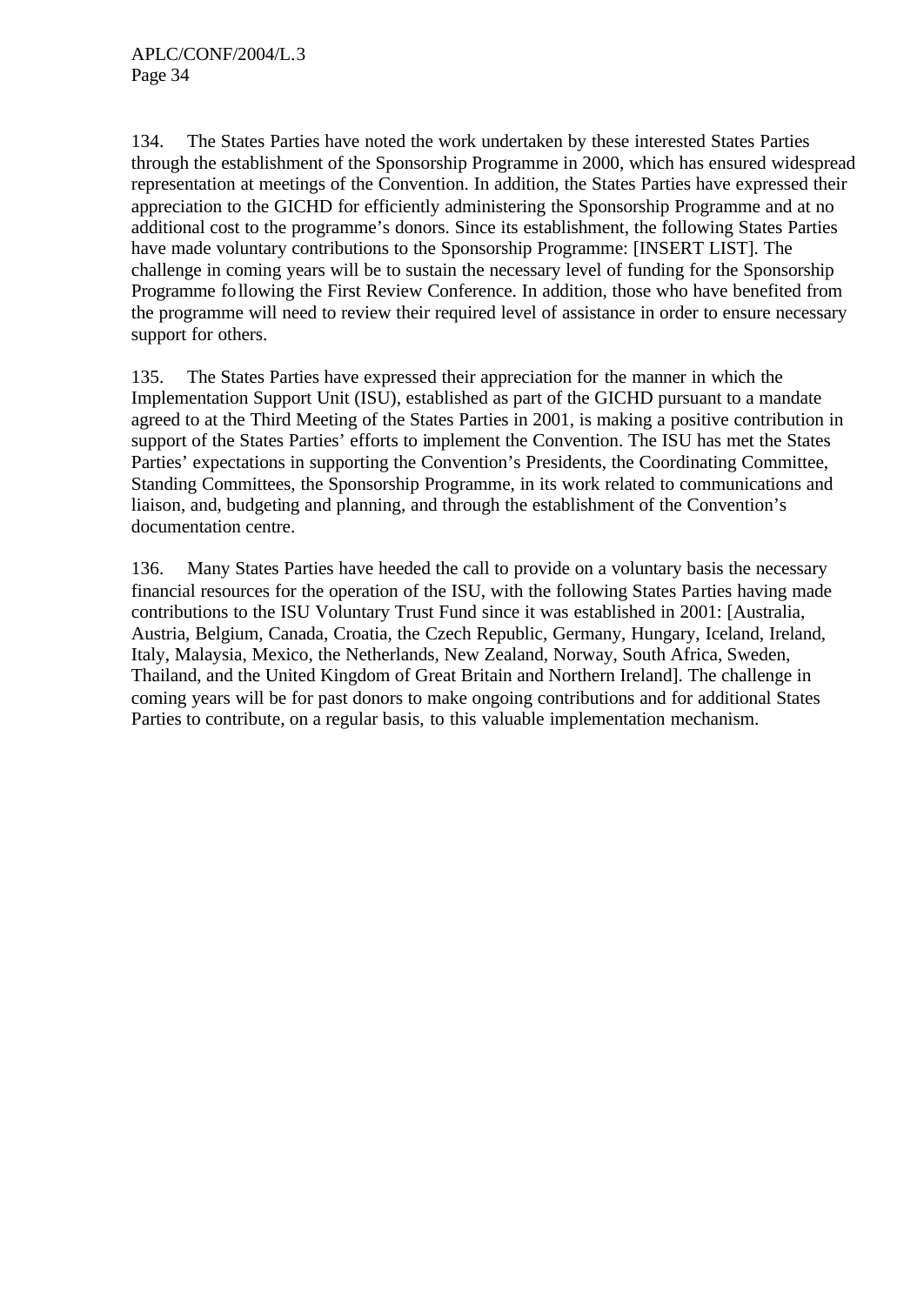134. The States Parties have noted the work undertaken by these interested States Parties through the establishment of the Sponsorship Programme in 2000, which has ensured widespread representation at meetings of the Convention. In addition, the States Parties have expressed their appreciation to the GICHD for efficiently administering the Sponsorship Programme and at no additional cost to the programme's donors. Since its establishment, the following States Parties have made voluntary contributions to the Sponsorship Programme: [INSERT LIST]. The challenge in coming years will be to sustain the necessary level of funding for the Sponsorship Programme following the First Review Conference. In addition, those who have benefited from the programme will need to review their required level of assistance in order to ensure necessary support for others.

135. The States Parties have expressed their appreciation for the manner in which the Implementation Support Unit (ISU), established as part of the GICHD pursuant to a mandate agreed to at the Third Meeting of the States Parties in 2001, is making a positive contribution in support of the States Parties' efforts to implement the Convention. The ISU has met the States Parties' expectations in supporting the Convention's Presidents, the Coordinating Committee, Standing Committees, the Sponsorship Programme, in its work related to communications and liaison, and, budgeting and planning, and through the establishment of the Convention's documentation centre.

136. Many States Parties have heeded the call to provide on a voluntary basis the necessary financial resources for the operation of the ISU, with the following States Parties having made contributions to the ISU Voluntary Trust Fund since it was established in 2001: [Australia, Austria, Belgium, Canada, Croatia, the Czech Republic, Germany, Hungary, Iceland, Ireland, Italy, Malaysia, Mexico, the Netherlands, New Zealand, Norway, South Africa, Sweden, Thailand, and the United Kingdom of Great Britain and Northern Ireland]. The challenge in coming years will be for past donors to make ongoing contributions and for additional States Parties to contribute, on a regular basis, to this valuable implementation mechanism.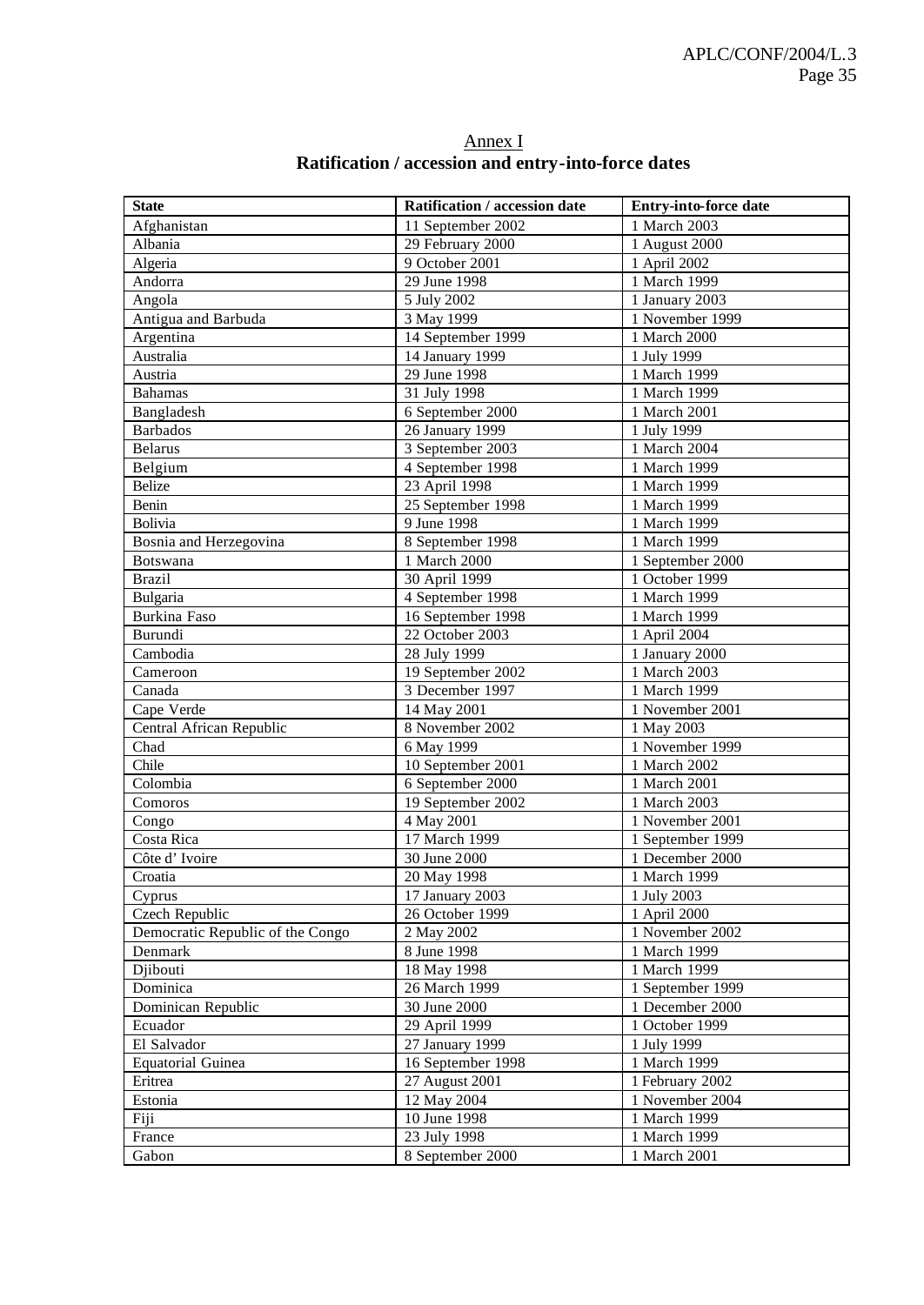## Annex I

## Ratification / accession and entry-into-force dates

| State | Ratification / accession date | Entry-into-force date |
| --- | --- | --- |
| Afghanistan | 11 September 2002 | 1 March 2003 |
| Albania | 29 February 2000 | 1 August 2000 |
| Algeria | 9 October 2001 | 1 April 2002 |
| Andorra | 29 June 1998 | 1 March 1999 |
| Angola | 5 July 2002 | 1 January 2003 |
| Antigua and Barbuda | 3 May 1999 | 1 November 1999 |
| Argentina | 14 September 1999 | 1 March 2000 |
| Australia | 14 January 1999 | 1 July 1999 |
| Austria | 29 June 1998 | 1 March 1999 |
| Bahamas | 31 July 1998 | 1 March 1999 |
| Bangladesh | 6 September 2000 | 1 March 2001 |
| Barbados | 26 January 1999 | 1 July 1999 |
| Belarus | 3 September 2003 | 1 March 2004 |
| Belgium | 4 September 1998 | 1 March 1999 |
| Belize | 23 April 1998 | 1 March 1999 |
| Benin | 25 September 1998 | 1 March 1999 |
| Bolivia | 9 June 1998 | 1 March 1999 |
| Bosnia and Herzegovina | 8 September 1998 | 1 March 1999 |
| Botswana | 1 March 2000 | 1 September 2000 |
| Brazil | 30 April 1999 | 1 October 1999 |
| Bulgaria | 4 September 1998 | 1 March 1999 |
| Burkina Faso | 16 September 1998 | 1 March 1999 |
| Burundi | 22 October 2003 | 1 April 2004 |
| Cambodia | 28 July 1999 | 1 January 2000 |
| Cameroon | 19 September 2002 | 1 March 2003 |
| Canada | 3 December 1997 | 1 March 1999 |
| Cape Verde | 14 May 2001 | 1 November 2001 |
| Central African Republic | 8 November 2002 | 1 May 2003 |
| Chad | 6 May 1999 | 1 November 1999 |
| Chile | 10 September 2001 | 1 March 2002 |
| Colombia | 6 September 2000 | 1 March 2001 |
| Comoros | 19 September 2002 | 1 March 2003 |
| Congo | 4 May 2001 | 1 November 2001 |
| Costa Rica | 17 March 1999 | 1 September 1999 |
| Côte d' Ivoire | 30 June 2000 | 1 December 2000 |
| Croatia | 20 May 1998 | 1 March 1999 |
| Cyprus | 17 January 2003 | 1 July 2003 |
| Czech Republic | 26 October 1999 | 1 April 2000 |
| Democratic Republic of the Congo | 2 May 2002 | 1 November 2002 |
| Denmark | 8 June 1998 | 1 March 1999 |
| Djibouti | 18 May 1998 | 1 March 1999 |
| Dominica | 26 March 1999 | 1 September 1999 |
| Dominican Republic | 30 June 2000 | 1 December 2000 |
| Ecuador | 29 April 1999 | 1 October 1999 |
| El Salvador | 27 January 1999 | 1 July 1999 |
| Equatorial Guinea | 16 September 1998 | 1 March 1999 |
| Eritrea | 27 August 2001 | 1 February 2002 |
| Estonia | 12 May 2004 | 1 November 2004 |
| Fiji | 10 June 1998 | 1 March 1999 |
| France | 23 July 1998 | 1 March 1999 |
| Gabon | 8 September 2000 | 1 March 2001 |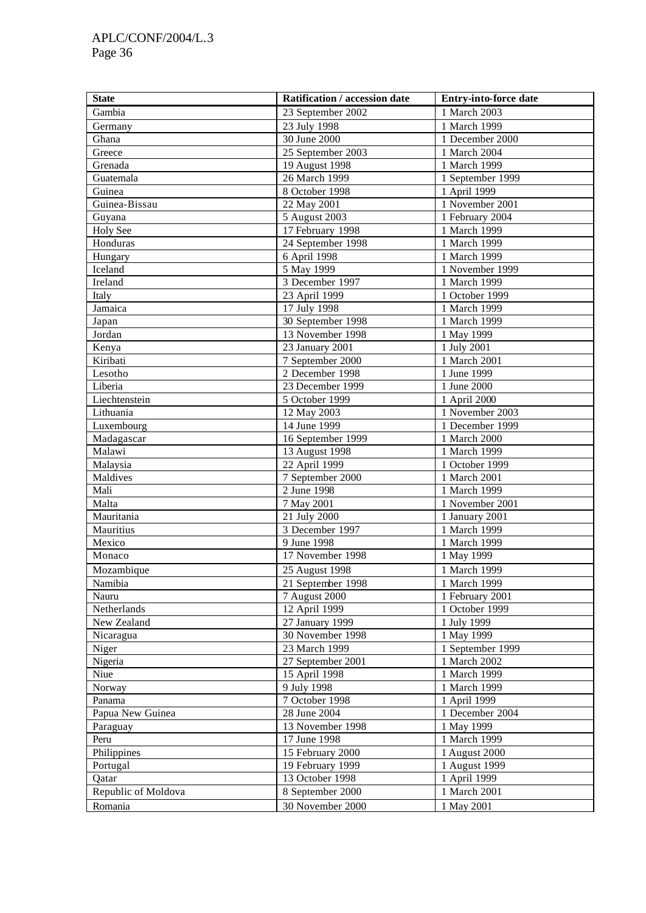| State | Ratification / accession date | Entry-into-force date |
| --- | --- | --- |
| Gambia | 23 September 2002 | 1 March 2003 |
| Germany | 23 July 1998 | 1 March 1999 |
| Ghana | 30 June 2000 | 1 December 2000 |
| Greece | 25 September 2003 | 1 March 2004 |
| Grenada | 19 August 1998 | 1 March 1999 |
| Guatemala | 26 March 1999 | 1 September 1999 |
| Guinea | 8 October 1998 | 1 April 1999 |
| Guinea-Bissau | 22 May 2001 | 1 November 2001 |
| Guyana | 5 August 2003 | 1 February 2004 |
| Holy See | 17 February 1998 | 1 March 1999 |
| Honduras | 24 September 1998 | 1 March 1999 |
| Hungary | 6 April 1998 | 1 March 1999 |
| Iceland | 5 May 1999 | 1 November 1999 |
| Ireland | 3 December 1997 | 1 March 1999 |
| Italy | 23 April 1999 | 1 October 1999 |
| Jamaica | 17 July 1998 | 1 March 1999 |
| Japan | 30 September 1998 | 1 March 1999 |
| Jordan | 13 November 1998 | 1 May 1999 |
| Kenya | 23 January 2001 | 1 July 2001 |
| Kiribati | 7 September 2000 | 1 March 2001 |
| Lesotho | 2 December 1998 | 1 June 1999 |
| Liberia | 23 December 1999 | 1 June 2000 |
| Liechtenstein | 5 October 1999 | 1 April 2000 |
| Lithuania | 12 May 2003 | 1 November 2003 |
| Luxembourg | 14 June 1999 | 1 December 1999 |
| Madagascar | 16 September 1999 | 1 March 2000 |
| Malawi | 13 August 1998 | 1 March 1999 |
| Malaysia | 22 April 1999 | 1 October 1999 |
| Maldives | 7 September 2000 | 1 March 2001 |
| Mali | 2 June 1998 | 1 March 1999 |
| Malta | 7 May 2001 | 1 November 2001 |
| Mauritania | 21 July 2000 | 1 January 2001 |
| Mauritius | 3 December 1997 | 1 March 1999 |
| Mexico | 9 June 1998 | 1 March 1999 |
| Monaco | 17 November 1998 | 1 May 1999 |
| Mozambique | 25 August 1998 | 1 March 1999 |
| Namibia | 21 September 1998 | 1 March 1999 |
| Nauru | 7 August 2000 | 1 February 2001 |
| Netherlands | 12 April 1999 | 1 October 1999 |
| New Zealand | 27 January 1999 | 1 July 1999 |
| Nicaragua | 30 November 1998 | 1 May 1999 |
| Niger | 23 March 1999 | 1 September 1999 |
| Nigeria | 27 September 2001 | 1 March 2002 |
| Niue | 15 April 1998 | 1 March 1999 |
| Norway | 9 July 1998 | 1 March 1999 |
| Panama | 7 October 1998 | 1 April 1999 |
| Papua New Guinea | 28 June 2004 | 1 December 2004 |
| Paraguay | 13 November 1998 | 1 May 1999 |
| Peru | 17 June 1998 | 1 March 1999 |
| Philippines | 15 February 2000 | 1 August 2000 |
| Portugal | 19 February 1999 | 1 August 1999 |
| Qatar | 13 October 1998 | 1 April 1999 |
| Republic of Moldova | 8 September 2000 | 1 March 2001 |
| Romania | 30 November 2000 | 1 May 2001 |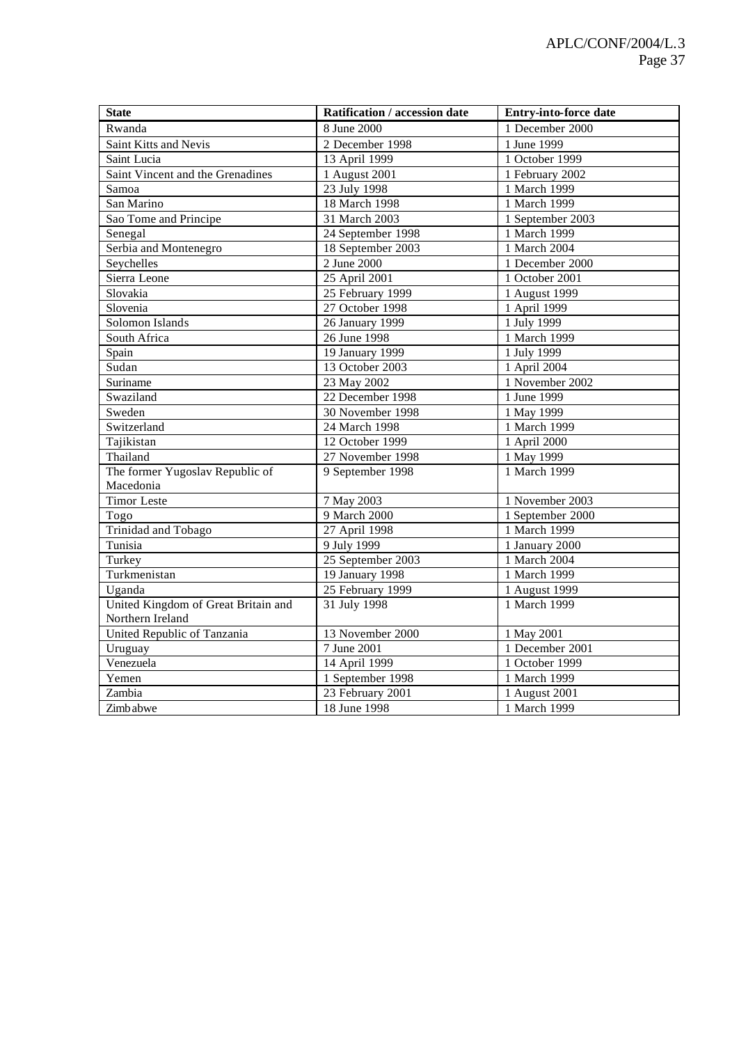| State | Ratification / accession date | Entry-into-force date |
| --- | --- | --- |
| Rwanda | 8 June 2000 | 1 December 2000 |
| Saint Kitts and Nevis | 2 December 1998 | 1 June 1999 |
| Saint Lucia | 13 April 1999 | 1 October 1999 |
| Saint Vincent and the Grenadines | 1 August 2001 | 1 February 2002 |
| Samoa | 23 July 1998 | 1 March 1999 |
| San Marino | 18 March 1998 | 1 March 1999 |
| Sao Tome and Principe | 31 March 2003 | 1 September 2003 |
| Senegal | 24 September 1998 | 1 March 1999 |
| Serbia and Montenegro | 18 September 2003 | 1 March 2004 |
| Seychelles | 2 June 2000 | 1 December 2000 |
| Sierra Leone | 25 April 2001 | 1 October 2001 |
| Slovakia | 25 February 1999 | 1 August 1999 |
| Slovenia | 27 October 1998 | 1 April 1999 |
| Solomon Islands | 26 January 1999 | 1 July 1999 |
| South Africa | 26 June 1998 | 1 March 1999 |
| Spain | 19 January 1999 | 1 July 1999 |
| Sudan | 13 October 2003 | 1 April 2004 |
| Suriname | 23 May 2002 | 1 November 2002 |
| Swaziland | 22 December 1998 | 1 June 1999 |
| Sweden | 30 November 1998 | 1 May 1999 |
| Switzerland | 24 March 1998 | 1 March 1999 |
| Tajikistan | 12 October 1999 | 1 April 2000 |
| Thailand | 27 November 1998 | 1 May 1999 |
| The former Yugoslav Republic of Macedonia | 9 September 1998 | 1 March 1999 |
| Timor Leste | 7 May 2003 | 1 November 2003 |
| Togo | 9 March 2000 | 1 September 2000 |
| Trinidad and Tobago | 27 April 1998 | 1 March 1999 |
| Tunisia | 9 July 1999 | 1 January 2000 |
| Turkey | 25 September 2003 | 1 March 2004 |
| Turkmenistan | 19 January 1998 | 1 March 1999 |
| Uganda | 25 February 1999 | 1 August 1999 |
| United Kingdom of Great Britain and Northern Ireland | 31 July 1998 | 1 March 1999 |
| United Republic of Tanzania | 13 November 2000 | 1 May 2001 |
| Uruguay | 7 June 2001 | 1 December 2001 |
| Venezuela | 14 April 1999 | 1 October 1999 |
| Yemen | 1 September 1998 | 1 March 1999 |
| Zambia | 23 February 2001 | 1 August 2001 |
| Zimbabwe | 18 June 1998 | 1 March 1999 |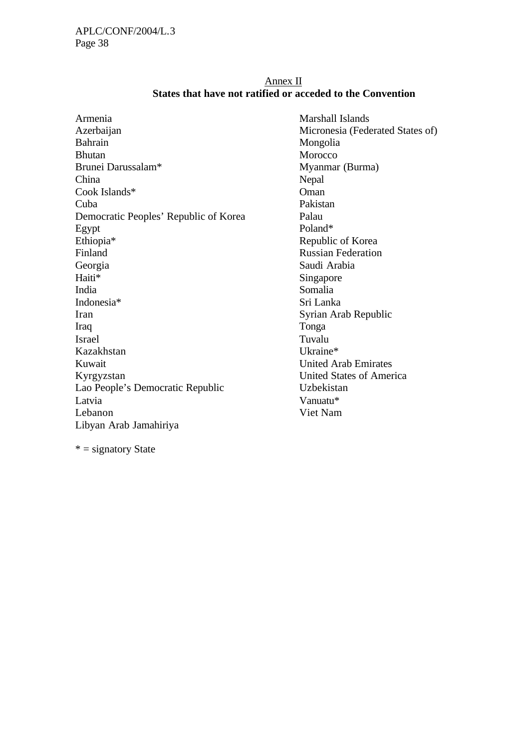Annex II

**States that have not ratified or acceded to the Convention**

Armenia
Azerbaijan
Bahrain
Bhutan
Brunei Darussalam*
China
Cook Islands*
Cuba
Democratic Peoples' Republic of Korea
Egypt
Ethiopia*
Finland
Georgia
Haiti*
India
Indonesia*
Iran
Iraq
Israel
Kazakhstan
Kuwait
Kyrgyzstan
Lao People's Democratic Republic
Latvia
Lebanon
Libyan Arab Jamahiriya
Marshall Islands
Micronesia (Federated States of)
Mongolia
Morocco
Myanmar (Burma)
Nepal
Oman
Pakistan
Palau
Poland*
Republic of Korea
Russian Federation
Saudi Arabia
Singapore
Somalia
Sri Lanka
Syrian Arab Republic
Tonga
Tuvalu
Ukraine*
United Arab Emirates
United States of America
Uzbekistan
Vanuatu*
Viet Nam

* = signatory State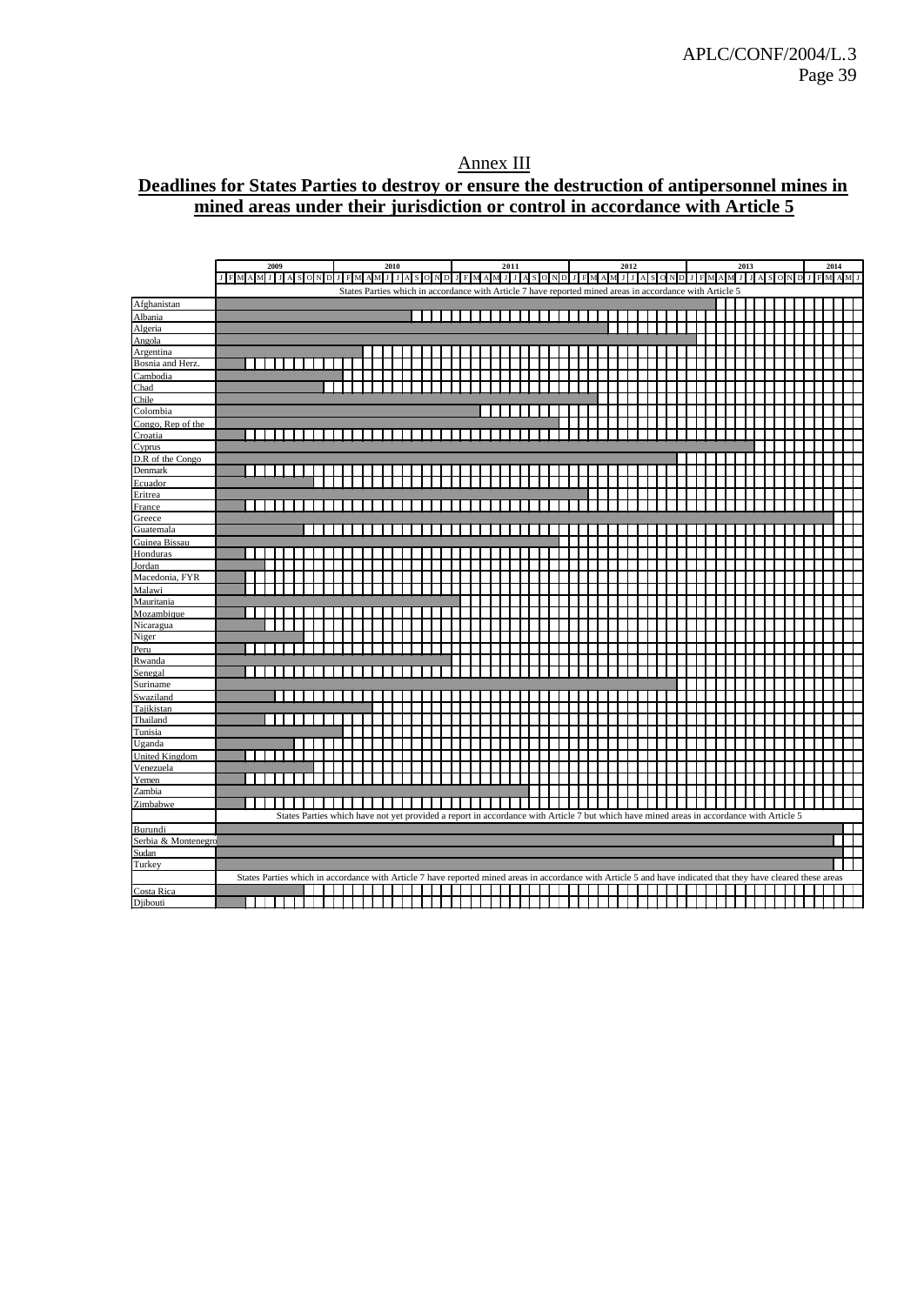# Annex III

## Deadlines for States Parties to destroy or ensure the destruction of antipersonnel mines in mined areas under their jurisdiction or control in accordance with Article 5

Timeline: 2009 to 2014 (months J F M A M J J A S O N D per year; 2014 shows J F M A M J)

| State Party |
|---|
| **States Parties which in accordance with Article 7 have reported mined areas in accordance with Article 5** |
| Afghanistan |
| Albania |
| Algeria |
| Angola |
| Argentina |
| Bosnia and Herz. |
| Cambodia |
| Chad |
| Chile |
| Colombia |
| Congo, Rep of the |
| Croatia |
| Cyprus |
| D.R of the Congo |
| Denmark |
| Ecuador |
| Eritrea |
| France |
| Greece |
| Guatemala |
| Guinea Bissau |
| Honduras |
| Jordan |
| Macedonia, FYR |
| Malawi |
| Mauritania |
| Mozambique |
| Nicaragua |
| Niger |
| Peru |
| Rwanda |
| Senegal |
| Suriname |
| Swaziland |
| Tajikistan |
| Thailand |
| Tunisia |
| Uganda |
| United Kingdom |
| Venezuela |
| Yemen |
| Zambia |
| Zimbabwe |
| **States Parties which have not yet provided a report in accordance with Article 7 but which have mined areas in accordance with Article 5** |
| Burundi |
| Serbia & Montenegro |
| Sudan |
| Turkey |
| **States Parties which in accordance with Article 7 have reported mined areas in accordance with Article 5 and have indicated that they have cleared these areas** |
| Costa Rica |
| Djibouti |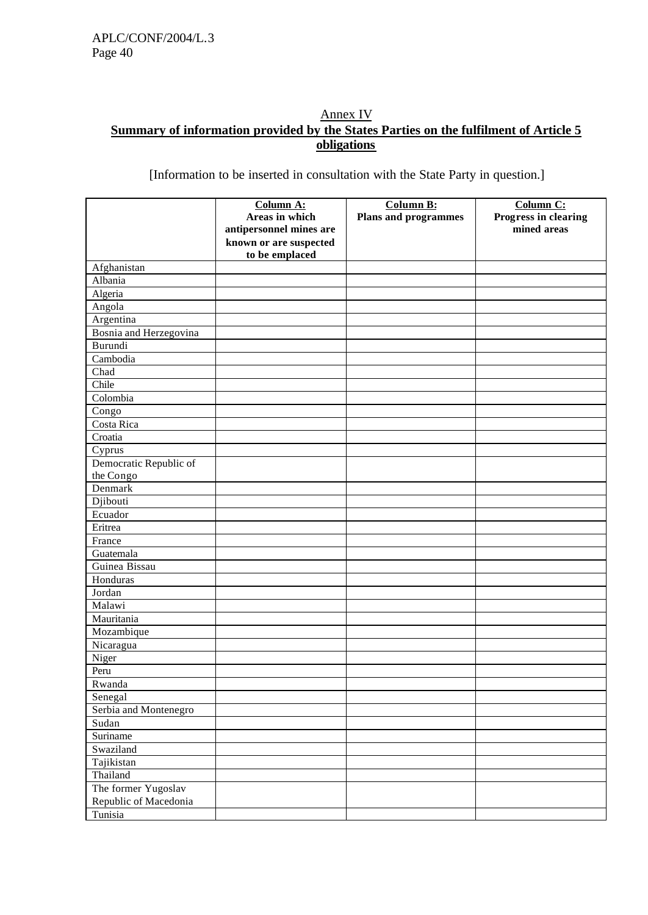## Annex IV

## **Summary of information provided by the States Parties on the fulfilment of Article 5 obligations**

[Information to be inserted in consultation with the State Party in question.]

| | **Column A:** Areas in which antipersonnel mines are known or are suspected to be emplaced | **Column B:** Plans and programmes | **Column C:** Progress in clearing mined areas |
|---|---|---|---|
| Afghanistan | | | |
| Albania | | | |
| Algeria | | | |
| Angola | | | |
| Argentina | | | |
| Bosnia and Herzegovina | | | |
| Burundi | | | |
| Cambodia | | | |
| Chad | | | |
| Chile | | | |
| Colombia | | | |
| Congo | | | |
| Costa Rica | | | |
| Croatia | | | |
| Cyprus | | | |
| Democratic Republic of the Congo | | | |
| Denmark | | | |
| Djibouti | | | |
| Ecuador | | | |
| Eritrea | | | |
| France | | | |
| Guatemala | | | |
| Guinea Bissau | | | |
| Honduras | | | |
| Jordan | | | |
| Malawi | | | |
| Mauritania | | | |
| Mozambique | | | |
| Nicaragua | | | |
| Niger | | | |
| Peru | | | |
| Rwanda | | | |
| Senegal | | | |
| Serbia and Montenegro | | | |
| Sudan | | | |
| Suriname | | | |
| Swaziland | | | |
| Tajikistan | | | |
| Thailand | | | |
| The former Yugoslav Republic of Macedonia | | | |
| Tunisia | | | |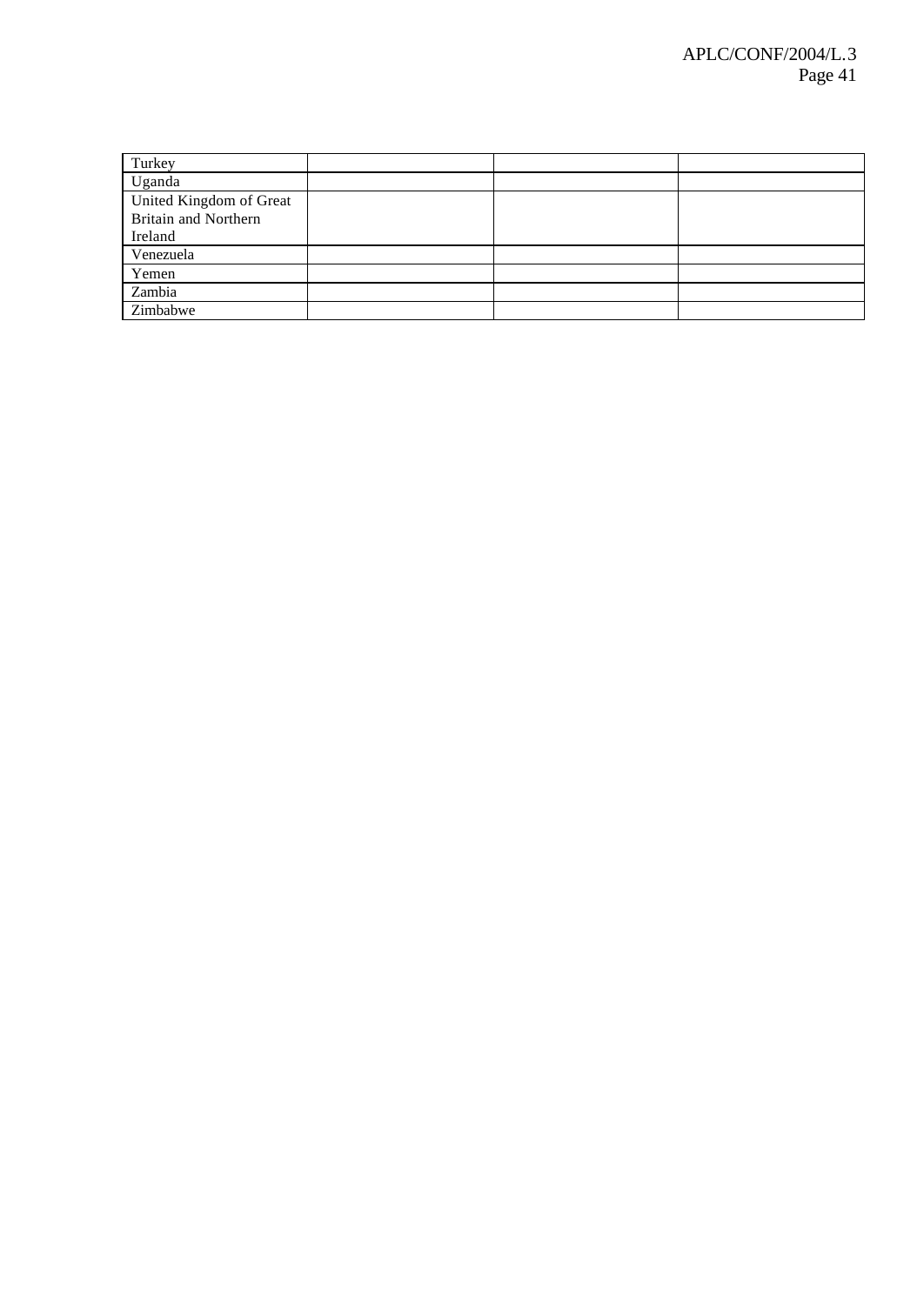| | | | |
|---|---|---|---|
| Turkey | | | |
| Uganda | | | |
| United Kingdom of Great Britain and Northern Ireland | | | |
| Venezuela | | | |
| Yemen | | | |
| Zambia | | | |
| Zimbabwe | | | |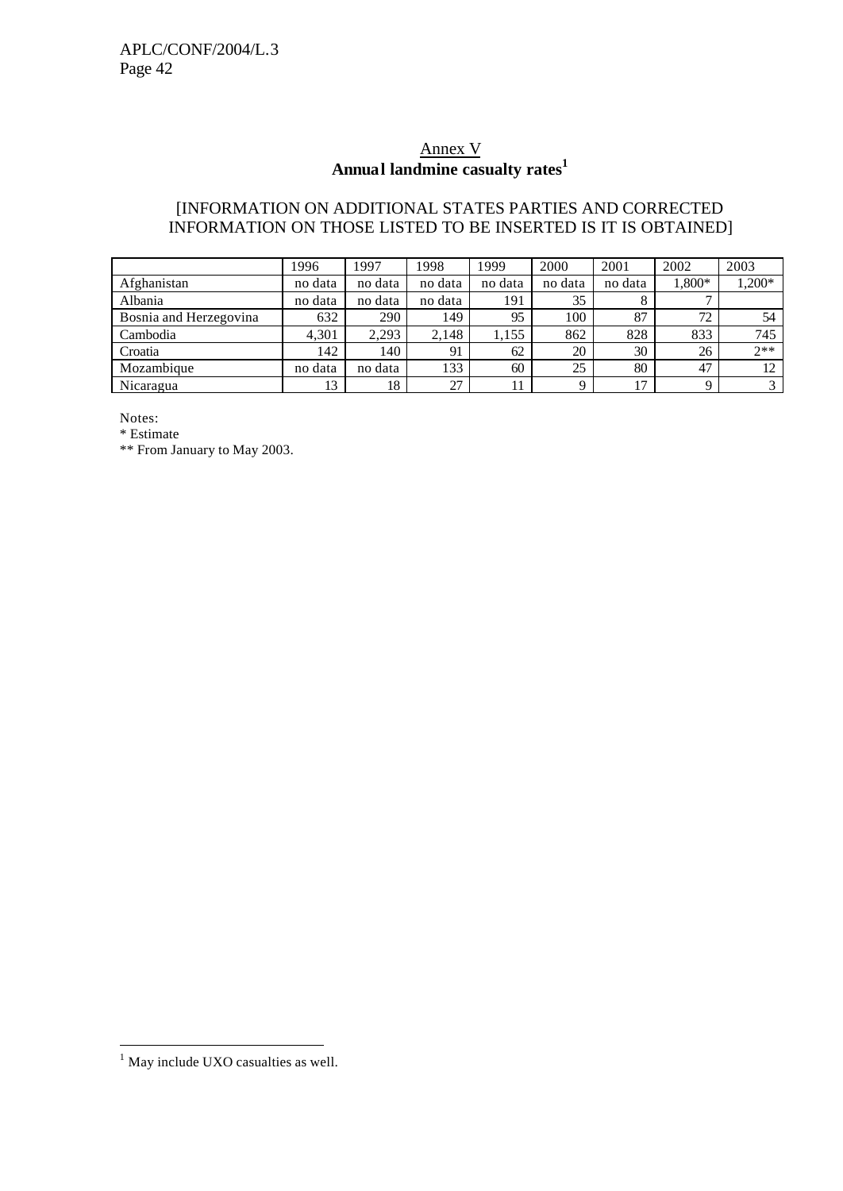## Annex V

**Annual landmine casualty rates**[1]

[INFORMATION ON ADDITIONAL STATES PARTIES AND CORRECTED INFORMATION ON THOSE LISTED TO BE INSERTED IS IT IS OBTAINED]

| | 1996 | 1997 | 1998 | 1999 | 2000 | 2001 | 2002 | 2003 |
|---|---|---|---|---|---|---|---|---|
| Afghanistan | no data | no data | no data | no data | no data | no data | 1,800* | 1,200* |
| Albania | no data | no data | no data | 191 | 35 | 8 | 7 | |
| Bosnia and Herzegovina | 632 | 290 | 149 | 95 | 100 | 87 | 72 | 54 |
| Cambodia | 4,301 | 2,293 | 2,148 | 1,155 | 862 | 828 | 833 | 745 |
| Croatia | 142 | 140 | 91 | 62 | 20 | 30 | 26 | 2** |
| Mozambique | no data | no data | 133 | 60 | 25 | 80 | 47 | 12 |
| Nicaragua | 13 | 18 | 27 | 11 | 9 | 17 | 9 | 3 |

Notes:

* Estimate

** From January to May 2003.

[1] May include UXO casualties as well.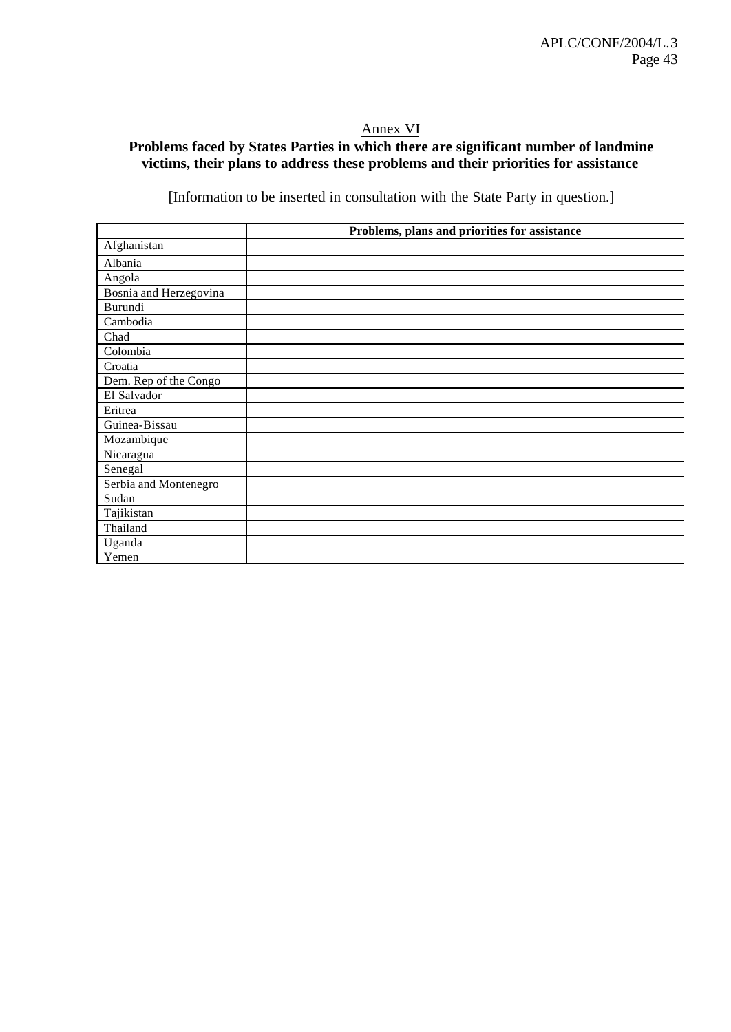Annex VI

## Problems faced by States Parties in which there are significant number of landmine victims, their plans to address these problems and their priorities for assistance

[Information to be inserted in consultation with the State Party in question.]

| | **Problems, plans and priorities for assistance** |
|---|---|
| Afghanistan | |
| Albania | |
| Angola | |
| Bosnia and Herzegovina | |
| Burundi | |
| Cambodia | |
| Chad | |
| Colombia | |
| Croatia | |
| Dem. Rep of the Congo | |
| El Salvador | |
| Eritrea | |
| Guinea-Bissau | |
| Mozambique | |
| Nicaragua | |
| Senegal | |
| Serbia and Montenegro | |
| Sudan | |
| Tajikistan | |
| Thailand | |
| Uganda | |
| Yemen | |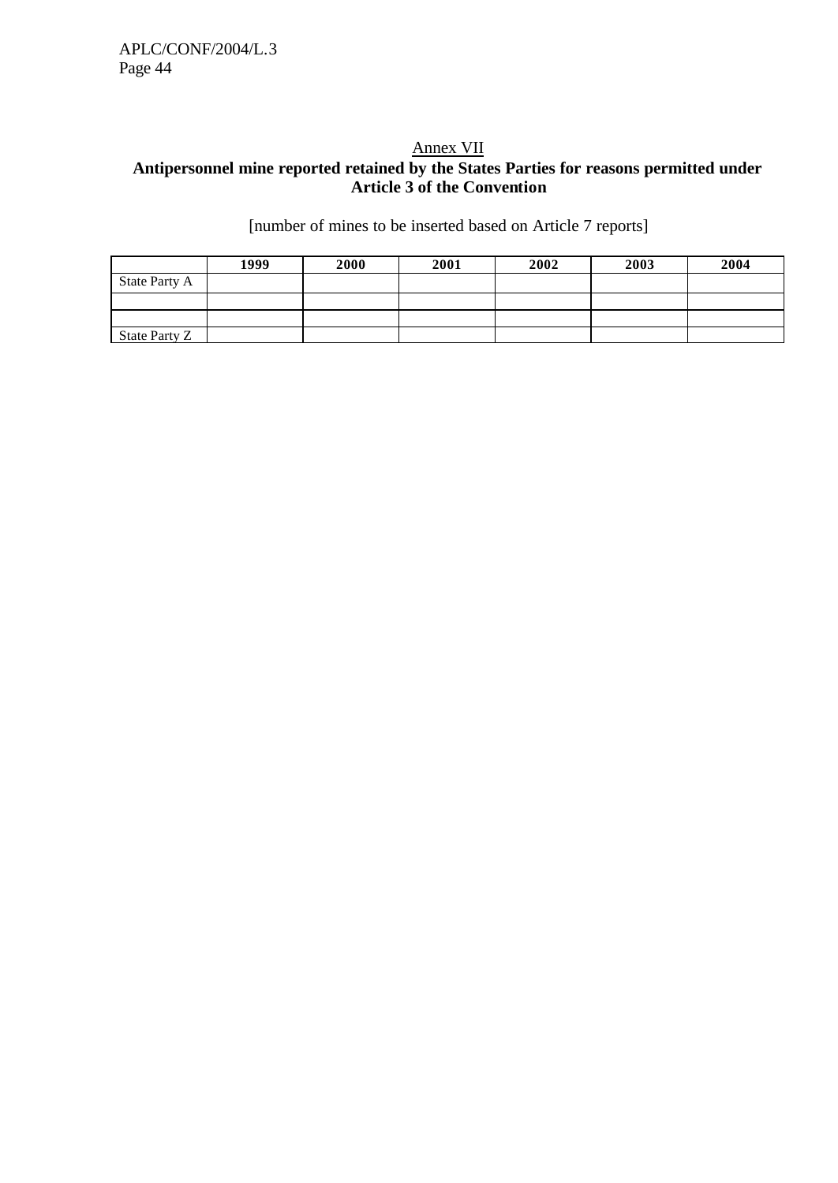## Annex VII

**Antipersonnel mine reported retained by the States Parties for reasons permitted under Article 3 of the Convention**

[number of mines to be inserted based on Article 7 reports]

| | 1999 | 2000 | 2001 | 2002 | 2003 | 2004 |
|---|---|---|---|---|---|---|
| State Party A | | | | | | |
| | | | | | | |
| | | | | | | |
| State Party Z | | | | | | |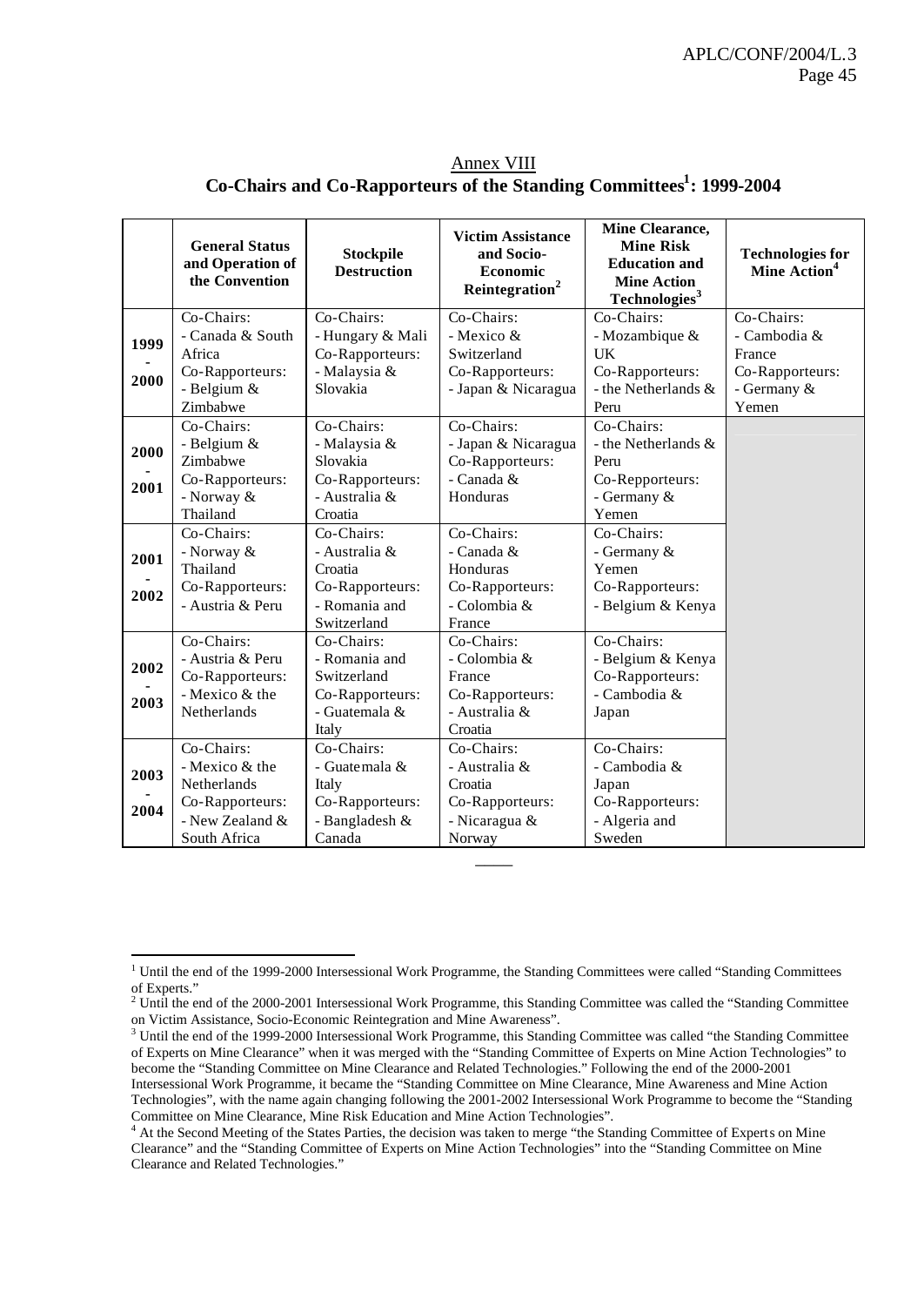## Annex VIII

### Co-Chairs and Co-Rapporteurs of the Standing Committees[1]: 1999-2004

| | General Status and Operation of the Convention | Stockpile Destruction | Victim Assistance and Socio-Economic Reintegration[2] | Mine Clearance, Mine Risk Education and Mine Action Technologies[3] | Technologies for Mine Action[4] |
|---|---|---|---|---|---|
| **1999 - 2000** | Co-Chairs: - Canada & South Africa Co-Rapporteurs: - Belgium & Zimbabwe | Co-Chairs: - Hungary & Mali Co-Rapporteurs: - Malaysia & Slovakia | Co-Chairs: - Mexico & Switzerland Co-Rapporteurs: - Japan & Nicaragua | Co-Chairs: - Mozambique & UK Co-Rapporteurs: - the Netherlands & Peru | Co-Chairs: - Cambodia & France Co-Rapporteurs: - Germany & Yemen |
| **2000 - 2001** | Co-Chairs: - Belgium & Zimbabwe Co-Rapporteurs: - Norway & Thailand | Co-Chairs: - Malaysia & Slovakia Co-Rapporteurs: - Australia & Croatia | Co-Chairs: - Japan & Nicaragua Co-Rapporteurs: - Canada & Honduras | Co-Chairs: - the Netherlands & Peru Co-Repporteurs: - Germany & Yemen | |
| **2001 - 2002** | Co-Chairs: - Norway & Thailand Co-Rapporteurs: - Austria & Peru | Co-Chairs: - Australia & Croatia Co-Rapporteurs: - Romania and Switzerland | Co-Chairs: - Canada & Honduras Co-Rapporteurs: - Colombia & France | Co-Chairs: - Germany & Yemen Co-Rapporteurs: - Belgium & Kenya | |
| **2002 - 2003** | Co-Chairs: - Austria & Peru Co-Rapporteurs: - Mexico & the Netherlands | Co-Chairs: - Romania and Switzerland Co-Rapporteurs: - Guatemala & Italy | Co-Chairs: - Colombia & France Co-Rapporteurs: - Australia & Croatia | Co-Chairs: - Belgium & Kenya Co-Rapporteurs: - Cambodia & Japan | |
| **2003 - 2004** | Co-Chairs: - Mexico & the Netherlands Co-Rapporteurs: - New Zealand & South Africa | Co-Chairs: - Guatemala & Italy Co-Rapporteurs: - Bangladesh & Canada | Co-Chairs: - Australia & Croatia Co-Rapporteurs: - Nicaragua & Norway | Co-Chairs: - Cambodia & Japan Co-Rapporteurs: - Algeria and Sweden | |

_____

[1] Until the end of the 1999-2000 Intersessional Work Programme, the Standing Committees were called "Standing Committees of Experts."

[2] Until the end of the 2000-2001 Intersessional Work Programme, this Standing Committee was called the "Standing Committee on Victim Assistance, Socio-Economic Reintegration and Mine Awareness".

[3] Until the end of the 1999-2000 Intersessional Work Programme, this Standing Committee was called "the Standing Committee of Experts on Mine Clearance" when it was merged with the "Standing Committee of Experts on Mine Action Technologies" to become the "Standing Committee on Mine Clearance and Related Technologies." Following the end of the 2000-2001 Intersessional Work Programme, it became the "Standing Committee on Mine Clearance, Mine Awareness and Mine Action Technologies", with the name again changing following the 2001-2002 Intersessional Work Programme to become the "Standing Committee on Mine Clearance, Mine Risk Education and Mine Action Technologies".

[4] At the Second Meeting of the States Parties, the decision was taken to merge "the Standing Committee of Experts on Mine Clearance" and the "Standing Committee of Experts on Mine Action Technologies" into the "Standing Committee on Mine Clearance and Related Technologies."